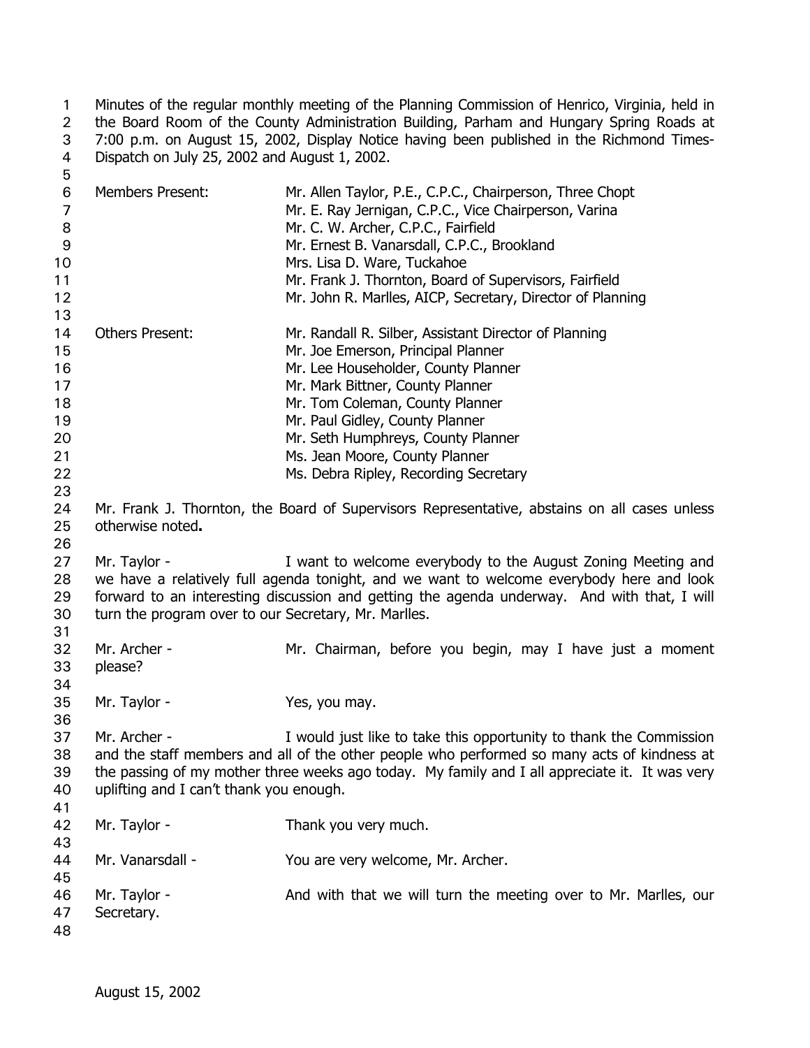Minutes of the regular monthly meeting of the Planning Commission of Henrico, Virginia, held in the Board Room of the County Administration Building, Parham and Hungary Spring Roads at 7:00 p.m. on August 15, 2002, Display Notice having been published in the Richmond Times-Dispatch on July 25, 2002 and August 1, 2002.

Members Present:
- Mr. Allen Taylor, P.E., C.P.C., Chairperson, Three Chopt
- Mr. E. Ray Jernigan, C.P.C., Vice Chairperson, Varina
- Mr. C. W. Archer, C.P.C., Fairfield
- Mr. Ernest B. Vanarsdall, C.P.C., Brookland
- Mrs. Lisa D. Ware, Tuckahoe
- Mr. Frank J. Thornton, Board of Supervisors, Fairfield
- Mr. John R. Marlles, AICP, Secretary, Director of Planning

Others Present:
- Mr. Randall R. Silber, Assistant Director of Planning
- Mr. Joe Emerson, Principal Planner
- Mr. Lee Householder, County Planner
- Mr. Mark Bittner, County Planner
- Mr. Tom Coleman, County Planner
- Mr. Paul Gidley, County Planner
- Mr. Seth Humphreys, County Planner
- Ms. Jean Moore, County Planner
- Ms. Debra Ripley, Recording Secretary

Mr. Frank J. Thornton, the Board of Supervisors Representative, abstains on all cases unless otherwise noted**.**

Mr. Taylor - I want to welcome everybody to the August Zoning Meeting and we have a relatively full agenda tonight, and we want to welcome everybody here and look forward to an interesting discussion and getting the agenda underway. And with that, I will turn the program over to our Secretary, Mr. Marlles.

Mr. Archer - Mr. Chairman, before you begin, may I have just a moment please?

Mr. Taylor - Yes, you may.

Mr. Archer - I would just like to take this opportunity to thank the Commission and the staff members and all of the other people who performed so many acts of kindness at the passing of my mother three weeks ago today. My family and I all appreciate it. It was very uplifting and I can't thank you enough.

Mr. Taylor - Thank you very much.

Mr. Vanarsdall - You are very welcome, Mr. Archer.

Mr. Taylor - And with that we will turn the meeting over to Mr. Marlles, our Secretary.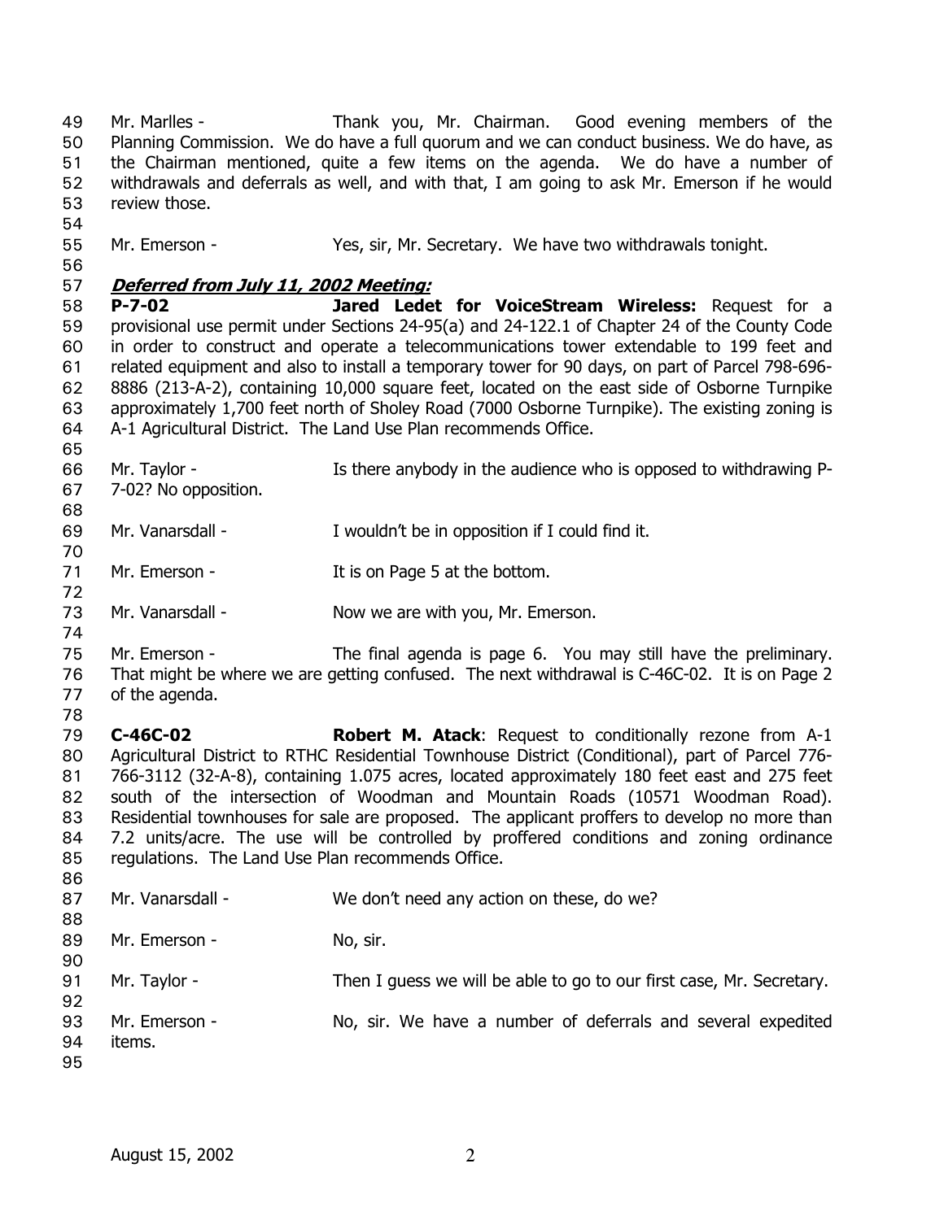Mr. Marlles - Thank you, Mr. Chairman. Good evening members of the Planning Commission. We do have a full quorum and we can conduct business. We do have, as the Chairman mentioned, quite a few items on the agenda. We do have a number of withdrawals and deferrals as well, and with that, I am going to ask Mr. Emerson if he would review those.

Mr. Emerson - Yes, sir, Mr. Secretary. We have two withdrawals tonight.

***Deferred from July 11, 2002 Meeting:***

**P-7-02 Jared Ledet for VoiceStream Wireless:** Request for a provisional use permit under Sections 24-95(a) and 24-122.1 of Chapter 24 of the County Code in order to construct and operate a telecommunications tower extendable to 199 feet and related equipment and also to install a temporary tower for 90 days, on part of Parcel 798-696-8886 (213-A-2), containing 10,000 square feet, located on the east side of Osborne Turnpike approximately 1,700 feet north of Sholey Road (7000 Osborne Turnpike). The existing zoning is A-1 Agricultural District. The Land Use Plan recommends Office.

Mr. Taylor - Is there anybody in the audience who is opposed to withdrawing P-7-02? No opposition.

Mr. Vanarsdall - I wouldn't be in opposition if I could find it.

Mr. Emerson - It is on Page 5 at the bottom.

Mr. Vanarsdall - Now we are with you, Mr. Emerson.

Mr. Emerson - The final agenda is page 6. You may still have the preliminary. That might be where we are getting confused. The next withdrawal is C-46C-02. It is on Page 2 of the agenda.

**C-46C-02 Robert M. Atack**: Request to conditionally rezone from A-1 Agricultural District to RTHC Residential Townhouse District (Conditional), part of Parcel 776-766-3112 (32-A-8), containing 1.075 acres, located approximately 180 feet east and 275 feet south of the intersection of Woodman and Mountain Roads (10571 Woodman Road). Residential townhouses for sale are proposed. The applicant proffers to develop no more than 7.2 units/acre. The use will be controlled by proffered conditions and zoning ordinance regulations. The Land Use Plan recommends Office.

Mr. Vanarsdall - We don't need any action on these, do we?

Mr. Emerson - No, sir.

Mr. Taylor - Then I guess we will be able to go to our first case, Mr. Secretary.

Mr. Emerson - No, sir. We have a number of deferrals and several expedited items.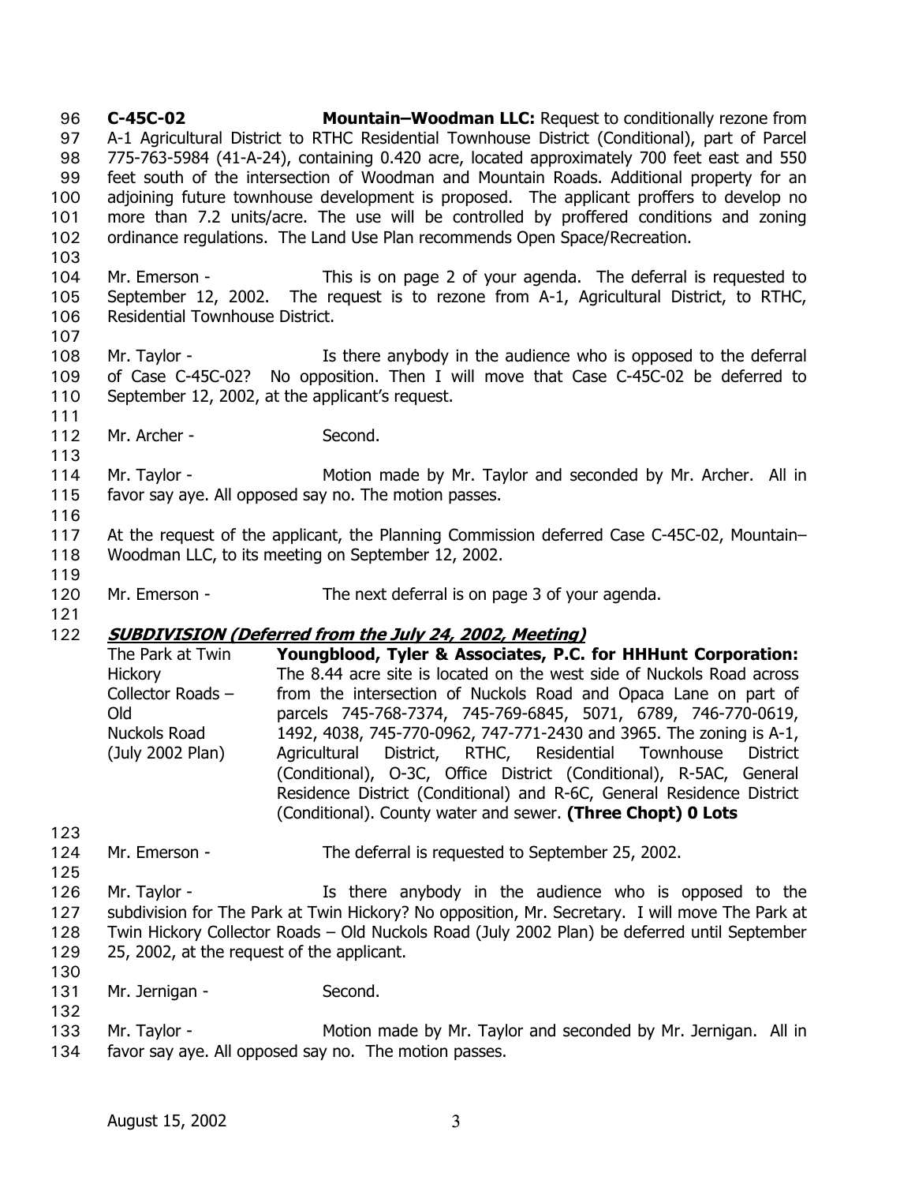**C-45C-02** **Mountain–Woodman LLC:** Request to conditionally rezone from A-1 Agricultural District to RTHC Residential Townhouse District (Conditional), part of Parcel 775-763-5984 (41-A-24), containing 0.420 acre, located approximately 700 feet east and 550 feet south of the intersection of Woodman and Mountain Roads. Additional property for an adjoining future townhouse development is proposed. The applicant proffers to develop no more than 7.2 units/acre. The use will be controlled by proffered conditions and zoning ordinance regulations. The Land Use Plan recommends Open Space/Recreation.

Mr. Emerson - This is on page 2 of your agenda. The deferral is requested to September 12, 2002. The request is to rezone from A-1, Agricultural District, to RTHC, Residential Townhouse District.

Mr. Taylor - Is there anybody in the audience who is opposed to the deferral of Case C-45C-02? No opposition. Then I will move that Case C-45C-02 be deferred to September 12, 2002, at the applicant's request.

Mr. Archer - Second.

Mr. Taylor - Motion made by Mr. Taylor and seconded by Mr. Archer. All in favor say aye. All opposed say no. The motion passes.

At the request of the applicant, the Planning Commission deferred Case C-45C-02, Mountain–Woodman LLC, to its meeting on September 12, 2002.

Mr. Emerson - The next deferral is on page 3 of your agenda.

***SUBDIVISION (Deferred from the July 24, 2002, Meeting)***

| | |
|---|---|
| The Park at Twin Hickory Collector Roads – Old Nuckols Road (July 2002 Plan) | **Youngblood, Tyler & Associates, P.C. for HHHunt Corporation:** The 8.44 acre site is located on the west side of Nuckols Road across from the intersection of Nuckols Road and Opaca Lane on part of parcels 745-768-7374, 745-769-6845, 5071, 6789, 746-770-0619, 1492, 4038, 745-770-0962, 747-771-2430 and 3965. The zoning is A-1, Agricultural District, RTHC, Residential Townhouse District (Conditional), O-3C, Office District (Conditional), R-5AC, General Residence District (Conditional) and R-6C, General Residence District (Conditional). County water and sewer. **(Three Chopt) 0 Lots** |

Mr. Emerson - The deferral is requested to September 25, 2002.

Mr. Taylor - Is there anybody in the audience who is opposed to the subdivision for The Park at Twin Hickory? No opposition, Mr. Secretary. I will move The Park at Twin Hickory Collector Roads – Old Nuckols Road (July 2002 Plan) be deferred until September 25, 2002, at the request of the applicant.

Mr. Jernigan - Second.

Mr. Taylor - Motion made by Mr. Taylor and seconded by Mr. Jernigan. All in favor say aye. All opposed say no. The motion passes.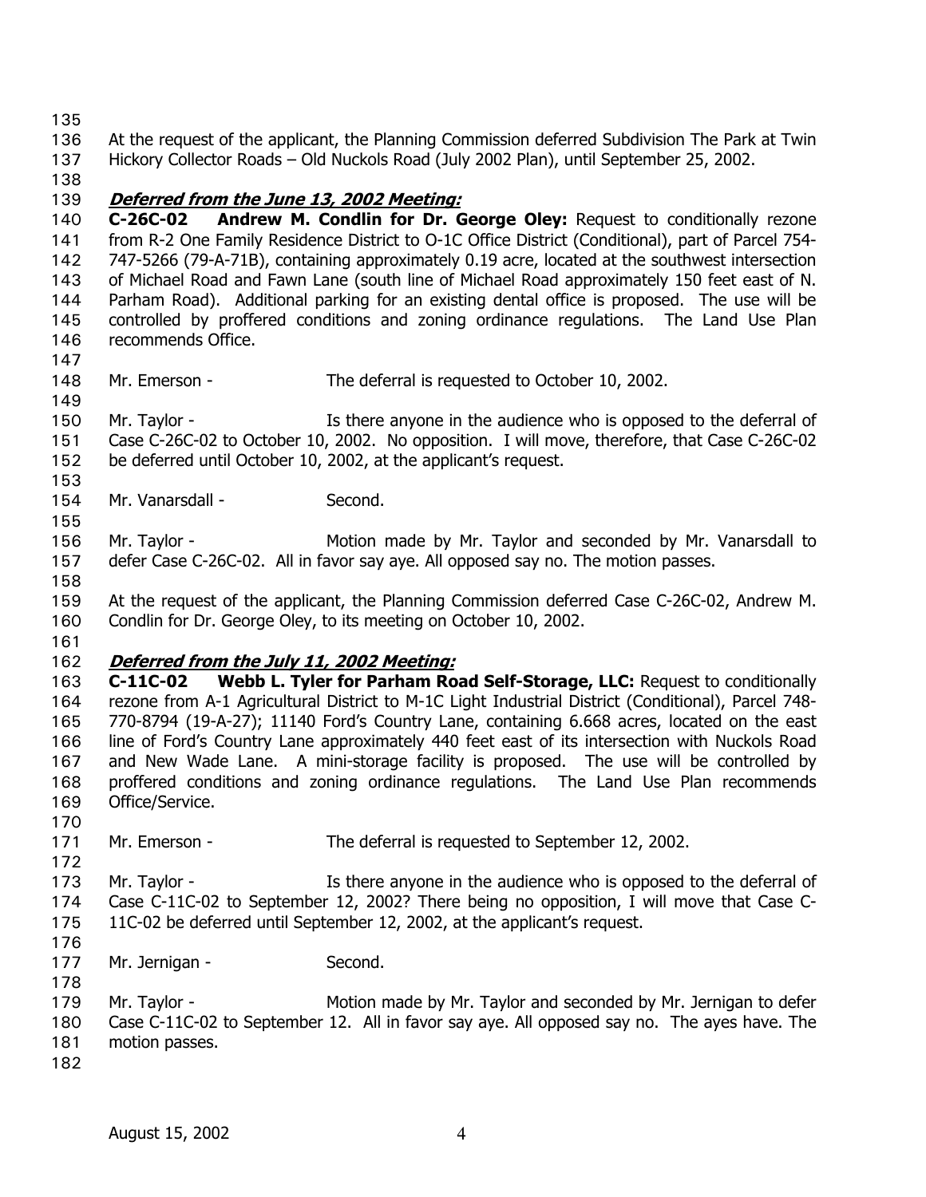At the request of the applicant, the Planning Commission deferred Subdivision The Park at Twin Hickory Collector Roads – Old Nuckols Road (July 2002 Plan), until September 25, 2002.

***Deferred from the June 13, 2002 Meeting:***

**C-26C-02 Andrew M. Condlin for Dr. George Oley:** Request to conditionally rezone from R-2 One Family Residence District to O-1C Office District (Conditional), part of Parcel 754-747-5266 (79-A-71B), containing approximately 0.19 acre, located at the southwest intersection of Michael Road and Fawn Lane (south line of Michael Road approximately 150 feet east of N. Parham Road). Additional parking for an existing dental office is proposed. The use will be controlled by proffered conditions and zoning ordinance regulations. The Land Use Plan recommends Office.

Mr. Emerson - The deferral is requested to October 10, 2002.

Mr. Taylor - Is there anyone in the audience who is opposed to the deferral of Case C-26C-02 to October 10, 2002. No opposition. I will move, therefore, that Case C-26C-02 be deferred until October 10, 2002, at the applicant's request.

Mr. Vanarsdall - Second.

Mr. Taylor - Motion made by Mr. Taylor and seconded by Mr. Vanarsdall to defer Case C-26C-02. All in favor say aye. All opposed say no. The motion passes.

At the request of the applicant, the Planning Commission deferred Case C-26C-02, Andrew M. Condlin for Dr. George Oley, to its meeting on October 10, 2002.

***Deferred from the July 11, 2002 Meeting:***

**C-11C-02 Webb L. Tyler for Parham Road Self-Storage, LLC:** Request to conditionally rezone from A-1 Agricultural District to M-1C Light Industrial District (Conditional), Parcel 748-770-8794 (19-A-27); 11140 Ford's Country Lane, containing 6.668 acres, located on the east line of Ford's Country Lane approximately 440 feet east of its intersection with Nuckols Road and New Wade Lane. A mini-storage facility is proposed. The use will be controlled by proffered conditions and zoning ordinance regulations. The Land Use Plan recommends Office/Service.

Mr. Emerson - The deferral is requested to September 12, 2002.

Mr. Taylor - Is there anyone in the audience who is opposed to the deferral of Case C-11C-02 to September 12, 2002? There being no opposition, I will move that Case C-11C-02 be deferred until September 12, 2002, at the applicant's request.

Mr. Jernigan - Second.

Mr. Taylor - Motion made by Mr. Taylor and seconded by Mr. Jernigan to defer Case C-11C-02 to September 12. All in favor say aye. All opposed say no. The ayes have. The motion passes.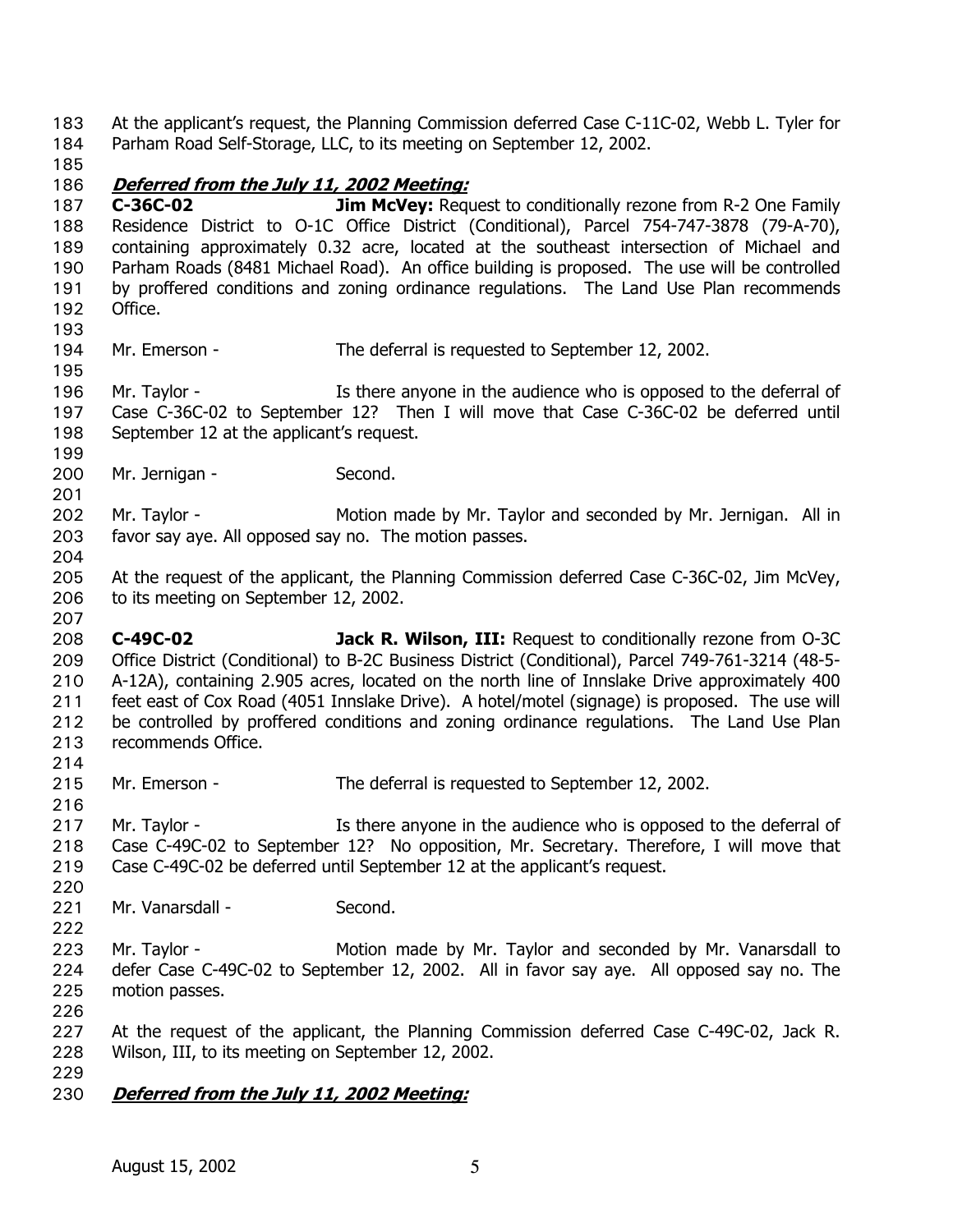At the applicant's request, the Planning Commission deferred Case C-11C-02, Webb L. Tyler for Parham Road Self-Storage, LLC, to its meeting on September 12, 2002.

***Deferred from the July 11, 2002 Meeting:***

**C-36C-02** **Jim McVey:** Request to conditionally rezone from R-2 One Family Residence District to O-1C Office District (Conditional), Parcel 754-747-3878 (79-A-70), containing approximately 0.32 acre, located at the southeast intersection of Michael and Parham Roads (8481 Michael Road). An office building is proposed. The use will be controlled by proffered conditions and zoning ordinance regulations. The Land Use Plan recommends Office.

Mr. Emerson - The deferral is requested to September 12, 2002.

Mr. Taylor - Is there anyone in the audience who is opposed to the deferral of Case C-36C-02 to September 12? Then I will move that Case C-36C-02 be deferred until September 12 at the applicant's request.

Mr. Jernigan - Second.

Mr. Taylor - Motion made by Mr. Taylor and seconded by Mr. Jernigan. All in favor say aye. All opposed say no. The motion passes.

At the request of the applicant, the Planning Commission deferred Case C-36C-02, Jim McVey, to its meeting on September 12, 2002.

**C-49C-02** **Jack R. Wilson, III:** Request to conditionally rezone from O-3C Office District (Conditional) to B-2C Business District (Conditional), Parcel 749-761-3214 (48-5-A-12A), containing 2.905 acres, located on the north line of Innslake Drive approximately 400 feet east of Cox Road (4051 Innslake Drive). A hotel/motel (signage) is proposed. The use will be controlled by proffered conditions and zoning ordinance regulations. The Land Use Plan recommends Office.

Mr. Emerson - The deferral is requested to September 12, 2002.

Mr. Taylor - Is there anyone in the audience who is opposed to the deferral of Case C-49C-02 to September 12? No opposition, Mr. Secretary. Therefore, I will move that Case C-49C-02 be deferred until September 12 at the applicant's request.

Mr. Vanarsdall - Second.

Mr. Taylor - Motion made by Mr. Taylor and seconded by Mr. Vanarsdall to defer Case C-49C-02 to September 12, 2002. All in favor say aye. All opposed say no. The motion passes.

At the request of the applicant, the Planning Commission deferred Case C-49C-02, Jack R. Wilson, III, to its meeting on September 12, 2002.

***Deferred from the July 11, 2002 Meeting:***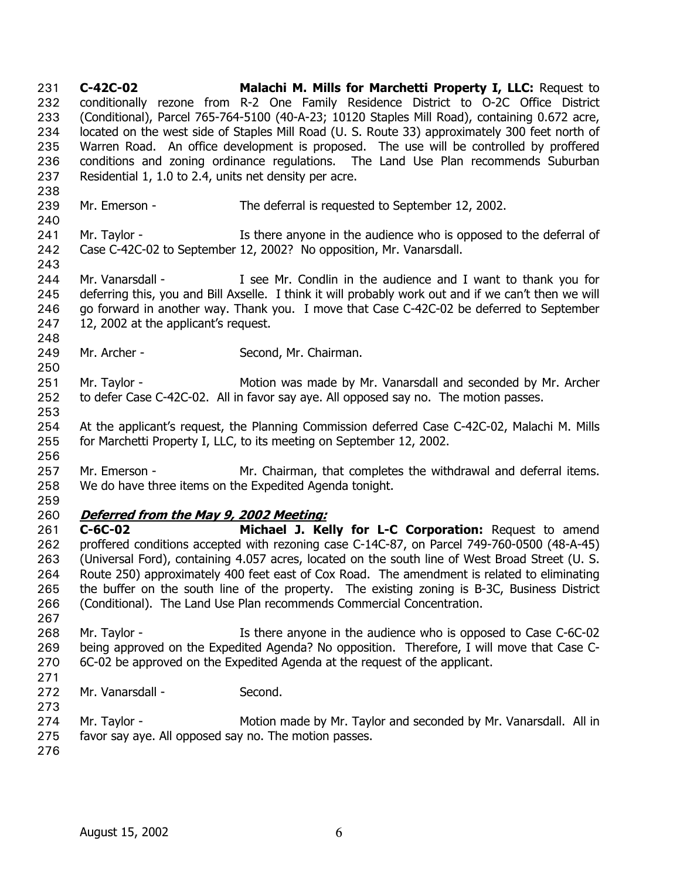**C-42C-02** **Malachi M. Mills for Marchetti Property I, LLC:** Request to conditionally rezone from R-2 One Family Residence District to O-2C Office District (Conditional), Parcel 765-764-5100 (40-A-23; 10120 Staples Mill Road), containing 0.672 acre, located on the west side of Staples Mill Road (U. S. Route 33) approximately 300 feet north of Warren Road. An office development is proposed. The use will be controlled by proffered conditions and zoning ordinance regulations. The Land Use Plan recommends Suburban Residential 1, 1.0 to 2.4, units net density per acre.

Mr. Emerson - The deferral is requested to September 12, 2002.

Mr. Taylor - Is there anyone in the audience who is opposed to the deferral of Case C-42C-02 to September 12, 2002? No opposition, Mr. Vanarsdall.

Mr. Vanarsdall - I see Mr. Condlin in the audience and I want to thank you for deferring this, you and Bill Axselle. I think it will probably work out and if we can't then we will go forward in another way. Thank you. I move that Case C-42C-02 be deferred to September 12, 2002 at the applicant's request.

Mr. Archer - Second, Mr. Chairman.

Mr. Taylor - Motion was made by Mr. Vanarsdall and seconded by Mr. Archer to defer Case C-42C-02. All in favor say aye. All opposed say no. The motion passes.

At the applicant's request, the Planning Commission deferred Case C-42C-02, Malachi M. Mills for Marchetti Property I, LLC, to its meeting on September 12, 2002.

Mr. Emerson - Mr. Chairman, that completes the withdrawal and deferral items. We do have three items on the Expedited Agenda tonight.

***Deferred from the May 9, 2002 Meeting:***

**C-6C-02** **Michael J. Kelly for L-C Corporation:** Request to amend proffered conditions accepted with rezoning case C-14C-87, on Parcel 749-760-0500 (48-A-45) (Universal Ford), containing 4.057 acres, located on the south line of West Broad Street (U. S. Route 250) approximately 400 feet east of Cox Road. The amendment is related to eliminating the buffer on the south line of the property. The existing zoning is B-3C, Business District (Conditional). The Land Use Plan recommends Commercial Concentration.

Mr. Taylor - Is there anyone in the audience who is opposed to Case C-6C-02 being approved on the Expedited Agenda? No opposition. Therefore, I will move that Case C-6C-02 be approved on the Expedited Agenda at the request of the applicant.

Mr. Vanarsdall - Second.

Mr. Taylor - Motion made by Mr. Taylor and seconded by Mr. Vanarsdall. All in favor say aye. All opposed say no. The motion passes.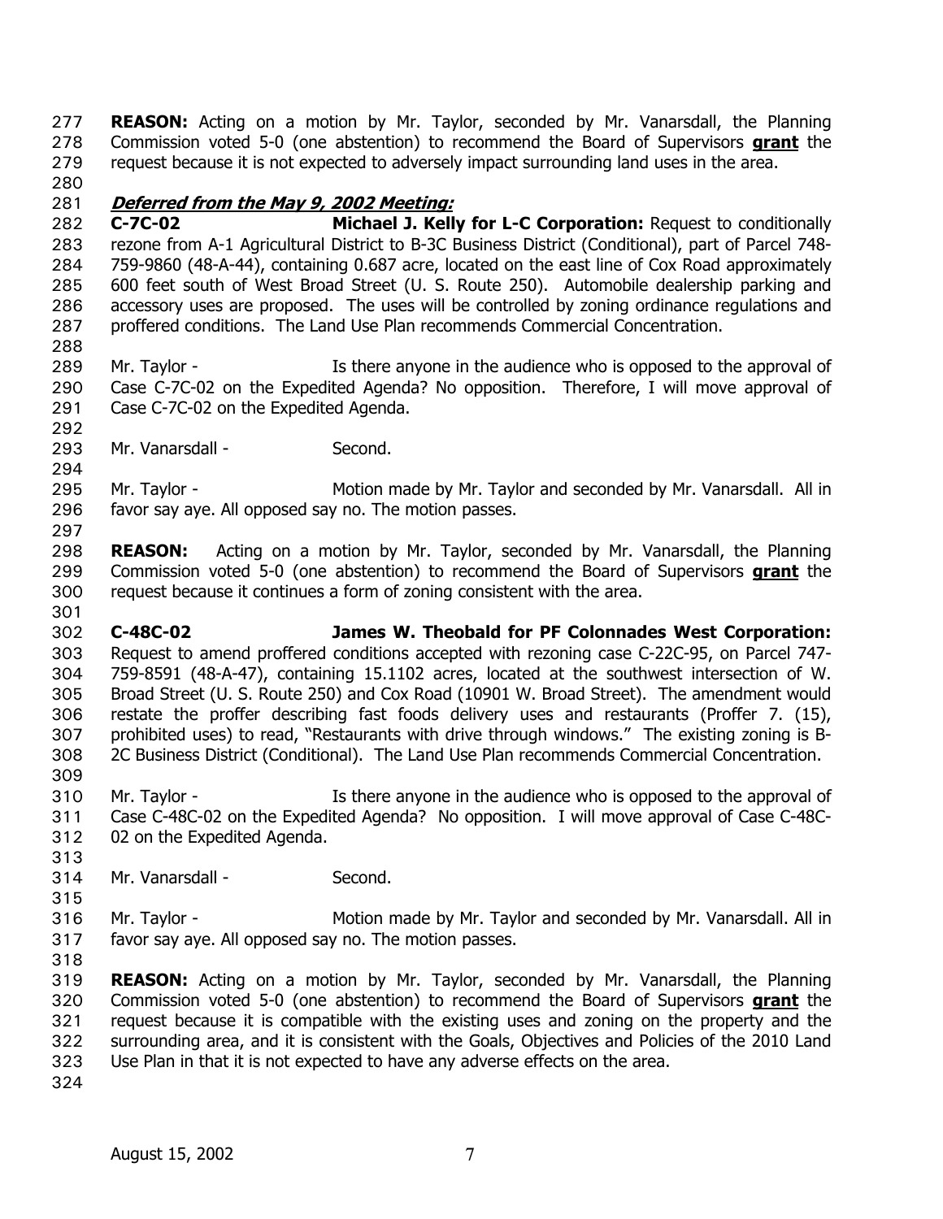**REASON:** Acting on a motion by Mr. Taylor, seconded by Mr. Vanarsdall, the Planning Commission voted 5-0 (one abstention) to recommend the Board of Supervisors **grant** the request because it is not expected to adversely impact surrounding land uses in the area.

***Deferred from the May 9, 2002 Meeting:***

**C-7C-02 Michael J. Kelly for L-C Corporation:** Request to conditionally rezone from A-1 Agricultural District to B-3C Business District (Conditional), part of Parcel 748-759-9860 (48-A-44), containing 0.687 acre, located on the east line of Cox Road approximately 600 feet south of West Broad Street (U. S. Route 250). Automobile dealership parking and accessory uses are proposed. The uses will be controlled by zoning ordinance regulations and proffered conditions. The Land Use Plan recommends Commercial Concentration.

Mr. Taylor - Is there anyone in the audience who is opposed to the approval of Case C-7C-02 on the Expedited Agenda? No opposition. Therefore, I will move approval of Case C-7C-02 on the Expedited Agenda.

Mr. Vanarsdall - Second.

Mr. Taylor - Motion made by Mr. Taylor and seconded by Mr. Vanarsdall. All in favor say aye. All opposed say no. The motion passes.

**REASON:** Acting on a motion by Mr. Taylor, seconded by Mr. Vanarsdall, the Planning Commission voted 5-0 (one abstention) to recommend the Board of Supervisors **grant** the request because it continues a form of zoning consistent with the area.

**C-48C-02 James W. Theobald for PF Colonnades West Corporation:** Request to amend proffered conditions accepted with rezoning case C-22C-95, on Parcel 747-759-8591 (48-A-47), containing 15.1102 acres, located at the southwest intersection of W. Broad Street (U. S. Route 250) and Cox Road (10901 W. Broad Street). The amendment would restate the proffer describing fast foods delivery uses and restaurants (Proffer 7. (15), prohibited uses) to read, "Restaurants with drive through windows." The existing zoning is B-2C Business District (Conditional). The Land Use Plan recommends Commercial Concentration.

Mr. Taylor - Is there anyone in the audience who is opposed to the approval of Case C-48C-02 on the Expedited Agenda? No opposition. I will move approval of Case C-48C-02 on the Expedited Agenda.

Mr. Vanarsdall - Second.

Mr. Taylor - Motion made by Mr. Taylor and seconded by Mr. Vanarsdall. All in favor say aye. All opposed say no. The motion passes.

**REASON:** Acting on a motion by Mr. Taylor, seconded by Mr. Vanarsdall, the Planning Commission voted 5-0 (one abstention) to recommend the Board of Supervisors **grant** the request because it is compatible with the existing uses and zoning on the property and the surrounding area, and it is consistent with the Goals, Objectives and Policies of the 2010 Land Use Plan in that it is not expected to have any adverse effects on the area.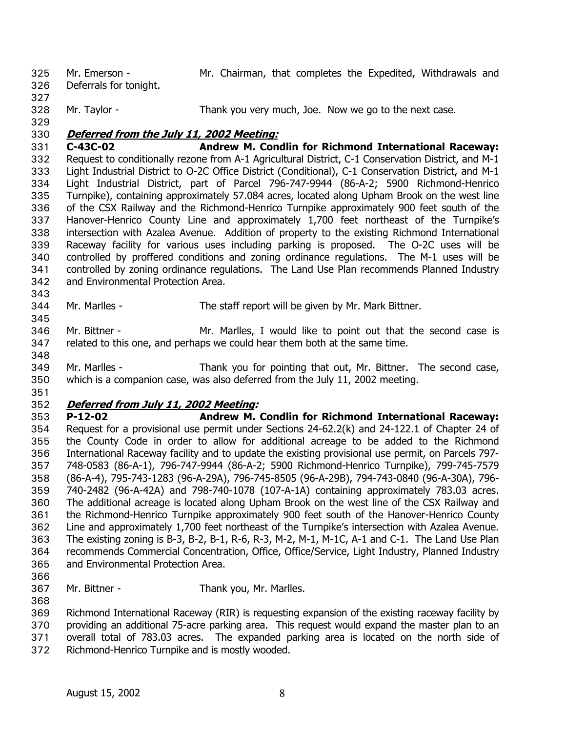Mr. Emerson - Mr. Chairman, that completes the Expedited, Withdrawals and Deferrals for tonight.

Mr. Taylor - Thank you very much, Joe. Now we go to the next case.

***Deferred from the July 11, 2002 Meeting:***

**C-43C-02 Andrew M. Condlin for Richmond International Raceway:** Request to conditionally rezone from A-1 Agricultural District, C-1 Conservation District, and M-1 Light Industrial District to O-2C Office District (Conditional), C-1 Conservation District, and M-1 Light Industrial District, part of Parcel 796-747-9944 (86-A-2; 5900 Richmond-Henrico Turnpike), containing approximately 57.084 acres, located along Upham Brook on the west line of the CSX Railway and the Richmond-Henrico Turnpike approximately 900 feet south of the Hanover-Henrico County Line and approximately 1,700 feet northeast of the Turnpike's intersection with Azalea Avenue. Addition of property to the existing Richmond International Raceway facility for various uses including parking is proposed. The O-2C uses will be controlled by proffered conditions and zoning ordinance regulations. The M-1 uses will be controlled by zoning ordinance regulations. The Land Use Plan recommends Planned Industry and Environmental Protection Area.

Mr. Marlles - The staff report will be given by Mr. Mark Bittner.

Mr. Bittner - Mr. Marlles, I would like to point out that the second case is related to this one, and perhaps we could hear them both at the same time.

Mr. Marlles - Thank you for pointing that out, Mr. Bittner. The second case, which is a companion case, was also deferred from the July 11, 2002 meeting.

***Deferred from July 11, 2002 Meeting:***

**P-12-02 Andrew M. Condlin for Richmond International Raceway:** Request for a provisional use permit under Sections 24-62.2(k) and 24-122.1 of Chapter 24 of the County Code in order to allow for additional acreage to be added to the Richmond International Raceway facility and to update the existing provisional use permit, on Parcels 797-748-0583 (86-A-1), 796-747-9944 (86-A-2; 5900 Richmond-Henrico Turnpike), 799-745-7579 (86-A-4), 795-743-1283 (96-A-29A), 796-745-8505 (96-A-29B), 794-743-0840 (96-A-30A), 796-740-2482 (96-A-42A) and 798-740-1078 (107-A-1A) containing approximately 783.03 acres. The additional acreage is located along Upham Brook on the west line of the CSX Railway and the Richmond-Henrico Turnpike approximately 900 feet south of the Hanover-Henrico County Line and approximately 1,700 feet northeast of the Turnpike's intersection with Azalea Avenue. The existing zoning is B-3, B-2, B-1, R-6, R-3, M-2, M-1, M-1C, A-1 and C-1. The Land Use Plan recommends Commercial Concentration, Office, Office/Service, Light Industry, Planned Industry and Environmental Protection Area.

Mr. Bittner - Thank you, Mr. Marlles.

Richmond International Raceway (RIR) is requesting expansion of the existing raceway facility by providing an additional 75-acre parking area. This request would expand the master plan to an overall total of 783.03 acres. The expanded parking area is located on the north side of Richmond-Henrico Turnpike and is mostly wooded.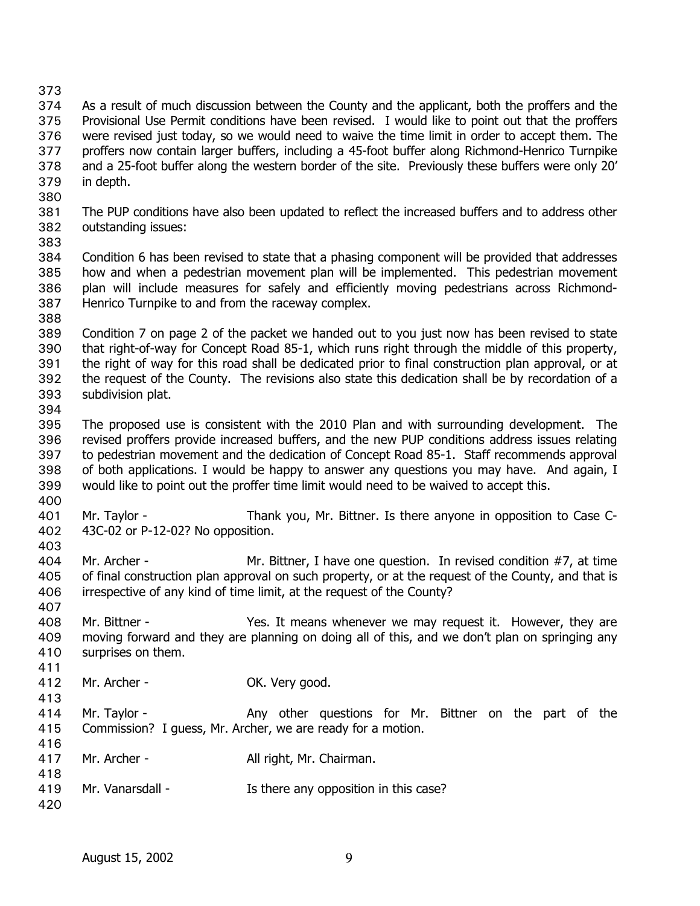As a result of much discussion between the County and the applicant, both the proffers and the Provisional Use Permit conditions have been revised. I would like to point out that the proffers were revised just today, so we would need to waive the time limit in order to accept them. The proffers now contain larger buffers, including a 45-foot buffer along Richmond-Henrico Turnpike and a 25-foot buffer along the western border of the site. Previously these buffers were only 20' in depth.

The PUP conditions have also been updated to reflect the increased buffers and to address other outstanding issues:

Condition 6 has been revised to state that a phasing component will be provided that addresses how and when a pedestrian movement plan will be implemented. This pedestrian movement plan will include measures for safely and efficiently moving pedestrians across Richmond-Henrico Turnpike to and from the raceway complex.

Condition 7 on page 2 of the packet we handed out to you just now has been revised to state that right-of-way for Concept Road 85-1, which runs right through the middle of this property, the right of way for this road shall be dedicated prior to final construction plan approval, or at the request of the County. The revisions also state this dedication shall be by recordation of a subdivision plat.

The proposed use is consistent with the 2010 Plan and with surrounding development. The revised proffers provide increased buffers, and the new PUP conditions address issues relating to pedestrian movement and the dedication of Concept Road 85-1. Staff recommends approval of both applications. I would be happy to answer any questions you may have. And again, I would like to point out the proffer time limit would need to be waived to accept this.

Mr. Taylor - Thank you, Mr. Bittner. Is there anyone in opposition to Case C-43C-02 or P-12-02? No opposition.

Mr. Archer - Mr. Bittner, I have one question. In revised condition #7, at time of final construction plan approval on such property, or at the request of the County, and that is irrespective of any kind of time limit, at the request of the County?

Mr. Bittner - Yes. It means whenever we may request it. However, they are moving forward and they are planning on doing all of this, and we don't plan on springing any surprises on them.

Mr. Archer - OK. Very good.

Mr. Taylor - Any other questions for Mr. Bittner on the part of the Commission? I guess, Mr. Archer, we are ready for a motion.

Mr. Archer - All right, Mr. Chairman.

Mr. Vanarsdall - Is there any opposition in this case?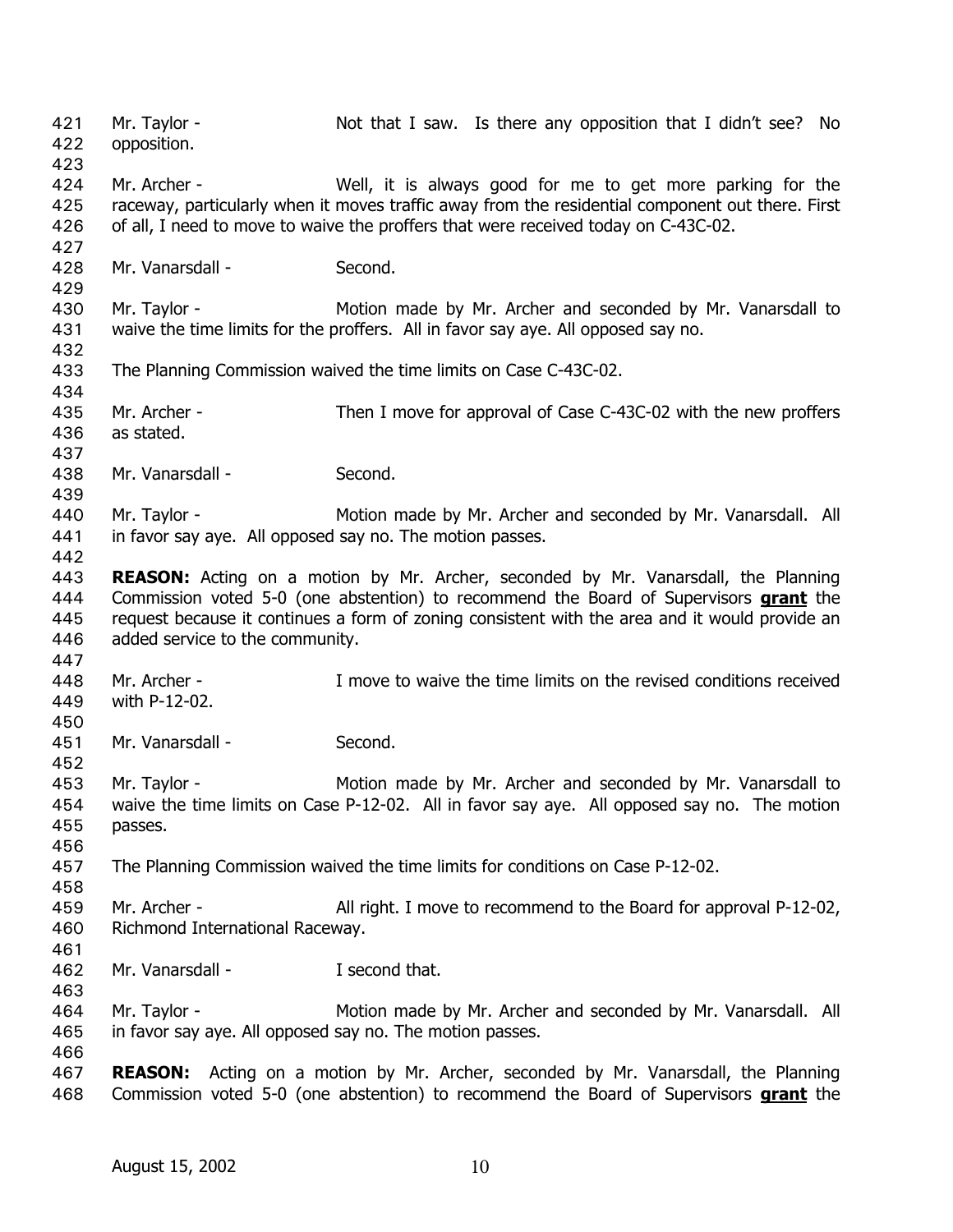Mr. Taylor - Not that I saw. Is there any opposition that I didn't see? No opposition.

Mr. Archer - Well, it is always good for me to get more parking for the raceway, particularly when it moves traffic away from the residential component out there. First of all, I need to move to waive the proffers that were received today on C-43C-02.

Mr. Vanarsdall - Second.

Mr. Taylor - Motion made by Mr. Archer and seconded by Mr. Vanarsdall to waive the time limits for the proffers. All in favor say aye. All opposed say no.

The Planning Commission waived the time limits on Case C-43C-02.

Mr. Archer - Then I move for approval of Case C-43C-02 with the new proffers as stated.

Mr. Vanarsdall - Second.

Mr. Taylor - Motion made by Mr. Archer and seconded by Mr. Vanarsdall. All in favor say aye. All opposed say no. The motion passes.

**REASON:** Acting on a motion by Mr. Archer, seconded by Mr. Vanarsdall, the Planning Commission voted 5-0 (one abstention) to recommend the Board of Supervisors **grant** the request because it continues a form of zoning consistent with the area and it would provide an added service to the community.

Mr. Archer - I move to waive the time limits on the revised conditions received with P-12-02.

Mr. Vanarsdall - Second.

Mr. Taylor - Motion made by Mr. Archer and seconded by Mr. Vanarsdall to waive the time limits on Case P-12-02. All in favor say aye. All opposed say no. The motion passes.

The Planning Commission waived the time limits for conditions on Case P-12-02.

Mr. Archer - All right. I move to recommend to the Board for approval P-12-02, Richmond International Raceway.

Mr. Vanarsdall - I second that.

Mr. Taylor - Motion made by Mr. Archer and seconded by Mr. Vanarsdall. All in favor say aye. All opposed say no. The motion passes.

**REASON:** Acting on a motion by Mr. Archer, seconded by Mr. Vanarsdall, the Planning Commission voted 5-0 (one abstention) to recommend the Board of Supervisors **grant** the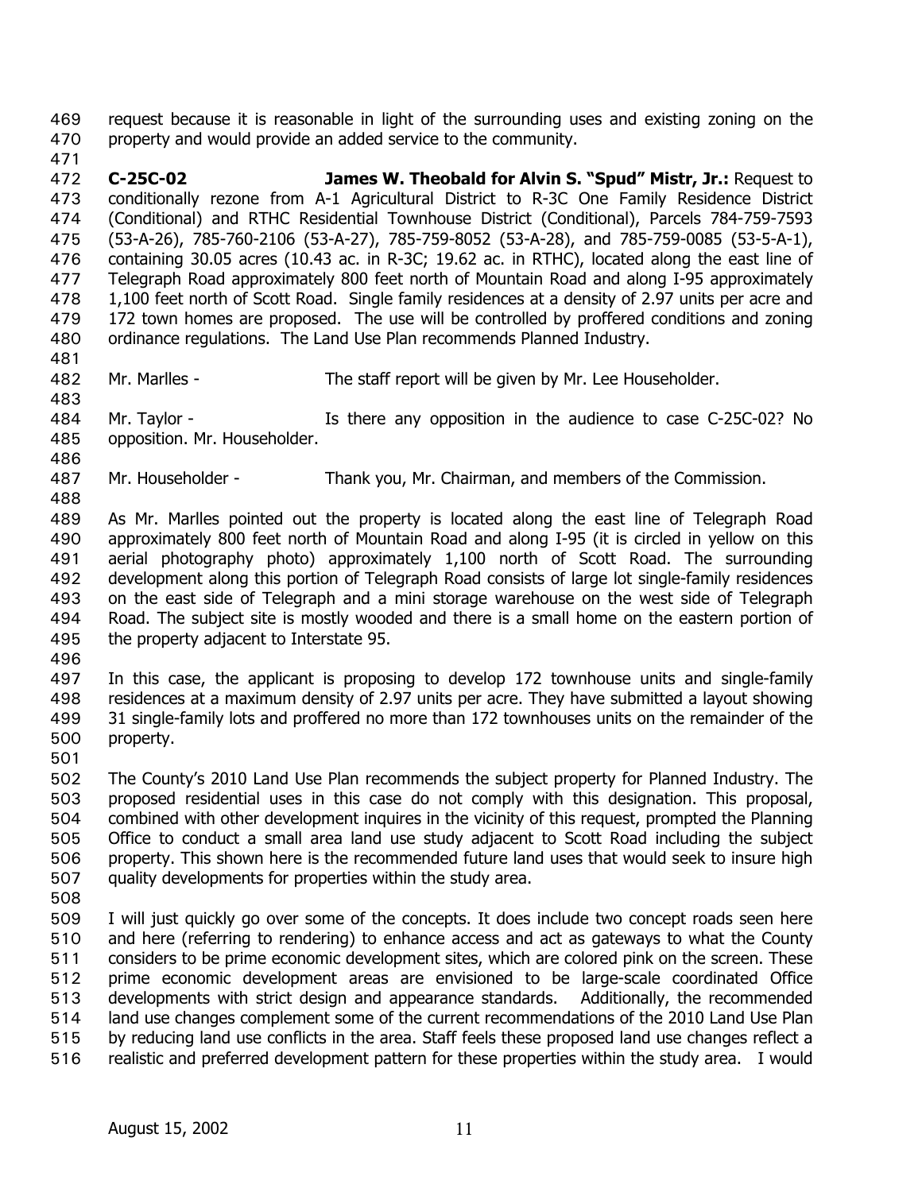request because it is reasonable in light of the surrounding uses and existing zoning on the property and would provide an added service to the community.

**C-25C-02** **James W. Theobald for Alvin S. "Spud" Mistr, Jr.:** Request to conditionally rezone from A-1 Agricultural District to R-3C One Family Residence District (Conditional) and RTHC Residential Townhouse District (Conditional), Parcels 784-759-7593 (53-A-26), 785-760-2106 (53-A-27), 785-759-8052 (53-A-28), and 785-759-0085 (53-5-A-1), containing 30.05 acres (10.43 ac. in R-3C; 19.62 ac. in RTHC), located along the east line of Telegraph Road approximately 800 feet north of Mountain Road and along I-95 approximately 1,100 feet north of Scott Road. Single family residences at a density of 2.97 units per acre and 172 town homes are proposed. The use will be controlled by proffered conditions and zoning ordinance regulations. The Land Use Plan recommends Planned Industry.

Mr. Marlles - The staff report will be given by Mr. Lee Householder.

Mr. Taylor - Is there any opposition in the audience to case C-25C-02? No opposition. Mr. Householder.

Mr. Householder - Thank you, Mr. Chairman, and members of the Commission.

As Mr. Marlles pointed out the property is located along the east line of Telegraph Road approximately 800 feet north of Mountain Road and along I-95 (it is circled in yellow on this aerial photography photo) approximately 1,100 north of Scott Road. The surrounding development along this portion of Telegraph Road consists of large lot single-family residences on the east side of Telegraph and a mini storage warehouse on the west side of Telegraph Road. The subject site is mostly wooded and there is a small home on the eastern portion of the property adjacent to Interstate 95.

In this case, the applicant is proposing to develop 172 townhouse units and single-family residences at a maximum density of 2.97 units per acre. They have submitted a layout showing 31 single-family lots and proffered no more than 172 townhouses units on the remainder of the property.

The County's 2010 Land Use Plan recommends the subject property for Planned Industry. The proposed residential uses in this case do not comply with this designation. This proposal, combined with other development inquires in the vicinity of this request, prompted the Planning Office to conduct a small area land use study adjacent to Scott Road including the subject property. This shown here is the recommended future land uses that would seek to insure high quality developments for properties within the study area.

I will just quickly go over some of the concepts. It does include two concept roads seen here and here (referring to rendering) to enhance access and act as gateways to what the County considers to be prime economic development sites, which are colored pink on the screen. These prime economic development areas are envisioned to be large-scale coordinated Office developments with strict design and appearance standards. Additionally, the recommended land use changes complement some of the current recommendations of the 2010 Land Use Plan by reducing land use conflicts in the area. Staff feels these proposed land use changes reflect a realistic and preferred development pattern for these properties within the study area. I would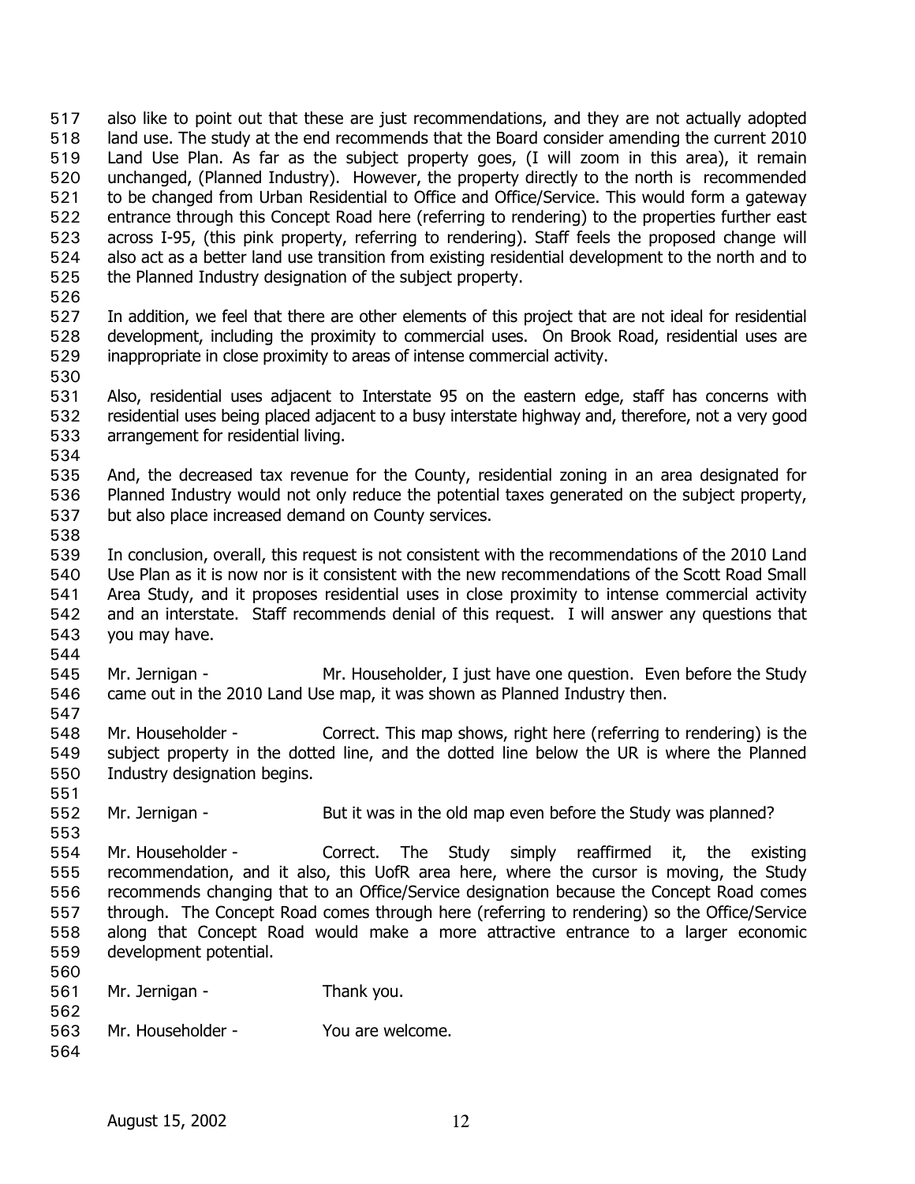also like to point out that these are just recommendations, and they are not actually adopted land use. The study at the end recommends that the Board consider amending the current 2010 Land Use Plan. As far as the subject property goes, (I will zoom in this area), it remain unchanged, (Planned Industry). However, the property directly to the north is recommended to be changed from Urban Residential to Office and Office/Service. This would form a gateway entrance through this Concept Road here (referring to rendering) to the properties further east across I-95, (this pink property, referring to rendering). Staff feels the proposed change will also act as a better land use transition from existing residential development to the north and to the Planned Industry designation of the subject property.

In addition, we feel that there are other elements of this project that are not ideal for residential development, including the proximity to commercial uses. On Brook Road, residential uses are inappropriate in close proximity to areas of intense commercial activity.

Also, residential uses adjacent to Interstate 95 on the eastern edge, staff has concerns with residential uses being placed adjacent to a busy interstate highway and, therefore, not a very good arrangement for residential living.

And, the decreased tax revenue for the County, residential zoning in an area designated for Planned Industry would not only reduce the potential taxes generated on the subject property, but also place increased demand on County services.

In conclusion, overall, this request is not consistent with the recommendations of the 2010 Land Use Plan as it is now nor is it consistent with the new recommendations of the Scott Road Small Area Study, and it proposes residential uses in close proximity to intense commercial activity and an interstate. Staff recommends denial of this request. I will answer any questions that you may have.

Mr. Jernigan - Mr. Householder, I just have one question. Even before the Study came out in the 2010 Land Use map, it was shown as Planned Industry then.

Mr. Householder - Correct. This map shows, right here (referring to rendering) is the subject property in the dotted line, and the dotted line below the UR is where the Planned Industry designation begins.

Mr. Jernigan - But it was in the old map even before the Study was planned?

Mr. Householder - Correct. The Study simply reaffirmed it, the existing recommendation, and it also, this UofR area here, where the cursor is moving, the Study recommends changing that to an Office/Service designation because the Concept Road comes through. The Concept Road comes through here (referring to rendering) so the Office/Service along that Concept Road would make a more attractive entrance to a larger economic development potential.

Mr. Jernigan - Thank you.

Mr. Householder - You are welcome.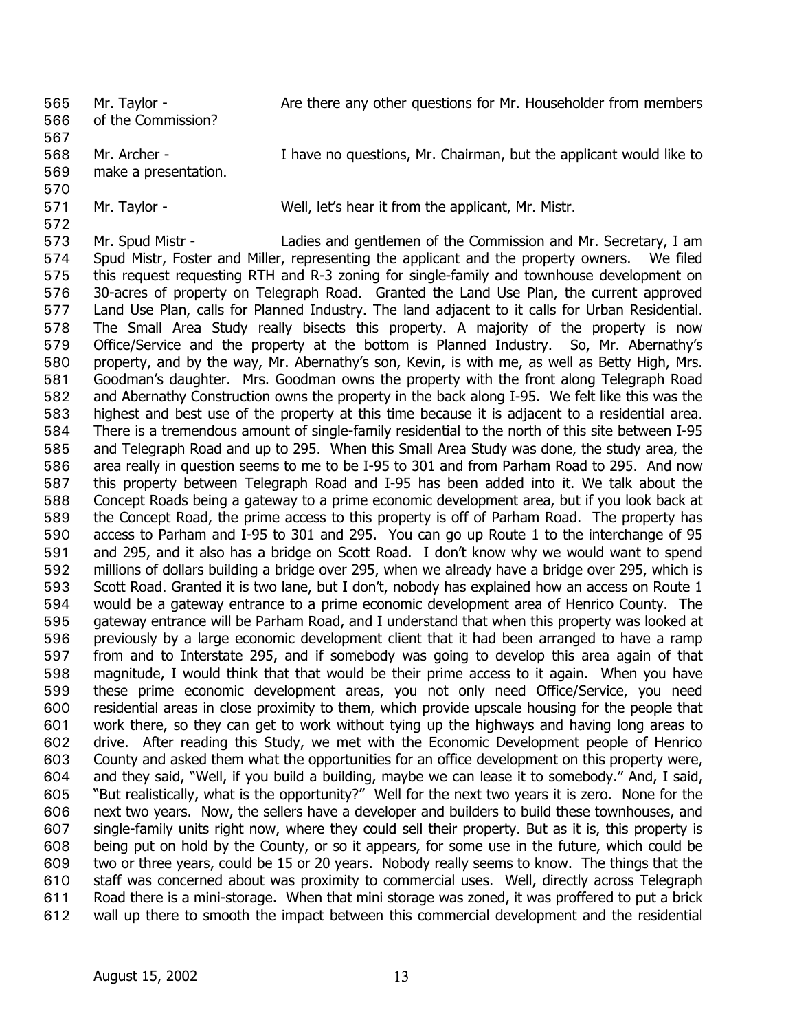Mr. Taylor - Are there any other questions for Mr. Householder from members of the Commission?

Mr. Archer - I have no questions, Mr. Chairman, but the applicant would like to make a presentation.

Mr. Taylor - Well, let's hear it from the applicant, Mr. Mistr.

Mr. Spud Mistr - Ladies and gentlemen of the Commission and Mr. Secretary, I am Spud Mistr, Foster and Miller, representing the applicant and the property owners. We filed this request requesting RTH and R-3 zoning for single-family and townhouse development on 30-acres of property on Telegraph Road. Granted the Land Use Plan, the current approved Land Use Plan, calls for Planned Industry. The land adjacent to it calls for Urban Residential. The Small Area Study really bisects this property. A majority of the property is now Office/Service and the property at the bottom is Planned Industry. So, Mr. Abernathy's property, and by the way, Mr. Abernathy's son, Kevin, is with me, as well as Betty High, Mrs. Goodman's daughter. Mrs. Goodman owns the property with the front along Telegraph Road and Abernathy Construction owns the property in the back along I-95. We felt like this was the highest and best use of the property at this time because it is adjacent to a residential area. There is a tremendous amount of single-family residential to the north of this site between I-95 and Telegraph Road and up to 295. When this Small Area Study was done, the study area, the area really in question seems to me to be I-95 to 301 and from Parham Road to 295. And now this property between Telegraph Road and I-95 has been added into it. We talk about the Concept Roads being a gateway to a prime economic development area, but if you look back at the Concept Road, the prime access to this property is off of Parham Road. The property has access to Parham and I-95 to 301 and 295. You can go up Route 1 to the interchange of 95 and 295, and it also has a bridge on Scott Road. I don't know why we would want to spend millions of dollars building a bridge over 295, when we already have a bridge over 295, which is Scott Road. Granted it is two lane, but I don't, nobody has explained how an access on Route 1 would be a gateway entrance to a prime economic development area of Henrico County. The gateway entrance will be Parham Road, and I understand that when this property was looked at previously by a large economic development client that it had been arranged to have a ramp from and to Interstate 295, and if somebody was going to develop this area again of that magnitude, I would think that that would be their prime access to it again. When you have these prime economic development areas, you not only need Office/Service, you need residential areas in close proximity to them, which provide upscale housing for the people that work there, so they can get to work without tying up the highways and having long areas to drive. After reading this Study, we met with the Economic Development people of Henrico County and asked them what the opportunities for an office development on this property were, and they said, "Well, if you build a building, maybe we can lease it to somebody." And, I said, "But realistically, what is the opportunity?" Well for the next two years it is zero. None for the next two years. Now, the sellers have a developer and builders to build these townhouses, and single-family units right now, where they could sell their property. But as it is, this property is being put on hold by the County, or so it appears, for some use in the future, which could be two or three years, could be 15 or 20 years. Nobody really seems to know. The things that the staff was concerned about was proximity to commercial uses. Well, directly across Telegraph Road there is a mini-storage. When that mini storage was zoned, it was proffered to put a brick wall up there to smooth the impact between this commercial development and the residential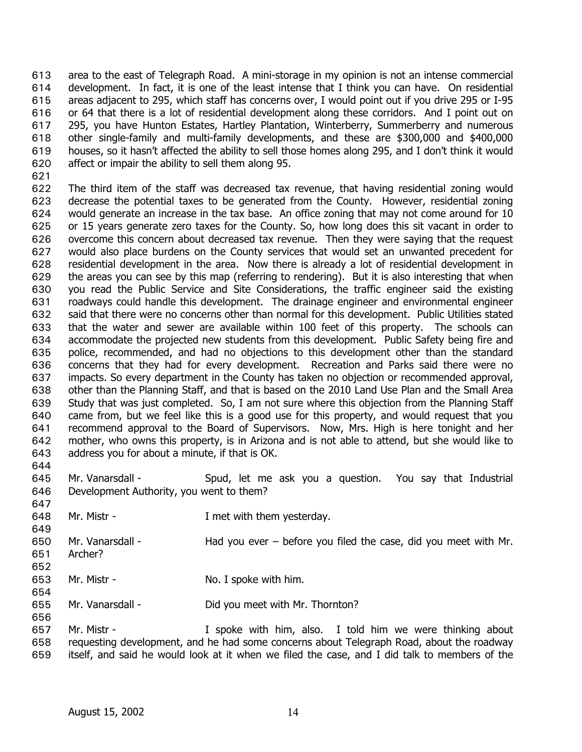area to the east of Telegraph Road. A mini-storage in my opinion is not an intense commercial development. In fact, it is one of the least intense that I think you can have. On residential areas adjacent to 295, which staff has concerns over, I would point out if you drive 295 or I-95 or 64 that there is a lot of residential development along these corridors. And I point out on 295, you have Hunton Estates, Hartley Plantation, Winterberry, Summerberry and numerous other single-family and multi-family developments, and these are $300,000 and $400,000 houses, so it hasn't affected the ability to sell those homes along 295, and I don't think it would affect or impair the ability to sell them along 95.

The third item of the staff was decreased tax revenue, that having residential zoning would decrease the potential taxes to be generated from the County. However, residential zoning would generate an increase in the tax base. An office zoning that may not come around for 10 or 15 years generate zero taxes for the County. So, how long does this sit vacant in order to overcome this concern about decreased tax revenue. Then they were saying that the request would also place burdens on the County services that would set an unwanted precedent for residential development in the area. Now there is already a lot of residential development in the areas you can see by this map (referring to rendering). But it is also interesting that when you read the Public Service and Site Considerations, the traffic engineer said the existing roadways could handle this development. The drainage engineer and environmental engineer said that there were no concerns other than normal for this development. Public Utilities stated that the water and sewer are available within 100 feet of this property. The schools can accommodate the projected new students from this development. Public Safety being fire and police, recommended, and had no objections to this development other than the standard concerns that they had for every development. Recreation and Parks said there were no impacts. So every department in the County has taken no objection or recommended approval, other than the Planning Staff, and that is based on the 2010 Land Use Plan and the Small Area Study that was just completed. So, I am not sure where this objection from the Planning Staff came from, but we feel like this is a good use for this property, and would request that you recommend approval to the Board of Supervisors. Now, Mrs. High is here tonight and her mother, who owns this property, is in Arizona and is not able to attend, but she would like to address you for about a minute, if that is OK.

Mr. Vanarsdall - Spud, let me ask you a question. You say that Industrial Development Authority, you went to them?

Mr. Mistr - I met with them yesterday.

Mr. Vanarsdall - Had you ever – before you filed the case, did you meet with Mr. Archer?

Mr. Mistr - No. I spoke with him.

Mr. Vanarsdall - Did you meet with Mr. Thornton?

Mr. Mistr - I spoke with him, also. I told him we were thinking about requesting development, and he had some concerns about Telegraph Road, about the roadway itself, and said he would look at it when we filed the case, and I did talk to members of the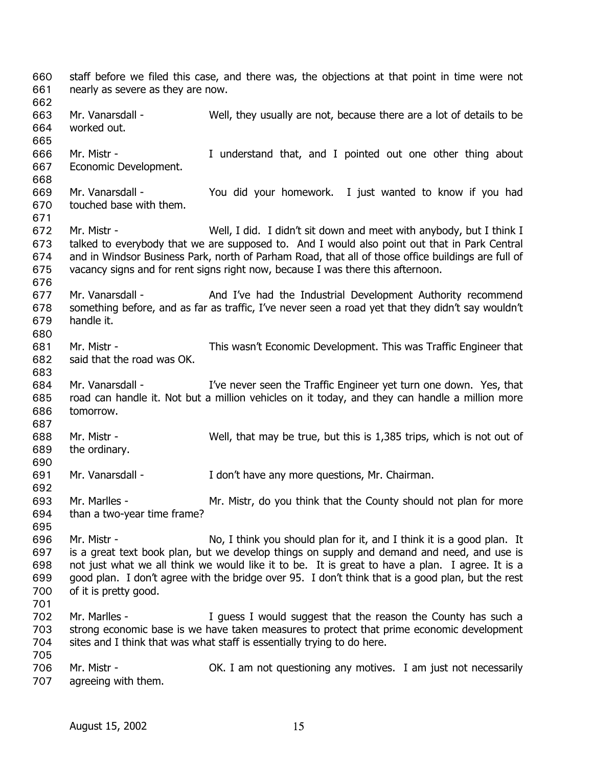staff before we filed this case, and there was, the objections at that point in time were not nearly as severe as they are now.

Mr. Vanarsdall - Well, they usually are not, because there are a lot of details to be worked out.

Mr. Mistr - I understand that, and I pointed out one other thing about Economic Development.

Mr. Vanarsdall - You did your homework. I just wanted to know if you had touched base with them.

Mr. Mistr - Well, I did. I didn't sit down and meet with anybody, but I think I talked to everybody that we are supposed to. And I would also point out that in Park Central and in Windsor Business Park, north of Parham Road, that all of those office buildings are full of vacancy signs and for rent signs right now, because I was there this afternoon.

Mr. Vanarsdall - And I've had the Industrial Development Authority recommend something before, and as far as traffic, I've never seen a road yet that they didn't say wouldn't handle it.

Mr. Mistr - This wasn't Economic Development. This was Traffic Engineer that said that the road was OK.

Mr. Vanarsdall - I've never seen the Traffic Engineer yet turn one down. Yes, that road can handle it. Not but a million vehicles on it today, and they can handle a million more tomorrow.

Mr. Mistr - Well, that may be true, but this is 1,385 trips, which is not out of the ordinary.

Mr. Vanarsdall - I don't have any more questions, Mr. Chairman.

Mr. Marlles - Mr. Mistr, do you think that the County should not plan for more than a two-year time frame?

Mr. Mistr - No, I think you should plan for it, and I think it is a good plan. It is a great text book plan, but we develop things on supply and demand and need, and use is not just what we all think we would like it to be. It is great to have a plan. I agree. It is a good plan. I don't agree with the bridge over 95. I don't think that is a good plan, but the rest of it is pretty good.

Mr. Marlles - I guess I would suggest that the reason the County has such a strong economic base is we have taken measures to protect that prime economic development sites and I think that was what staff is essentially trying to do here.

Mr. Mistr - OK. I am not questioning any motives. I am just not necessarily agreeing with them.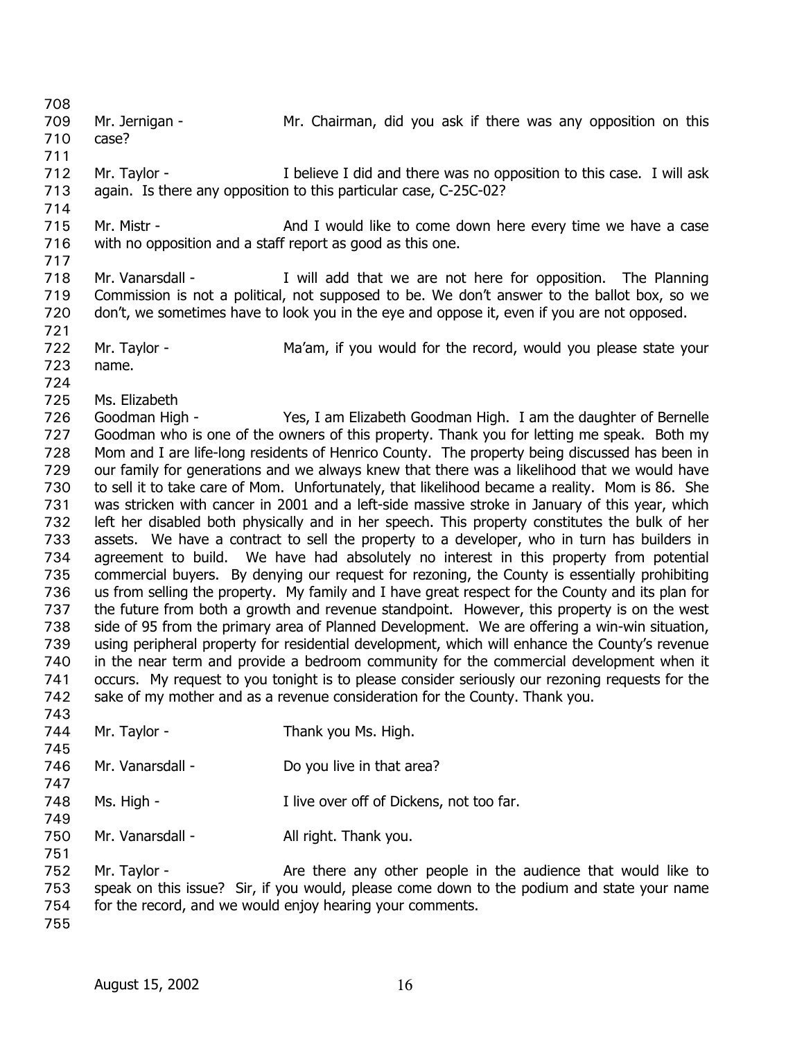Mr. Jernigan - Mr. Chairman, did you ask if there was any opposition on this case?

Mr. Taylor - I believe I did and there was no opposition to this case. I will ask again. Is there any opposition to this particular case, C-25C-02?

Mr. Mistr - And I would like to come down here every time we have a case with no opposition and a staff report as good as this one.

Mr. Vanarsdall - I will add that we are not here for opposition. The Planning Commission is not a political, not supposed to be. We don't answer to the ballot box, so we don't, we sometimes have to look you in the eye and oppose it, even if you are not opposed.

Mr. Taylor - Ma'am, if you would for the record, would you please state your name.

Ms. Elizabeth Goodman High - Yes, I am Elizabeth Goodman High. I am the daughter of Bernelle Goodman who is one of the owners of this property. Thank you for letting me speak. Both my Mom and I are life-long residents of Henrico County. The property being discussed has been in our family for generations and we always knew that there was a likelihood that we would have to sell it to take care of Mom. Unfortunately, that likelihood became a reality. Mom is 86. She was stricken with cancer in 2001 and a left-side massive stroke in January of this year, which left her disabled both physically and in her speech. This property constitutes the bulk of her assets. We have a contract to sell the property to a developer, who in turn has builders in agreement to build. We have had absolutely no interest in this property from potential commercial buyers. By denying our request for rezoning, the County is essentially prohibiting us from selling the property. My family and I have great respect for the County and its plan for the future from both a growth and revenue standpoint. However, this property is on the west side of 95 from the primary area of Planned Development. We are offering a win-win situation, using peripheral property for residential development, which will enhance the County's revenue in the near term and provide a bedroom community for the commercial development when it occurs. My request to you tonight is to please consider seriously our rezoning requests for the sake of my mother and as a revenue consideration for the County. Thank you.

Mr. Taylor - Thank you Ms. High.

Mr. Vanarsdall - Do you live in that area?

Ms. High - I live over off of Dickens, not too far.

Mr. Vanarsdall - All right. Thank you.

Mr. Taylor - Are there any other people in the audience that would like to speak on this issue? Sir, if you would, please come down to the podium and state your name for the record, and we would enjoy hearing your comments.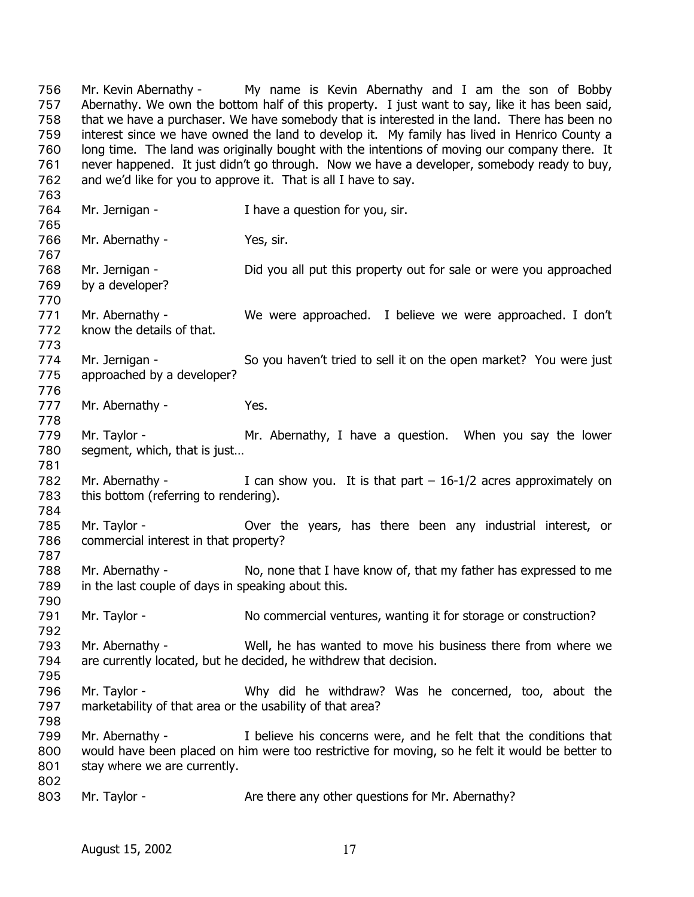Mr. Kevin Abernathy - My name is Kevin Abernathy and I am the son of Bobby Abernathy. We own the bottom half of this property. I just want to say, like it has been said, that we have a purchaser. We have somebody that is interested in the land. There has been no interest since we have owned the land to develop it. My family has lived in Henrico County a long time. The land was originally bought with the intentions of moving our company there. It never happened. It just didn't go through. Now we have a developer, somebody ready to buy, and we'd like for you to approve it. That is all I have to say.

Mr. Jernigan - I have a question for you, sir.

Mr. Abernathy - Yes, sir.

Mr. Jernigan - Did you all put this property out for sale or were you approached by a developer?

Mr. Abernathy - We were approached. I believe we were approached. I don't know the details of that.

Mr. Jernigan - So you haven't tried to sell it on the open market? You were just approached by a developer?

Mr. Abernathy - Yes.

Mr. Taylor - Mr. Abernathy, I have a question. When you say the lower segment, which, that is just…

Mr. Abernathy - I can show you. It is that part – 16-1/2 acres approximately on this bottom (referring to rendering).

Mr. Taylor - Over the years, has there been any industrial interest, or commercial interest in that property?

Mr. Abernathy - No, none that I have know of, that my father has expressed to me in the last couple of days in speaking about this.

Mr. Taylor - No commercial ventures, wanting it for storage or construction?

Mr. Abernathy - Well, he has wanted to move his business there from where we are currently located, but he decided, he withdrew that decision.

Mr. Taylor - Why did he withdraw? Was he concerned, too, about the marketability of that area or the usability of that area?

Mr. Abernathy - I believe his concerns were, and he felt that the conditions that would have been placed on him were too restrictive for moving, so he felt it would be better to stay where we are currently.

Mr. Taylor - Are there any other questions for Mr. Abernathy?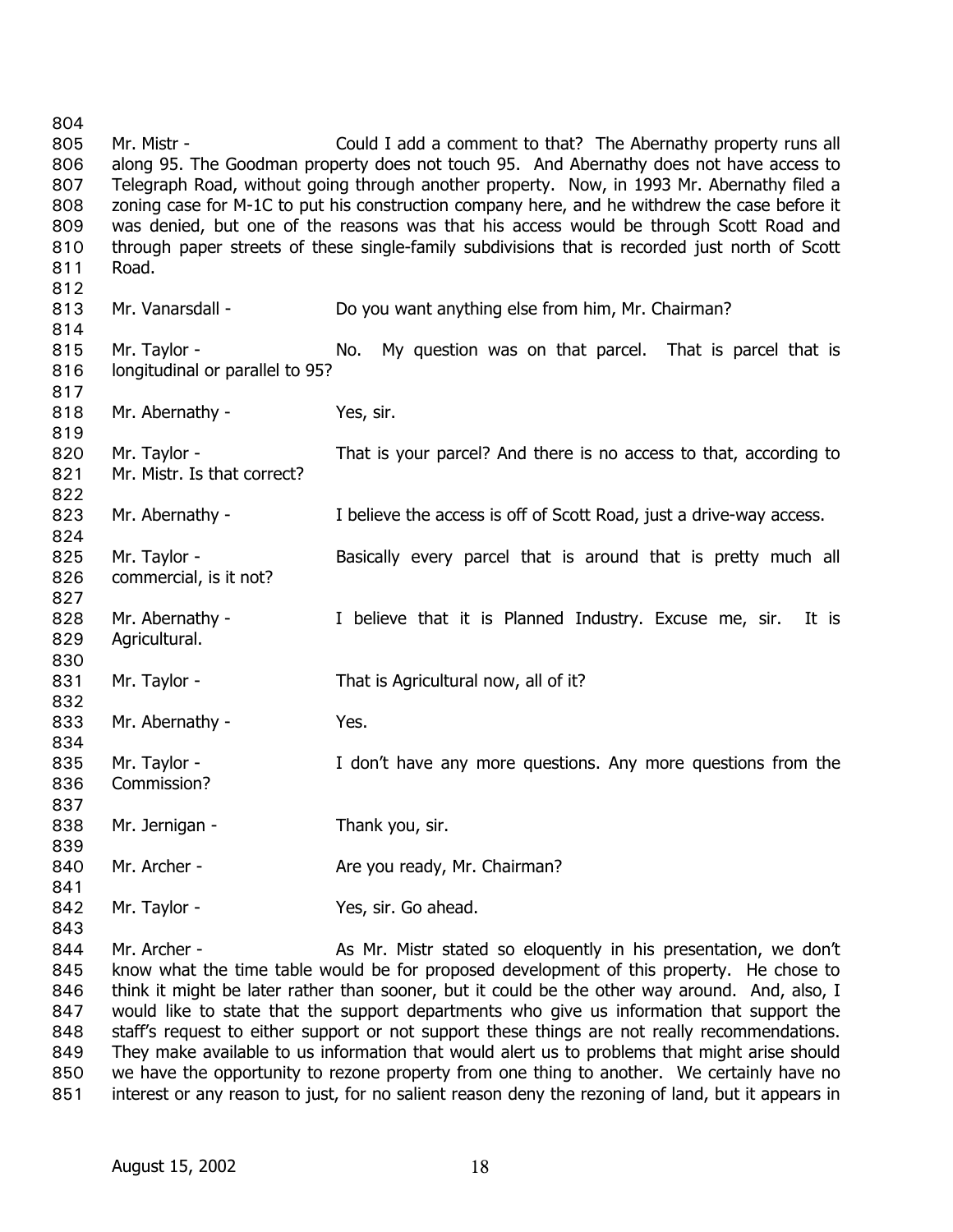Mr. Mistr - Could I add a comment to that? The Abernathy property runs all along 95. The Goodman property does not touch 95. And Abernathy does not have access to Telegraph Road, without going through another property. Now, in 1993 Mr. Abernathy filed a zoning case for M-1C to put his construction company here, and he withdrew the case before it was denied, but one of the reasons was that his access would be through Scott Road and through paper streets of these single-family subdivisions that is recorded just north of Scott Road.

Mr. Vanarsdall - Do you want anything else from him, Mr. Chairman?

Mr. Taylor - No. My question was on that parcel. That is parcel that is longitudinal or parallel to 95?

Mr. Abernathy - Yes, sir.

Mr. Taylor - That is your parcel? And there is no access to that, according to Mr. Mistr. Is that correct?

Mr. Abernathy - I believe the access is off of Scott Road, just a drive-way access.

Mr. Taylor - Basically every parcel that is around that is pretty much all commercial, is it not?

Mr. Abernathy - I believe that it is Planned Industry. Excuse me, sir. It is Agricultural.

Mr. Taylor - That is Agricultural now, all of it?

Mr. Abernathy - Yes.

Mr. Taylor - I don't have any more questions. Any more questions from the Commission?

Mr. Jernigan - Thank you, sir.

Mr. Archer - Are you ready, Mr. Chairman?

Mr. Taylor - Yes, sir. Go ahead.

Mr. Archer - As Mr. Mistr stated so eloquently in his presentation, we don't know what the time table would be for proposed development of this property. He chose to think it might be later rather than sooner, but it could be the other way around. And, also, I would like to state that the support departments who give us information that support the staff's request to either support or not support these things are not really recommendations. They make available to us information that would alert us to problems that might arise should we have the opportunity to rezone property from one thing to another. We certainly have no interest or any reason to just, for no salient reason deny the rezoning of land, but it appears in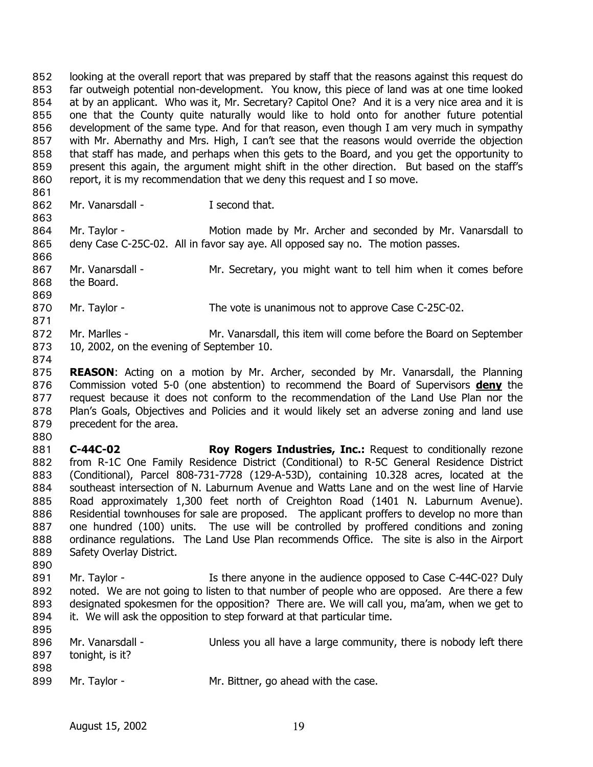looking at the overall report that was prepared by staff that the reasons against this request do far outweigh potential non-development. You know, this piece of land was at one time looked at by an applicant. Who was it, Mr. Secretary? Capitol One? And it is a very nice area and it is one that the County quite naturally would like to hold onto for another future potential development of the same type. And for that reason, even though I am very much in sympathy with Mr. Abernathy and Mrs. High, I can't see that the reasons would override the objection that staff has made, and perhaps when this gets to the Board, and you get the opportunity to present this again, the argument might shift in the other direction. But based on the staff's report, it is my recommendation that we deny this request and I so move.

Mr. Vanarsdall - I second that.

Mr. Taylor - Motion made by Mr. Archer and seconded by Mr. Vanarsdall to deny Case C-25C-02. All in favor say aye. All opposed say no. The motion passes.

Mr. Vanarsdall - Mr. Secretary, you might want to tell him when it comes before the Board.

Mr. Taylor - The vote is unanimous not to approve Case C-25C-02.

Mr. Marlles - Mr. Vanarsdall, this item will come before the Board on September 10, 2002, on the evening of September 10.

**REASON**: Acting on a motion by Mr. Archer, seconded by Mr. Vanarsdall, the Planning Commission voted 5-0 (one abstention) to recommend the Board of Supervisors **deny** the request because it does not conform to the recommendation of the Land Use Plan nor the Plan's Goals, Objectives and Policies and it would likely set an adverse zoning and land use precedent for the area.

**C-44C-02** **Roy Rogers Industries, Inc.:** Request to conditionally rezone from R-1C One Family Residence District (Conditional) to R-5C General Residence District (Conditional), Parcel 808-731-7728 (129-A-53D), containing 10.328 acres, located at the southeast intersection of N. Laburnum Avenue and Watts Lane and on the west line of Harvie Road approximately 1,300 feet north of Creighton Road (1401 N. Laburnum Avenue). Residential townhouses for sale are proposed. The applicant proffers to develop no more than one hundred (100) units. The use will be controlled by proffered conditions and zoning ordinance regulations. The Land Use Plan recommends Office. The site is also in the Airport Safety Overlay District.

Mr. Taylor - Is there anyone in the audience opposed to Case C-44C-02? Duly noted. We are not going to listen to that number of people who are opposed. Are there a few designated spokesmen for the opposition? There are. We will call you, ma'am, when we get to it. We will ask the opposition to step forward at that particular time.

Mr. Vanarsdall - Unless you all have a large community, there is nobody left there tonight, is it?

Mr. Taylor - Mr. Bittner, go ahead with the case.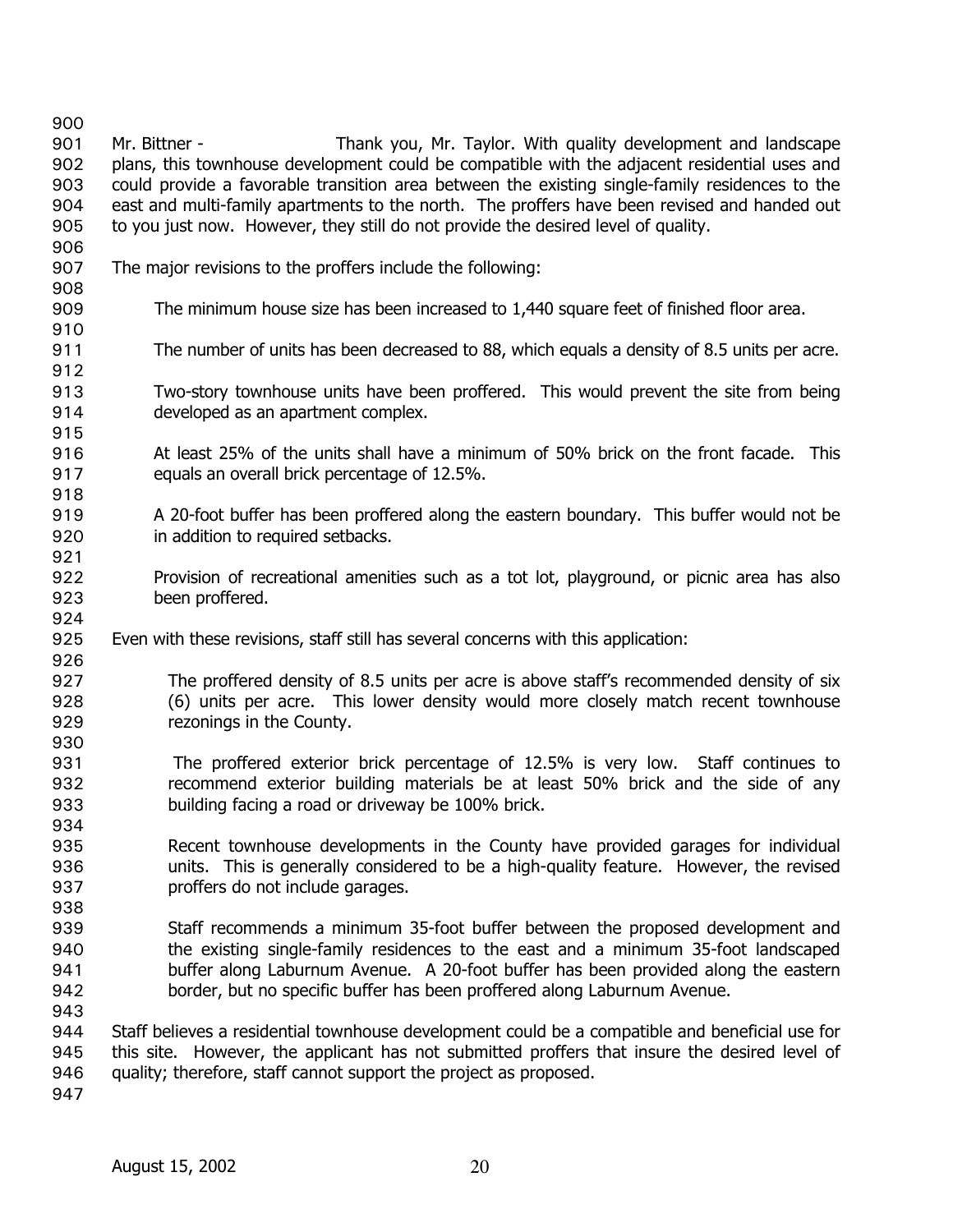Mr. Bittner - Thank you, Mr. Taylor. With quality development and landscape plans, this townhouse development could be compatible with the adjacent residential uses and could provide a favorable transition area between the existing single-family residences to the east and multi-family apartments to the north. The proffers have been revised and handed out to you just now. However, they still do not provide the desired level of quality.

The major revisions to the proffers include the following:

The minimum house size has been increased to 1,440 square feet of finished floor area.

The number of units has been decreased to 88, which equals a density of 8.5 units per acre.

Two-story townhouse units have been proffered. This would prevent the site from being developed as an apartment complex.

At least 25% of the units shall have a minimum of 50% brick on the front facade. This equals an overall brick percentage of 12.5%.

A 20-foot buffer has been proffered along the eastern boundary. This buffer would not be in addition to required setbacks.

Provision of recreational amenities such as a tot lot, playground, or picnic area has also been proffered.

Even with these revisions, staff still has several concerns with this application:

The proffered density of 8.5 units per acre is above staff's recommended density of six (6) units per acre. This lower density would more closely match recent townhouse rezonings in the County.

The proffered exterior brick percentage of 12.5% is very low. Staff continues to recommend exterior building materials be at least 50% brick and the side of any building facing a road or driveway be 100% brick.

Recent townhouse developments in the County have provided garages for individual units. This is generally considered to be a high-quality feature. However, the revised proffers do not include garages.

Staff recommends a minimum 35-foot buffer between the proposed development and the existing single-family residences to the east and a minimum 35-foot landscaped buffer along Laburnum Avenue. A 20-foot buffer has been provided along the eastern border, but no specific buffer has been proffered along Laburnum Avenue.

Staff believes a residential townhouse development could be a compatible and beneficial use for this site. However, the applicant has not submitted proffers that insure the desired level of quality; therefore, staff cannot support the project as proposed.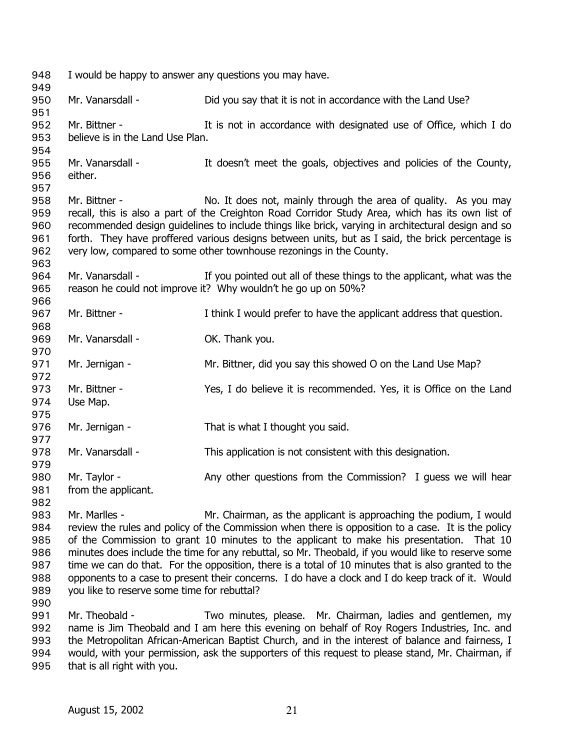I would be happy to answer any questions you may have.

Mr. Vanarsdall - Did you say that it is not in accordance with the Land Use?

Mr. Bittner - It is not in accordance with designated use of Office, which I do believe is in the Land Use Plan.

Mr. Vanarsdall - It doesn't meet the goals, objectives and policies of the County, either.

Mr. Bittner - No. It does not, mainly through the area of quality. As you may recall, this is also a part of the Creighton Road Corridor Study Area, which has its own list of recommended design guidelines to include things like brick, varying in architectural design and so forth. They have proffered various designs between units, but as I said, the brick percentage is very low, compared to some other townhouse rezonings in the County.

Mr. Vanarsdall - If you pointed out all of these things to the applicant, what was the reason he could not improve it? Why wouldn't he go up on 50%?

Mr. Bittner - I think I would prefer to have the applicant address that question.

Mr. Vanarsdall - OK. Thank you.

Mr. Jernigan - Mr. Bittner, did you say this showed O on the Land Use Map?

Mr. Bittner - Yes, I do believe it is recommended. Yes, it is Office on the Land Use Map.

Mr. Jernigan - That is what I thought you said.

Mr. Vanarsdall - This application is not consistent with this designation.

Mr. Taylor - Any other questions from the Commission? I guess we will hear from the applicant.

Mr. Marlles - Mr. Chairman, as the applicant is approaching the podium, I would review the rules and policy of the Commission when there is opposition to a case. It is the policy of the Commission to grant 10 minutes to the applicant to make his presentation. That 10 minutes does include the time for any rebuttal, so Mr. Theobald, if you would like to reserve some time we can do that. For the opposition, there is a total of 10 minutes that is also granted to the opponents to a case to present their concerns. I do have a clock and I do keep track of it. Would you like to reserve some time for rebuttal?

Mr. Theobald - Two minutes, please. Mr. Chairman, ladies and gentlemen, my name is Jim Theobald and I am here this evening on behalf of Roy Rogers Industries, Inc. and the Metropolitan African-American Baptist Church, and in the interest of balance and fairness, I would, with your permission, ask the supporters of this request to please stand, Mr. Chairman, if that is all right with you.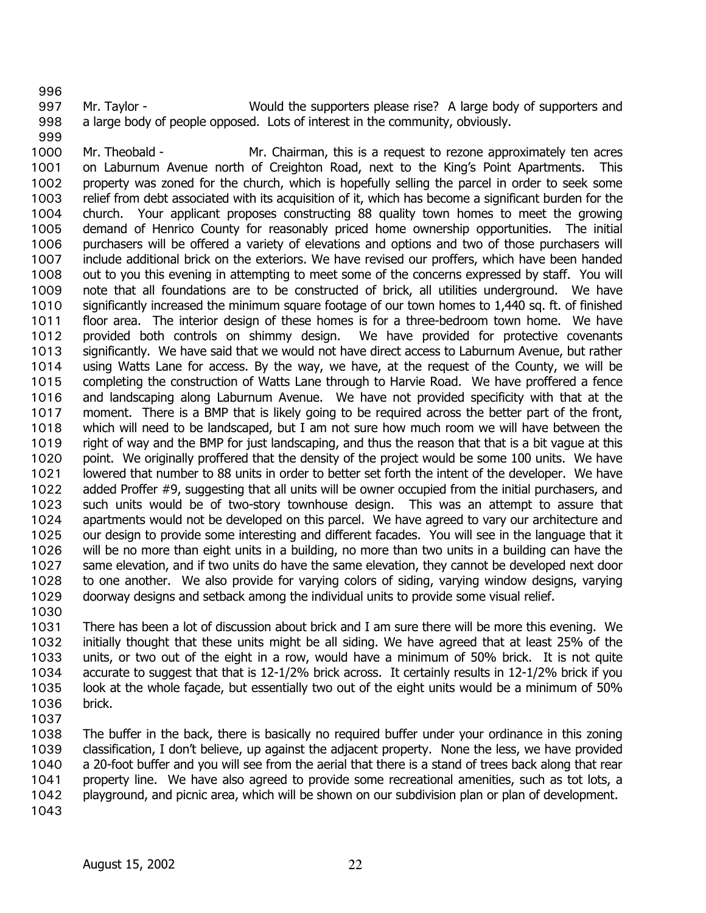Mr. Taylor - Would the supporters please rise? A large body of supporters and a large body of people opposed. Lots of interest in the community, obviously.

Mr. Theobald - Mr. Chairman, this is a request to rezone approximately ten acres on Laburnum Avenue north of Creighton Road, next to the King's Point Apartments. This property was zoned for the church, which is hopefully selling the parcel in order to seek some relief from debt associated with its acquisition of it, which has become a significant burden for the church. Your applicant proposes constructing 88 quality town homes to meet the growing demand of Henrico County for reasonably priced home ownership opportunities. The initial purchasers will be offered a variety of elevations and options and two of those purchasers will include additional brick on the exteriors. We have revised our proffers, which have been handed out to you this evening in attempting to meet some of the concerns expressed by staff. You will note that all foundations are to be constructed of brick, all utilities underground. We have significantly increased the minimum square footage of our town homes to 1,440 sq. ft. of finished floor area. The interior design of these homes is for a three-bedroom town home. We have provided both controls on shimmy design. We have provided for protective covenants significantly. We have said that we would not have direct access to Laburnum Avenue, but rather using Watts Lane for access. By the way, we have, at the request of the County, we will be completing the construction of Watts Lane through to Harvie Road. We have proffered a fence and landscaping along Laburnum Avenue. We have not provided specificity with that at the moment. There is a BMP that is likely going to be required across the better part of the front, which will need to be landscaped, but I am not sure how much room we will have between the right of way and the BMP for just landscaping, and thus the reason that that is a bit vague at this point. We originally proffered that the density of the project would be some 100 units. We have lowered that number to 88 units in order to better set forth the intent of the developer. We have added Proffer #9, suggesting that all units will be owner occupied from the initial purchasers, and such units would be of two-story townhouse design. This was an attempt to assure that apartments would not be developed on this parcel. We have agreed to vary our architecture and our design to provide some interesting and different facades. You will see in the language that it will be no more than eight units in a building, no more than two units in a building can have the same elevation, and if two units do have the same elevation, they cannot be developed next door to one another. We also provide for varying colors of siding, varying window designs, varying doorway designs and setback among the individual units to provide some visual relief.

There has been a lot of discussion about brick and I am sure there will be more this evening. We initially thought that these units might be all siding. We have agreed that at least 25% of the units, or two out of the eight in a row, would have a minimum of 50% brick. It is not quite accurate to suggest that that is 12-1/2% brick across. It certainly results in 12-1/2% brick if you look at the whole façade, but essentially two out of the eight units would be a minimum of 50% brick.

The buffer in the back, there is basically no required buffer under your ordinance in this zoning classification, I don't believe, up against the adjacent property. None the less, we have provided a 20-foot buffer and you will see from the aerial that there is a stand of trees back along that rear property line. We have also agreed to provide some recreational amenities, such as tot lots, a playground, and picnic area, which will be shown on our subdivision plan or plan of development.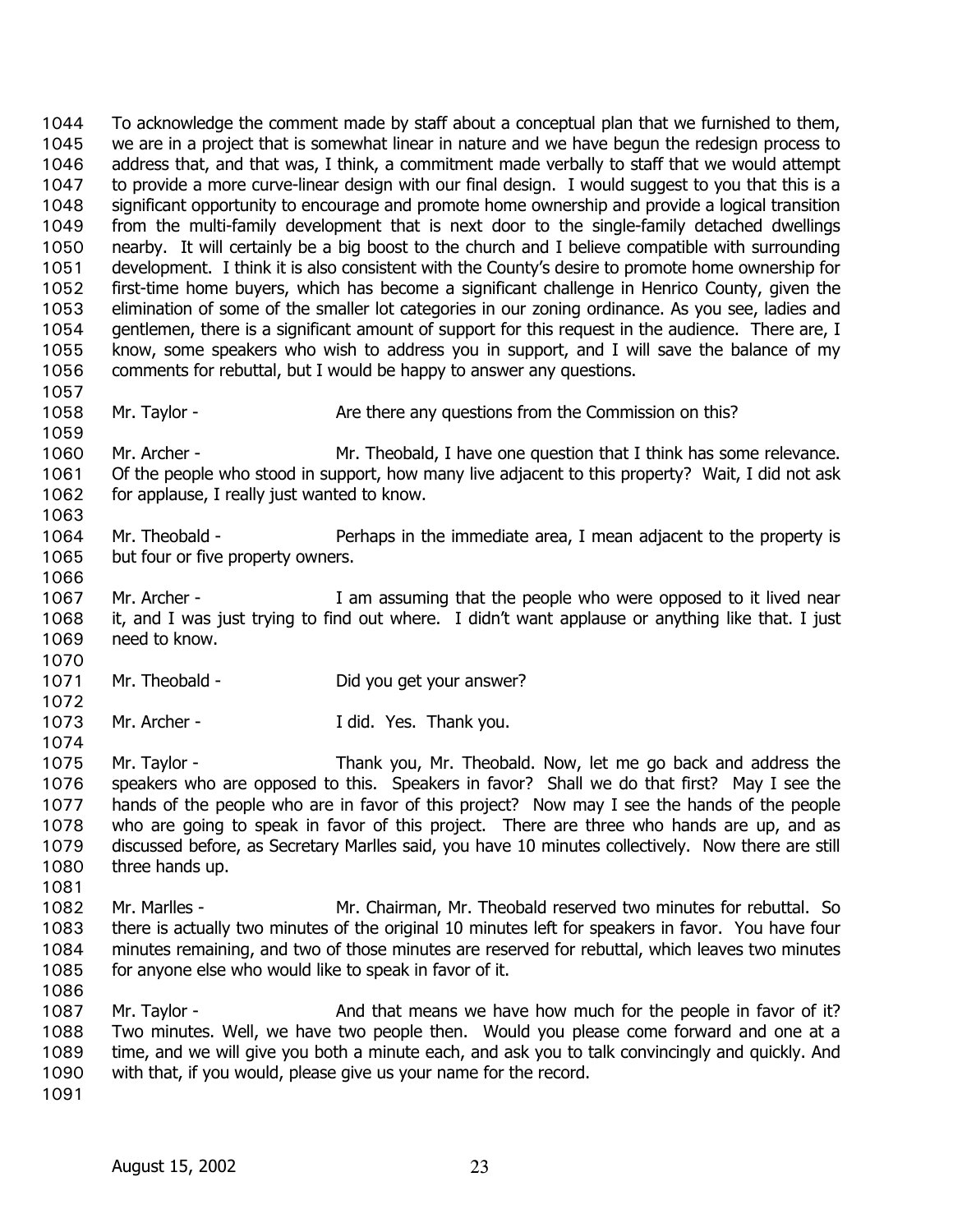To acknowledge the comment made by staff about a conceptual plan that we furnished to them, we are in a project that is somewhat linear in nature and we have begun the redesign process to address that, and that was, I think, a commitment made verbally to staff that we would attempt to provide a more curve-linear design with our final design. I would suggest to you that this is a significant opportunity to encourage and promote home ownership and provide a logical transition from the multi-family development that is next door to the single-family detached dwellings nearby. It will certainly be a big boost to the church and I believe compatible with surrounding development. I think it is also consistent with the County's desire to promote home ownership for first-time home buyers, which has become a significant challenge in Henrico County, given the elimination of some of the smaller lot categories in our zoning ordinance. As you see, ladies and gentlemen, there is a significant amount of support for this request in the audience. There are, I know, some speakers who wish to address you in support, and I will save the balance of my comments for rebuttal, but I would be happy to answer any questions.

Mr. Taylor - Are there any questions from the Commission on this?

Mr. Archer - Mr. Theobald, I have one question that I think has some relevance. Of the people who stood in support, how many live adjacent to this property? Wait, I did not ask for applause, I really just wanted to know.

Mr. Theobald - Perhaps in the immediate area, I mean adjacent to the property is but four or five property owners.

Mr. Archer - I am assuming that the people who were opposed to it lived near it, and I was just trying to find out where. I didn't want applause or anything like that. I just need to know.

Mr. Theobald - Did you get your answer?

Mr. Archer - I did. Yes. Thank you.

Mr. Taylor - Thank you, Mr. Theobald. Now, let me go back and address the speakers who are opposed to this. Speakers in favor? Shall we do that first? May I see the hands of the people who are in favor of this project? Now may I see the hands of the people who are going to speak in favor of this project. There are three who hands are up, and as discussed before, as Secretary Marlles said, you have 10 minutes collectively. Now there are still three hands up.

Mr. Marlles - Mr. Chairman, Mr. Theobald reserved two minutes for rebuttal. So there is actually two minutes of the original 10 minutes left for speakers in favor. You have four minutes remaining, and two of those minutes are reserved for rebuttal, which leaves two minutes for anyone else who would like to speak in favor of it.

Mr. Taylor - And that means we have how much for the people in favor of it? Two minutes. Well, we have two people then. Would you please come forward and one at a time, and we will give you both a minute each, and ask you to talk convincingly and quickly. And with that, if you would, please give us your name for the record.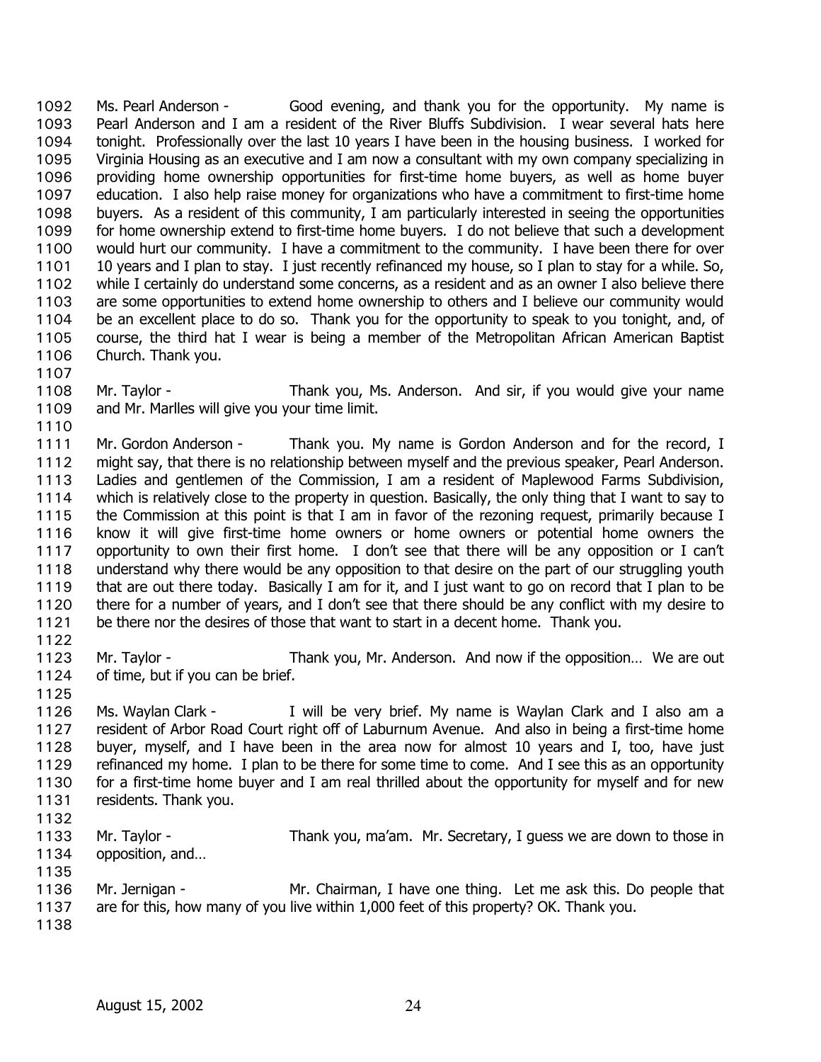Ms. Pearl Anderson - Good evening, and thank you for the opportunity. My name is Pearl Anderson and I am a resident of the River Bluffs Subdivision. I wear several hats here tonight. Professionally over the last 10 years I have been in the housing business. I worked for Virginia Housing as an executive and I am now a consultant with my own company specializing in providing home ownership opportunities for first-time home buyers, as well as home buyer education. I also help raise money for organizations who have a commitment to first-time home buyers. As a resident of this community, I am particularly interested in seeing the opportunities for home ownership extend to first-time home buyers. I do not believe that such a development would hurt our community. I have a commitment to the community. I have been there for over 10 years and I plan to stay. I just recently refinanced my house, so I plan to stay for a while. So, while I certainly do understand some concerns, as a resident and as an owner I also believe there are some opportunities to extend home ownership to others and I believe our community would be an excellent place to do so. Thank you for the opportunity to speak to you tonight, and, of course, the third hat I wear is being a member of the Metropolitan African American Baptist Church. Thank you.

Mr. Taylor - Thank you, Ms. Anderson. And sir, if you would give your name and Mr. Marlles will give you your time limit.

Mr. Gordon Anderson - Thank you. My name is Gordon Anderson and for the record, I might say, that there is no relationship between myself and the previous speaker, Pearl Anderson. Ladies and gentlemen of the Commission, I am a resident of Maplewood Farms Subdivision, which is relatively close to the property in question. Basically, the only thing that I want to say to the Commission at this point is that I am in favor of the rezoning request, primarily because I know it will give first-time home owners or home owners or potential home owners the opportunity to own their first home. I don't see that there will be any opposition or I can't understand why there would be any opposition to that desire on the part of our struggling youth that are out there today. Basically I am for it, and I just want to go on record that I plan to be there for a number of years, and I don't see that there should be any conflict with my desire to be there nor the desires of those that want to start in a decent home. Thank you.

Mr. Taylor - Thank you, Mr. Anderson. And now if the opposition… We are out of time, but if you can be brief.

Ms. Waylan Clark - I will be very brief. My name is Waylan Clark and I also am a resident of Arbor Road Court right off of Laburnum Avenue. And also in being a first-time home buyer, myself, and I have been in the area now for almost 10 years and I, too, have just refinanced my home. I plan to be there for some time to come. And I see this as an opportunity for a first-time home buyer and I am real thrilled about the opportunity for myself and for new residents. Thank you.

Mr. Taylor - Thank you, ma'am. Mr. Secretary, I guess we are down to those in opposition, and…

Mr. Jernigan - Mr. Chairman, I have one thing. Let me ask this. Do people that are for this, how many of you live within 1,000 feet of this property? OK. Thank you.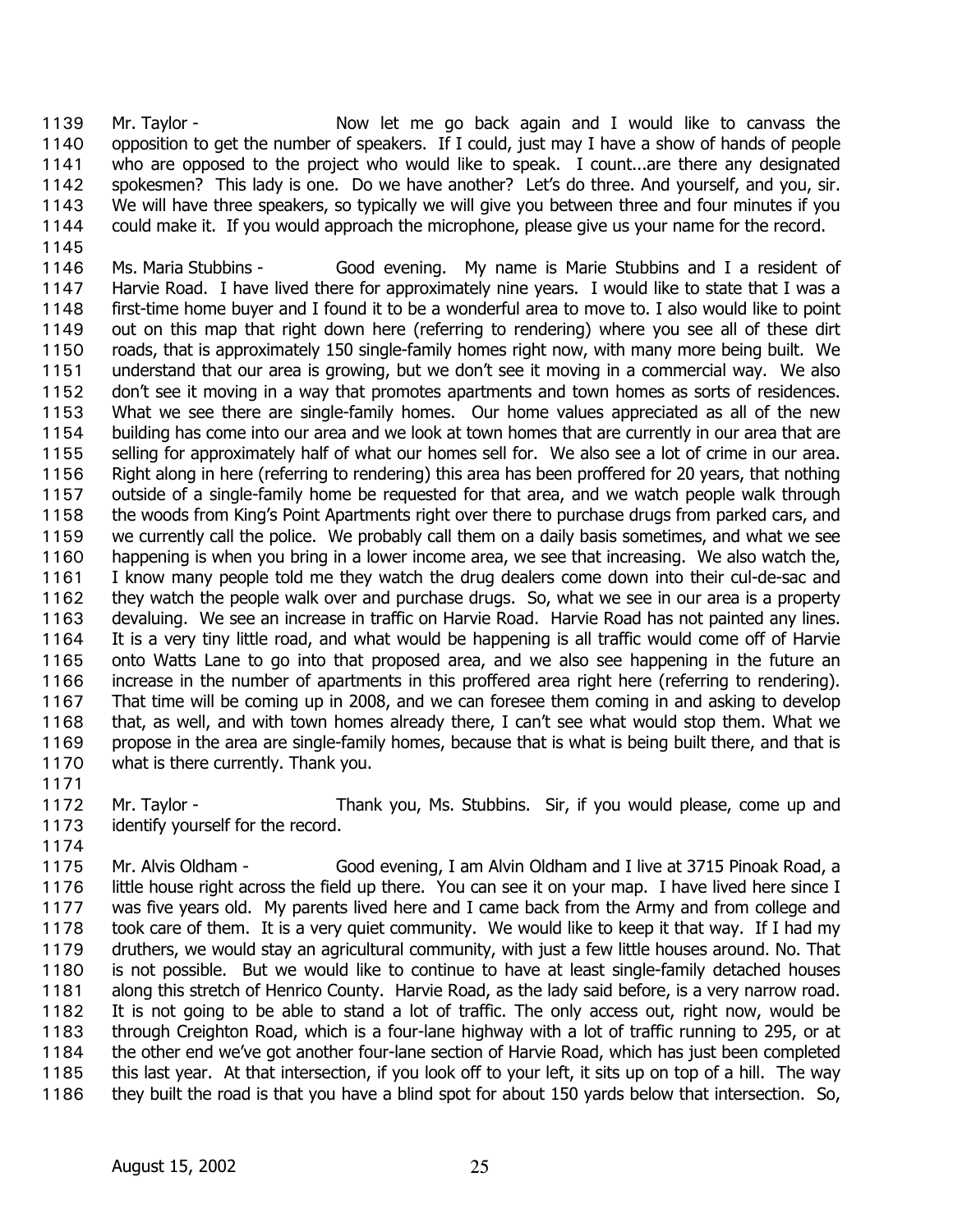Mr. Taylor - Now let me go back again and I would like to canvass the opposition to get the number of speakers. If I could, just may I have a show of hands of people who are opposed to the project who would like to speak. I count...are there any designated spokesmen? This lady is one. Do we have another? Let's do three. And yourself, and you, sir. We will have three speakers, so typically we will give you between three and four minutes if you could make it. If you would approach the microphone, please give us your name for the record.

Ms. Maria Stubbins - Good evening. My name is Marie Stubbins and I a resident of Harvie Road. I have lived there for approximately nine years. I would like to state that I was a first-time home buyer and I found it to be a wonderful area to move to. I also would like to point out on this map that right down here (referring to rendering) where you see all of these dirt roads, that is approximately 150 single-family homes right now, with many more being built. We understand that our area is growing, but we don't see it moving in a commercial way. We also don't see it moving in a way that promotes apartments and town homes as sorts of residences. What we see there are single-family homes. Our home values appreciated as all of the new building has come into our area and we look at town homes that are currently in our area that are selling for approximately half of what our homes sell for. We also see a lot of crime in our area. Right along in here (referring to rendering) this area has been proffered for 20 years, that nothing outside of a single-family home be requested for that area, and we watch people walk through the woods from King's Point Apartments right over there to purchase drugs from parked cars, and we currently call the police. We probably call them on a daily basis sometimes, and what we see happening is when you bring in a lower income area, we see that increasing. We also watch the, I know many people told me they watch the drug dealers come down into their cul-de-sac and they watch the people walk over and purchase drugs. So, what we see in our area is a property devaluing. We see an increase in traffic on Harvie Road. Harvie Road has not painted any lines. It is a very tiny little road, and what would be happening is all traffic would come off of Harvie onto Watts Lane to go into that proposed area, and we also see happening in the future an increase in the number of apartments in this proffered area right here (referring to rendering). That time will be coming up in 2008, and we can foresee them coming in and asking to develop that, as well, and with town homes already there, I can't see what would stop them. What we propose in the area are single-family homes, because that is what is being built there, and that is what is there currently. Thank you.

Mr. Taylor - Thank you, Ms. Stubbins. Sir, if you would please, come up and identify yourself for the record.

Mr. Alvis Oldham - Good evening, I am Alvin Oldham and I live at 3715 Pinoak Road, a little house right across the field up there. You can see it on your map. I have lived here since I was five years old. My parents lived here and I came back from the Army and from college and took care of them. It is a very quiet community. We would like to keep it that way. If I had my druthers, we would stay an agricultural community, with just a few little houses around. No. That is not possible. But we would like to continue to have at least single-family detached houses along this stretch of Henrico County. Harvie Road, as the lady said before, is a very narrow road. It is not going to be able to stand a lot of traffic. The only access out, right now, would be through Creighton Road, which is a four-lane highway with a lot of traffic running to 295, or at the other end we've got another four-lane section of Harvie Road, which has just been completed this last year. At that intersection, if you look off to your left, it sits up on top of a hill. The way they built the road is that you have a blind spot for about 150 yards below that intersection. So,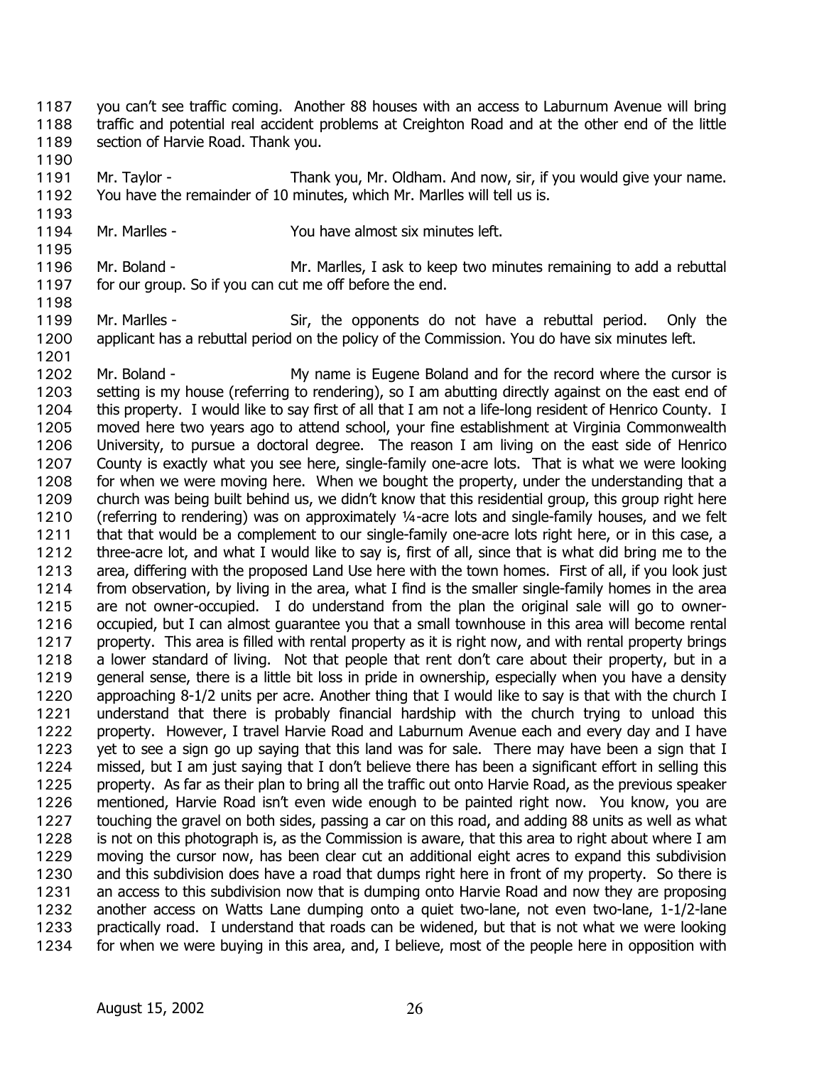you can't see traffic coming. Another 88 houses with an access to Laburnum Avenue will bring traffic and potential real accident problems at Creighton Road and at the other end of the little section of Harvie Road. Thank you.

Mr. Taylor - Thank you, Mr. Oldham. And now, sir, if you would give your name. You have the remainder of 10 minutes, which Mr. Marlles will tell us is.

Mr. Marlles - You have almost six minutes left.

Mr. Boland - Mr. Marlles, I ask to keep two minutes remaining to add a rebuttal for our group. So if you can cut me off before the end.

Mr. Marlles - Sir, the opponents do not have a rebuttal period. Only the applicant has a rebuttal period on the policy of the Commission. You do have six minutes left.

Mr. Boland - My name is Eugene Boland and for the record where the cursor is setting is my house (referring to rendering), so I am abutting directly against on the east end of this property. I would like to say first of all that I am not a life-long resident of Henrico County. I moved here two years ago to attend school, your fine establishment at Virginia Commonwealth University, to pursue a doctoral degree. The reason I am living on the east side of Henrico County is exactly what you see here, single-family one-acre lots. That is what we were looking for when we were moving here. When we bought the property, under the understanding that a church was being built behind us, we didn't know that this residential group, this group right here (referring to rendering) was on approximately ¼-acre lots and single-family houses, and we felt that that would be a complement to our single-family one-acre lots right here, or in this case, a three-acre lot, and what I would like to say is, first of all, since that is what did bring me to the area, differing with the proposed Land Use here with the town homes. First of all, if you look just from observation, by living in the area, what I find is the smaller single-family homes in the area are not owner-occupied. I do understand from the plan the original sale will go to owner-occupied, but I can almost guarantee you that a small townhouse in this area will become rental property. This area is filled with rental property as it is right now, and with rental property brings a lower standard of living. Not that people that rent don't care about their property, but in a general sense, there is a little bit loss in pride in ownership, especially when you have a density approaching 8-1/2 units per acre. Another thing that I would like to say is that with the church I understand that there is probably financial hardship with the church trying to unload this property. However, I travel Harvie Road and Laburnum Avenue each and every day and I have yet to see a sign go up saying that this land was for sale. There may have been a sign that I missed, but I am just saying that I don't believe there has been a significant effort in selling this property. As far as their plan to bring all the traffic out onto Harvie Road, as the previous speaker mentioned, Harvie Road isn't even wide enough to be painted right now. You know, you are touching the gravel on both sides, passing a car on this road, and adding 88 units as well as what is not on this photograph is, as the Commission is aware, that this area to right about where I am moving the cursor now, has been clear cut an additional eight acres to expand this subdivision and this subdivision does have a road that dumps right here in front of my property. So there is an access to this subdivision now that is dumping onto Harvie Road and now they are proposing another access on Watts Lane dumping onto a quiet two-lane, not even two-lane, 1-1/2-lane practically road. I understand that roads can be widened, but that is not what we were looking for when we were buying in this area, and, I believe, most of the people here in opposition with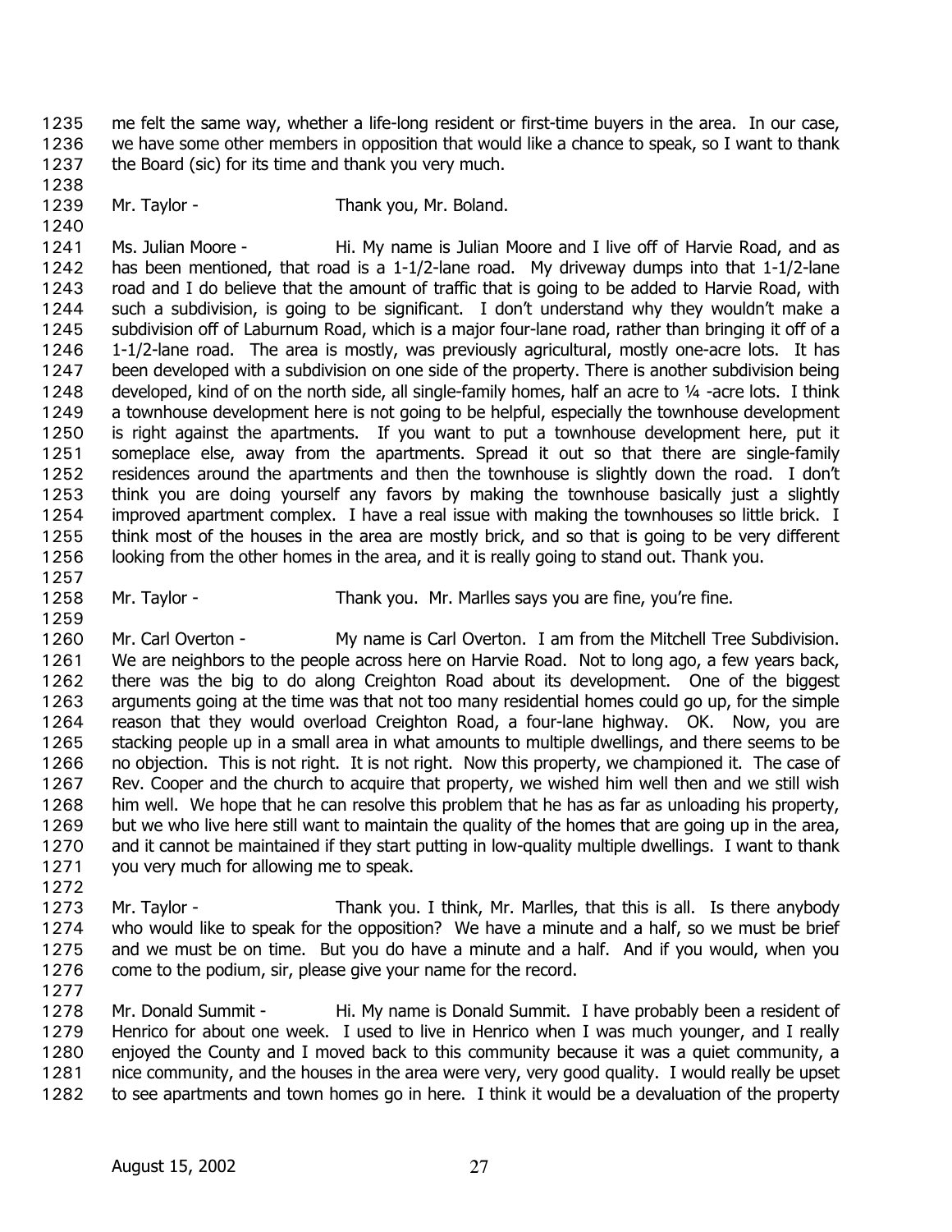me felt the same way, whether a life-long resident or first-time buyers in the area. In our case, we have some other members in opposition that would like a chance to speak, so I want to thank the Board (sic) for its time and thank you very much.

Mr. Taylor - Thank you, Mr. Boland.

Ms. Julian Moore - Hi. My name is Julian Moore and I live off of Harvie Road, and as has been mentioned, that road is a 1-1/2-lane road. My driveway dumps into that 1-1/2-lane road and I do believe that the amount of traffic that is going to be added to Harvie Road, with such a subdivision, is going to be significant. I don't understand why they wouldn't make a subdivision off of Laburnum Road, which is a major four-lane road, rather than bringing it off of a 1-1/2-lane road. The area is mostly, was previously agricultural, mostly one-acre lots. It has been developed with a subdivision on one side of the property. There is another subdivision being developed, kind of on the north side, all single-family homes, half an acre to ¼ -acre lots. I think a townhouse development here is not going to be helpful, especially the townhouse development is right against the apartments. If you want to put a townhouse development here, put it someplace else, away from the apartments. Spread it out so that there are single-family residences around the apartments and then the townhouse is slightly down the road. I don't think you are doing yourself any favors by making the townhouse basically just a slightly improved apartment complex. I have a real issue with making the townhouses so little brick. I think most of the houses in the area are mostly brick, and so that is going to be very different looking from the other homes in the area, and it is really going to stand out. Thank you.

Mr. Taylor - Thank you. Mr. Marlles says you are fine, you're fine.

Mr. Carl Overton - My name is Carl Overton. I am from the Mitchell Tree Subdivision. We are neighbors to the people across here on Harvie Road. Not to long ago, a few years back, there was the big to do along Creighton Road about its development. One of the biggest arguments going at the time was that not too many residential homes could go up, for the simple reason that they would overload Creighton Road, a four-lane highway. OK. Now, you are stacking people up in a small area in what amounts to multiple dwellings, and there seems to be no objection. This is not right. It is not right. Now this property, we championed it. The case of Rev. Cooper and the church to acquire that property, we wished him well then and we still wish him well. We hope that he can resolve this problem that he has as far as unloading his property, but we who live here still want to maintain the quality of the homes that are going up in the area, and it cannot be maintained if they start putting in low-quality multiple dwellings. I want to thank you very much for allowing me to speak.

Mr. Taylor - Thank you. I think, Mr. Marlles, that this is all. Is there anybody who would like to speak for the opposition? We have a minute and a half, so we must be brief and we must be on time. But you do have a minute and a half. And if you would, when you come to the podium, sir, please give your name for the record.

Mr. Donald Summit - Hi. My name is Donald Summit. I have probably been a resident of Henrico for about one week. I used to live in Henrico when I was much younger, and I really enjoyed the County and I moved back to this community because it was a quiet community, a nice community, and the houses in the area were very, very good quality. I would really be upset to see apartments and town homes go in here. I think it would be a devaluation of the property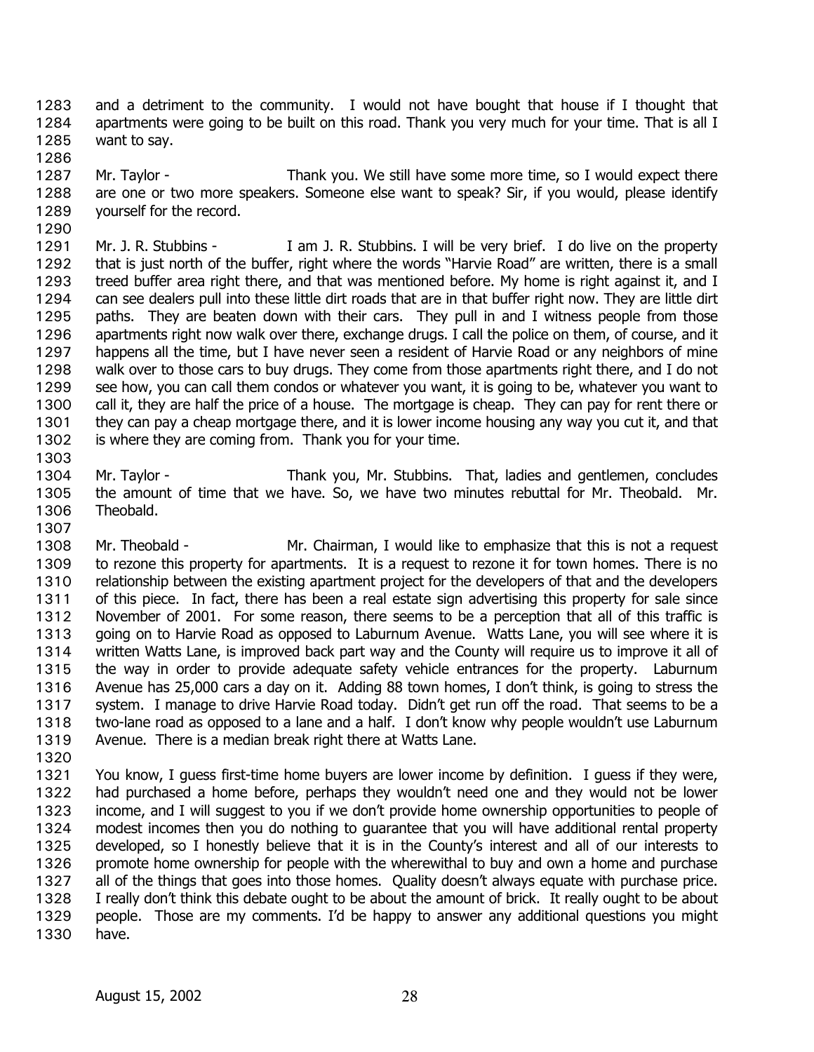and a detriment to the community. I would not have bought that house if I thought that apartments were going to be built on this road. Thank you very much for your time. That is all I want to say.

Mr. Taylor - Thank you. We still have some more time, so I would expect there are one or two more speakers. Someone else want to speak? Sir, if you would, please identify yourself for the record.

Mr. J. R. Stubbins - I am J. R. Stubbins. I will be very brief. I do live on the property that is just north of the buffer, right where the words "Harvie Road" are written, there is a small treed buffer area right there, and that was mentioned before. My home is right against it, and I can see dealers pull into these little dirt roads that are in that buffer right now. They are little dirt paths. They are beaten down with their cars. They pull in and I witness people from those apartments right now walk over there, exchange drugs. I call the police on them, of course, and it happens all the time, but I have never seen a resident of Harvie Road or any neighbors of mine walk over to those cars to buy drugs. They come from those apartments right there, and I do not see how, you can call them condos or whatever you want, it is going to be, whatever you want to call it, they are half the price of a house. The mortgage is cheap. They can pay for rent there or they can pay a cheap mortgage there, and it is lower income housing any way you cut it, and that is where they are coming from. Thank you for your time.

Mr. Taylor - Thank you, Mr. Stubbins. That, ladies and gentlemen, concludes the amount of time that we have. So, we have two minutes rebuttal for Mr. Theobald. Mr. Theobald.

Mr. Theobald - Mr. Chairman, I would like to emphasize that this is not a request to rezone this property for apartments. It is a request to rezone it for town homes. There is no relationship between the existing apartment project for the developers of that and the developers of this piece. In fact, there has been a real estate sign advertising this property for sale since November of 2001. For some reason, there seems to be a perception that all of this traffic is going on to Harvie Road as opposed to Laburnum Avenue. Watts Lane, you will see where it is written Watts Lane, is improved back part way and the County will require us to improve it all of the way in order to provide adequate safety vehicle entrances for the property. Laburnum Avenue has 25,000 cars a day on it. Adding 88 town homes, I don't think, is going to stress the system. I manage to drive Harvie Road today. Didn't get run off the road. That seems to be a two-lane road as opposed to a lane and a half. I don't know why people wouldn't use Laburnum Avenue. There is a median break right there at Watts Lane.

You know, I guess first-time home buyers are lower income by definition. I guess if they were, had purchased a home before, perhaps they wouldn't need one and they would not be lower income, and I will suggest to you if we don't provide home ownership opportunities to people of modest incomes then you do nothing to guarantee that you will have additional rental property developed, so I honestly believe that it is in the County's interest and all of our interests to promote home ownership for people with the wherewithal to buy and own a home and purchase all of the things that goes into those homes. Quality doesn't always equate with purchase price. I really don't think this debate ought to be about the amount of brick. It really ought to be about people. Those are my comments. I'd be happy to answer any additional questions you might have.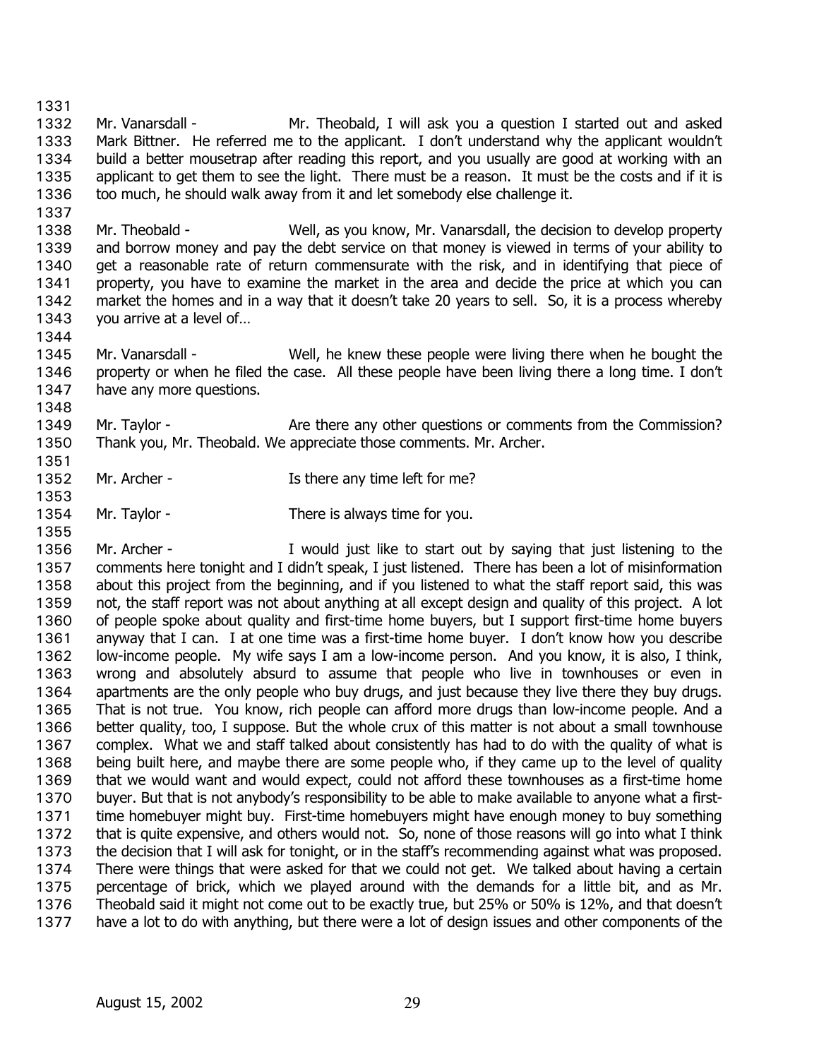Mr. Vanarsdall - Mr. Theobald, I will ask you a question I started out and asked Mark Bittner. He referred me to the applicant. I don't understand why the applicant wouldn't build a better mousetrap after reading this report, and you usually are good at working with an applicant to get them to see the light. There must be a reason. It must be the costs and if it is too much, he should walk away from it and let somebody else challenge it.

Mr. Theobald - Well, as you know, Mr. Vanarsdall, the decision to develop property and borrow money and pay the debt service on that money is viewed in terms of your ability to get a reasonable rate of return commensurate with the risk, and in identifying that piece of property, you have to examine the market in the area and decide the price at which you can market the homes and in a way that it doesn't take 20 years to sell. So, it is a process whereby you arrive at a level of…

Mr. Vanarsdall - Well, he knew these people were living there when he bought the property or when he filed the case. All these people have been living there a long time. I don't have any more questions.

Mr. Taylor - Are there any other questions or comments from the Commission? Thank you, Mr. Theobald. We appreciate those comments. Mr. Archer.

Mr. Archer - Is there any time left for me?

Mr. Taylor - There is always time for you.

Mr. Archer - I would just like to start out by saying that just listening to the comments here tonight and I didn't speak, I just listened. There has been a lot of misinformation about this project from the beginning, and if you listened to what the staff report said, this was not, the staff report was not about anything at all except design and quality of this project. A lot of people spoke about quality and first-time home buyers, but I support first-time home buyers anyway that I can. I at one time was a first-time home buyer. I don't know how you describe low-income people. My wife says I am a low-income person. And you know, it is also, I think, wrong and absolutely absurd to assume that people who live in townhouses or even in apartments are the only people who buy drugs, and just because they live there they buy drugs. That is not true. You know, rich people can afford more drugs than low-income people. And a better quality, too, I suppose. But the whole crux of this matter is not about a small townhouse complex. What we and staff talked about consistently has had to do with the quality of what is being built here, and maybe there are some people who, if they came up to the level of quality that we would want and would expect, could not afford these townhouses as a first-time home buyer. But that is not anybody's responsibility to be able to make available to anyone what a first-time homebuyer might buy. First-time homebuyers might have enough money to buy something that is quite expensive, and others would not. So, none of those reasons will go into what I think the decision that I will ask for tonight, or in the staff's recommending against what was proposed. There were things that were asked for that we could not get. We talked about having a certain percentage of brick, which we played around with the demands for a little bit, and as Mr. Theobald said it might not come out to be exactly true, but 25% or 50% is 12%, and that doesn't have a lot to do with anything, but there were a lot of design issues and other components of the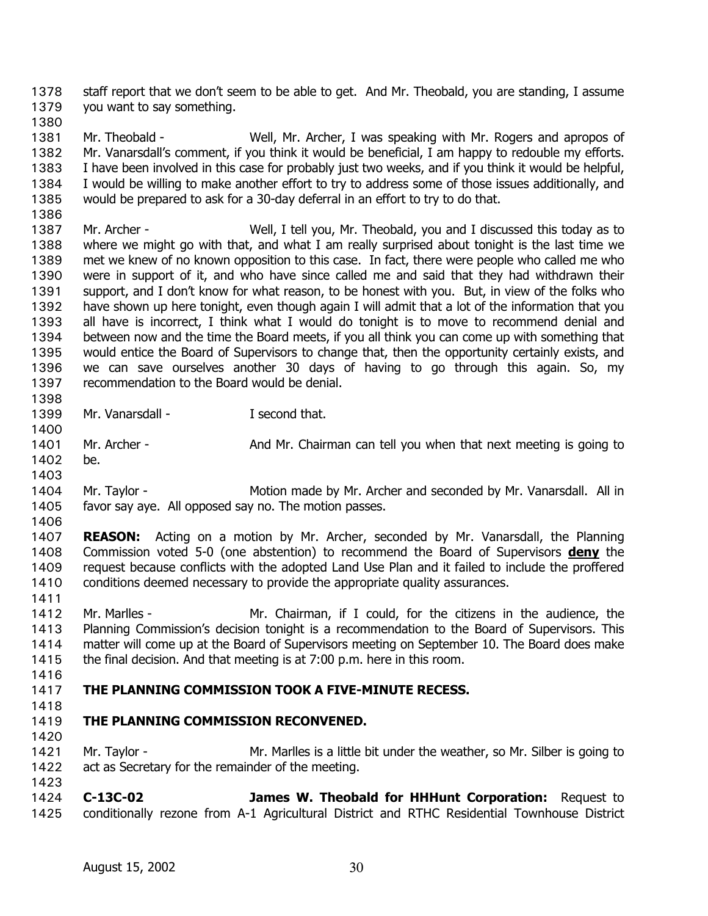staff report that we don't seem to be able to get. And Mr. Theobald, you are standing, I assume you want to say something.

Mr. Theobald - Well, Mr. Archer, I was speaking with Mr. Rogers and apropos of Mr. Vanarsdall's comment, if you think it would be beneficial, I am happy to redouble my efforts. I have been involved in this case for probably just two weeks, and if you think it would be helpful, I would be willing to make another effort to try to address some of those issues additionally, and would be prepared to ask for a 30-day deferral in an effort to try to do that.

Mr. Archer - Well, I tell you, Mr. Theobald, you and I discussed this today as to where we might go with that, and what I am really surprised about tonight is the last time we met we knew of no known opposition to this case. In fact, there were people who called me who were in support of it, and who have since called me and said that they had withdrawn their support, and I don't know for what reason, to be honest with you. But, in view of the folks who have shown up here tonight, even though again I will admit that a lot of the information that you all have is incorrect, I think what I would do tonight is to move to recommend denial and between now and the time the Board meets, if you all think you can come up with something that would entice the Board of Supervisors to change that, then the opportunity certainly exists, and we can save ourselves another 30 days of having to go through this again. So, my recommendation to the Board would be denial.

Mr. Vanarsdall - I second that.

Mr. Archer - And Mr. Chairman can tell you when that next meeting is going to be.

Mr. Taylor - Motion made by Mr. Archer and seconded by Mr. Vanarsdall. All in favor say aye. All opposed say no. The motion passes.

**REASON:** Acting on a motion by Mr. Archer, seconded by Mr. Vanarsdall, the Planning Commission voted 5-0 (one abstention) to recommend the Board of Supervisors **deny** the request because conflicts with the adopted Land Use Plan and it failed to include the proffered conditions deemed necessary to provide the appropriate quality assurances.

Mr. Marlles - Mr. Chairman, if I could, for the citizens in the audience, the Planning Commission's decision tonight is a recommendation to the Board of Supervisors. This matter will come up at the Board of Supervisors meeting on September 10. The Board does make the final decision. And that meeting is at 7:00 p.m. here in this room.

**THE PLANNING COMMISSION TOOK A FIVE-MINUTE RECESS.**

**THE PLANNING COMMISSION RECONVENED.**

Mr. Taylor - Mr. Marlles is a little bit under the weather, so Mr. Silber is going to act as Secretary for the remainder of the meeting.

**C-13C-02 James W. Theobald for HHHunt Corporation:** Request to conditionally rezone from A-1 Agricultural District and RTHC Residential Townhouse District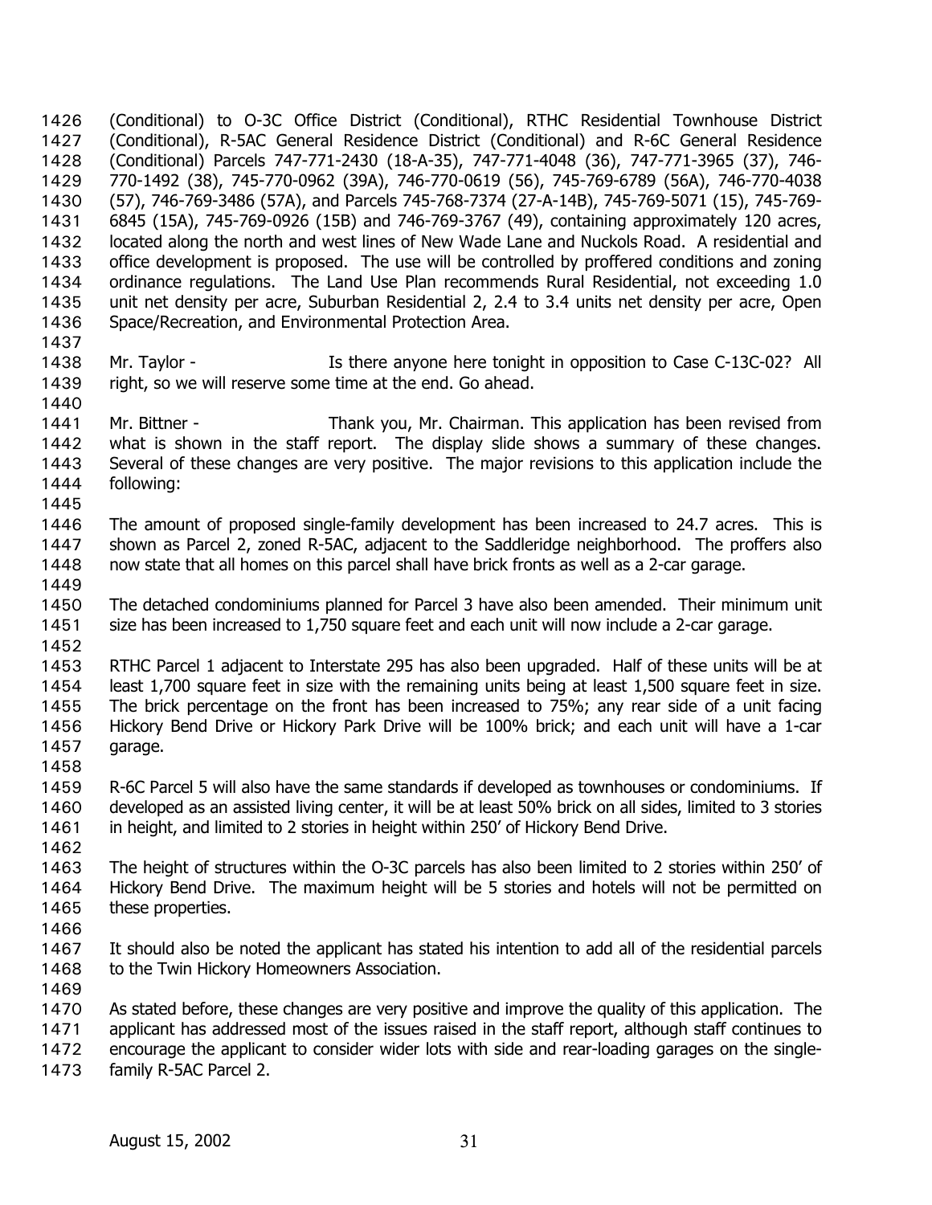(Conditional) to O-3C Office District (Conditional), RTHC Residential Townhouse District (Conditional), R-5AC General Residence District (Conditional) and R-6C General Residence (Conditional) Parcels 747-771-2430 (18-A-35), 747-771-4048 (36), 747-771-3965 (37), 746-770-1492 (38), 745-770-0962 (39A), 746-770-0619 (56), 745-769-6789 (56A), 746-770-4038 (57), 746-769-3486 (57A), and Parcels 745-768-7374 (27-A-14B), 745-769-5071 (15), 745-769-6845 (15A), 745-769-0926 (15B) and 746-769-3767 (49), containing approximately 120 acres, located along the north and west lines of New Wade Lane and Nuckols Road. A residential and office development is proposed. The use will be controlled by proffered conditions and zoning ordinance regulations. The Land Use Plan recommends Rural Residential, not exceeding 1.0 unit net density per acre, Suburban Residential 2, 2.4 to 3.4 units net density per acre, Open Space/Recreation, and Environmental Protection Area.

Mr. Taylor - Is there anyone here tonight in opposition to Case C-13C-02? All right, so we will reserve some time at the end. Go ahead.

Mr. Bittner - Thank you, Mr. Chairman. This application has been revised from what is shown in the staff report. The display slide shows a summary of these changes. Several of these changes are very positive. The major revisions to this application include the following:

The amount of proposed single-family development has been increased to 24.7 acres. This is shown as Parcel 2, zoned R-5AC, adjacent to the Saddleridge neighborhood. The proffers also now state that all homes on this parcel shall have brick fronts as well as a 2-car garage.

The detached condominiums planned for Parcel 3 have also been amended. Their minimum unit size has been increased to 1,750 square feet and each unit will now include a 2-car garage.

RTHC Parcel 1 adjacent to Interstate 295 has also been upgraded. Half of these units will be at least 1,700 square feet in size with the remaining units being at least 1,500 square feet in size. The brick percentage on the front has been increased to 75%; any rear side of a unit facing Hickory Bend Drive or Hickory Park Drive will be 100% brick; and each unit will have a 1-car garage.

R-6C Parcel 5 will also have the same standards if developed as townhouses or condominiums. If developed as an assisted living center, it will be at least 50% brick on all sides, limited to 3 stories in height, and limited to 2 stories in height within 250' of Hickory Bend Drive.

The height of structures within the O-3C parcels has also been limited to 2 stories within 250' of Hickory Bend Drive. The maximum height will be 5 stories and hotels will not be permitted on these properties.

It should also be noted the applicant has stated his intention to add all of the residential parcels to the Twin Hickory Homeowners Association.

As stated before, these changes are very positive and improve the quality of this application. The applicant has addressed most of the issues raised in the staff report, although staff continues to encourage the applicant to consider wider lots with side and rear-loading garages on the single-family R-5AC Parcel 2.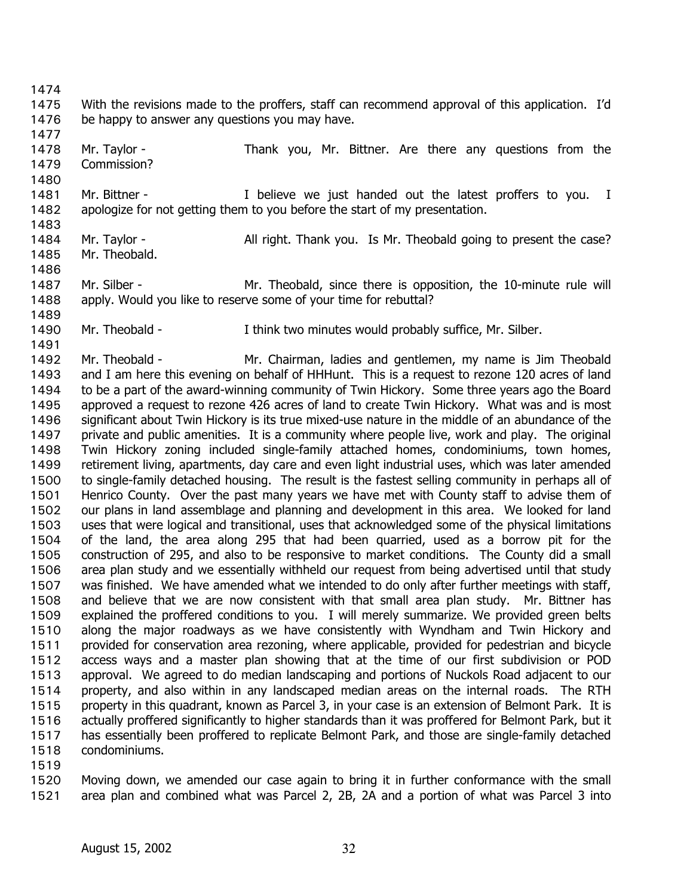With the revisions made to the proffers, staff can recommend approval of this application. I'd be happy to answer any questions you may have.

Mr. Taylor - Thank you, Mr. Bittner. Are there any questions from the Commission?

Mr. Bittner - I believe we just handed out the latest proffers to you. I apologize for not getting them to you before the start of my presentation.

Mr. Taylor - All right. Thank you. Is Mr. Theobald going to present the case? Mr. Theobald.

Mr. Silber - Mr. Theobald, since there is opposition, the 10-minute rule will apply. Would you like to reserve some of your time for rebuttal?

Mr. Theobald - I think two minutes would probably suffice, Mr. Silber.

Mr. Theobald - Mr. Chairman, ladies and gentlemen, my name is Jim Theobald and I am here this evening on behalf of HHHunt. This is a request to rezone 120 acres of land to be a part of the award-winning community of Twin Hickory. Some three years ago the Board approved a request to rezone 426 acres of land to create Twin Hickory. What was and is most significant about Twin Hickory is its true mixed-use nature in the middle of an abundance of the private and public amenities. It is a community where people live, work and play. The original Twin Hickory zoning included single-family attached homes, condominiums, town homes, retirement living, apartments, day care and even light industrial uses, which was later amended to single-family detached housing. The result is the fastest selling community in perhaps all of Henrico County. Over the past many years we have met with County staff to advise them of our plans in land assemblage and planning and development in this area. We looked for land uses that were logical and transitional, uses that acknowledged some of the physical limitations of the land, the area along 295 that had been quarried, used as a borrow pit for the construction of 295, and also to be responsive to market conditions. The County did a small area plan study and we essentially withheld our request from being advertised until that study was finished. We have amended what we intended to do only after further meetings with staff, and believe that we are now consistent with that small area plan study. Mr. Bittner has explained the proffered conditions to you. I will merely summarize. We provided green belts along the major roadways as we have consistently with Wyndham and Twin Hickory and provided for conservation area rezoning, where applicable, provided for pedestrian and bicycle access ways and a master plan showing that at the time of our first subdivision or POD approval. We agreed to do median landscaping and portions of Nuckols Road adjacent to our property, and also within in any landscaped median areas on the internal roads. The RTH property in this quadrant, known as Parcel 3, in your case is an extension of Belmont Park. It is actually proffered significantly to higher standards than it was proffered for Belmont Park, but it has essentially been proffered to replicate Belmont Park, and those are single-family detached condominiums.

Moving down, we amended our case again to bring it in further conformance with the small area plan and combined what was Parcel 2, 2B, 2A and a portion of what was Parcel 3 into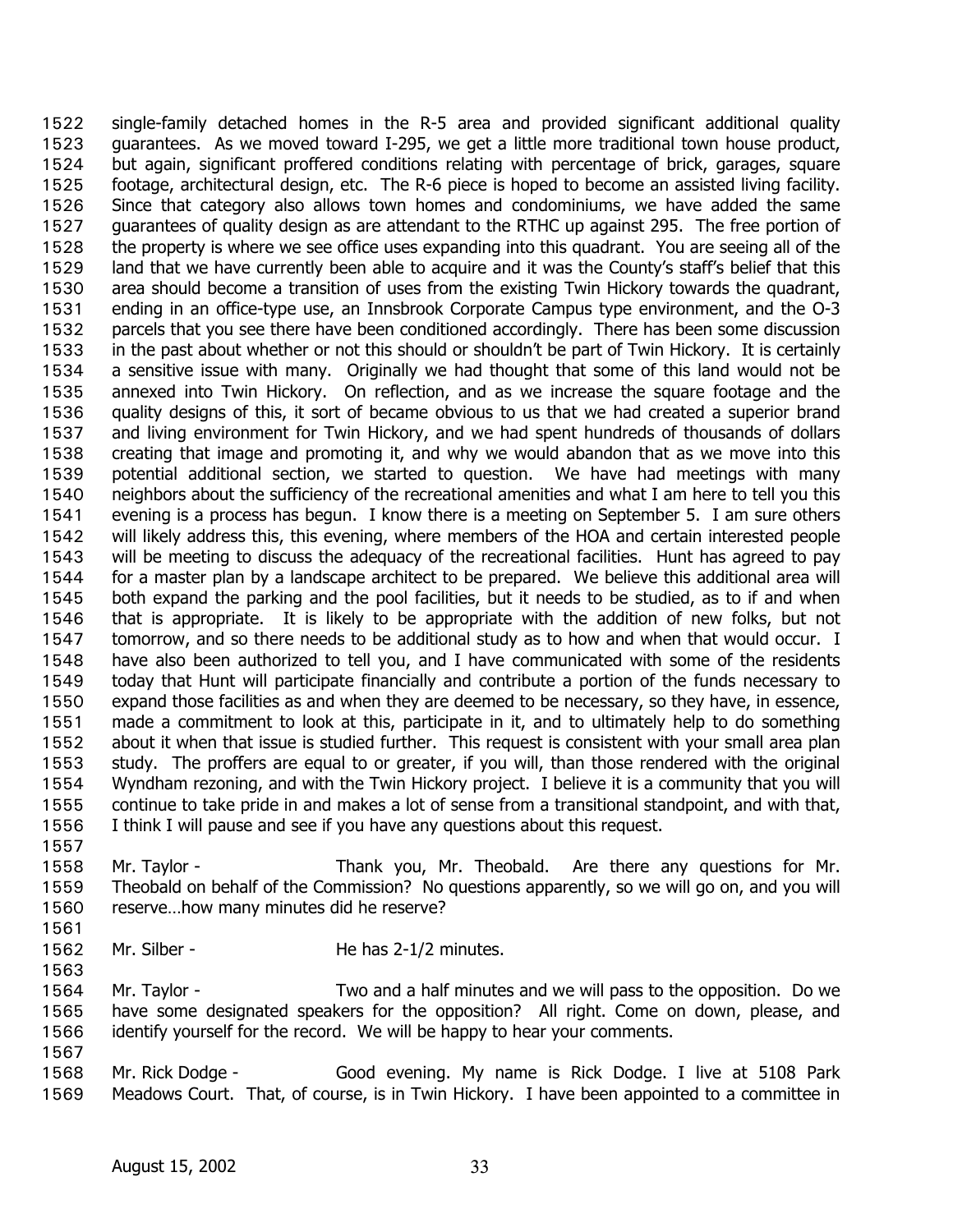single-family detached homes in the R-5 area and provided significant additional quality guarantees. As we moved toward I-295, we get a little more traditional town house product, but again, significant proffered conditions relating with percentage of brick, garages, square footage, architectural design, etc. The R-6 piece is hoped to become an assisted living facility. Since that category also allows town homes and condominiums, we have added the same guarantees of quality design as are attendant to the RTHC up against 295. The free portion of the property is where we see office uses expanding into this quadrant. You are seeing all of the land that we have currently been able to acquire and it was the County's staff's belief that this area should become a transition of uses from the existing Twin Hickory towards the quadrant, ending in an office-type use, an Innsbrook Corporate Campus type environment, and the O-3 parcels that you see there have been conditioned accordingly. There has been some discussion in the past about whether or not this should or shouldn't be part of Twin Hickory. It is certainly a sensitive issue with many. Originally we had thought that some of this land would not be annexed into Twin Hickory. On reflection, and as we increase the square footage and the quality designs of this, it sort of became obvious to us that we had created a superior brand and living environment for Twin Hickory, and we had spent hundreds of thousands of dollars creating that image and promoting it, and why we would abandon that as we move into this potential additional section, we started to question. We have had meetings with many neighbors about the sufficiency of the recreational amenities and what I am here to tell you this evening is a process has begun. I know there is a meeting on September 5. I am sure others will likely address this, this evening, where members of the HOA and certain interested people will be meeting to discuss the adequacy of the recreational facilities. Hunt has agreed to pay for a master plan by a landscape architect to be prepared. We believe this additional area will both expand the parking and the pool facilities, but it needs to be studied, as to if and when that is appropriate. It is likely to be appropriate with the addition of new folks, but not tomorrow, and so there needs to be additional study as to how and when that would occur. I have also been authorized to tell you, and I have communicated with some of the residents today that Hunt will participate financially and contribute a portion of the funds necessary to expand those facilities as and when they are deemed to be necessary, so they have, in essence, made a commitment to look at this, participate in it, and to ultimately help to do something about it when that issue is studied further. This request is consistent with your small area plan study. The proffers are equal to or greater, if you will, than those rendered with the original Wyndham rezoning, and with the Twin Hickory project. I believe it is a community that you will continue to take pride in and makes a lot of sense from a transitional standpoint, and with that, I think I will pause and see if you have any questions about this request.

Mr. Taylor - Thank you, Mr. Theobald. Are there any questions for Mr. Theobald on behalf of the Commission? No questions apparently, so we will go on, and you will reserve…how many minutes did he reserve?

Mr. Silber - He has 2-1/2 minutes.

Mr. Taylor - Two and a half minutes and we will pass to the opposition. Do we have some designated speakers for the opposition? All right. Come on down, please, and identify yourself for the record. We will be happy to hear your comments.

Mr. Rick Dodge - Good evening. My name is Rick Dodge. I live at 5108 Park Meadows Court. That, of course, is in Twin Hickory. I have been appointed to a committee in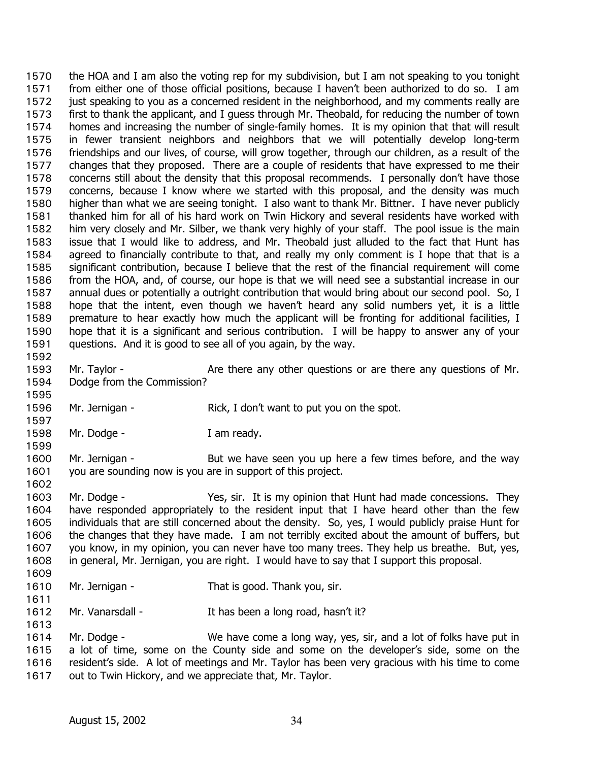the HOA and I am also the voting rep for my subdivision, but I am not speaking to you tonight from either one of those official positions, because I haven't been authorized to do so. I am just speaking to you as a concerned resident in the neighborhood, and my comments really are first to thank the applicant, and I guess through Mr. Theobald, for reducing the number of town homes and increasing the number of single-family homes. It is my opinion that that will result in fewer transient neighbors and neighbors that we will potentially develop long-term friendships and our lives, of course, will grow together, through our children, as a result of the changes that they proposed. There are a couple of residents that have expressed to me their concerns still about the density that this proposal recommends. I personally don't have those concerns, because I know where we started with this proposal, and the density was much higher than what we are seeing tonight. I also want to thank Mr. Bittner. I have never publicly thanked him for all of his hard work on Twin Hickory and several residents have worked with him very closely and Mr. Silber, we thank very highly of your staff. The pool issue is the main issue that I would like to address, and Mr. Theobald just alluded to the fact that Hunt has agreed to financially contribute to that, and really my only comment is I hope that that is a significant contribution, because I believe that the rest of the financial requirement will come from the HOA, and, of course, our hope is that we will need see a substantial increase in our annual dues or potentially a outright contribution that would bring about our second pool. So, I hope that the intent, even though we haven't heard any solid numbers yet, it is a little premature to hear exactly how much the applicant will be fronting for additional facilities, I hope that it is a significant and serious contribution. I will be happy to answer any of your questions. And it is good to see all of you again, by the way.

Mr. Taylor - Are there any other questions or are there any questions of Mr. Dodge from the Commission?

Mr. Jernigan - Rick, I don't want to put you on the spot.

Mr. Dodge - I am ready.

Mr. Jernigan - But we have seen you up here a few times before, and the way you are sounding now is you are in support of this project.

Mr. Dodge - Yes, sir. It is my opinion that Hunt had made concessions. They have responded appropriately to the resident input that I have heard other than the few individuals that are still concerned about the density. So, yes, I would publicly praise Hunt for the changes that they have made. I am not terribly excited about the amount of buffers, but you know, in my opinion, you can never have too many trees. They help us breathe. But, yes, in general, Mr. Jernigan, you are right. I would have to say that I support this proposal.

Mr. Jernigan - That is good. Thank you, sir.

Mr. Vanarsdall - It has been a long road, hasn't it?

Mr. Dodge - We have come a long way, yes, sir, and a lot of folks have put in a lot of time, some on the County side and some on the developer's side, some on the resident's side. A lot of meetings and Mr. Taylor has been very gracious with his time to come out to Twin Hickory, and we appreciate that, Mr. Taylor.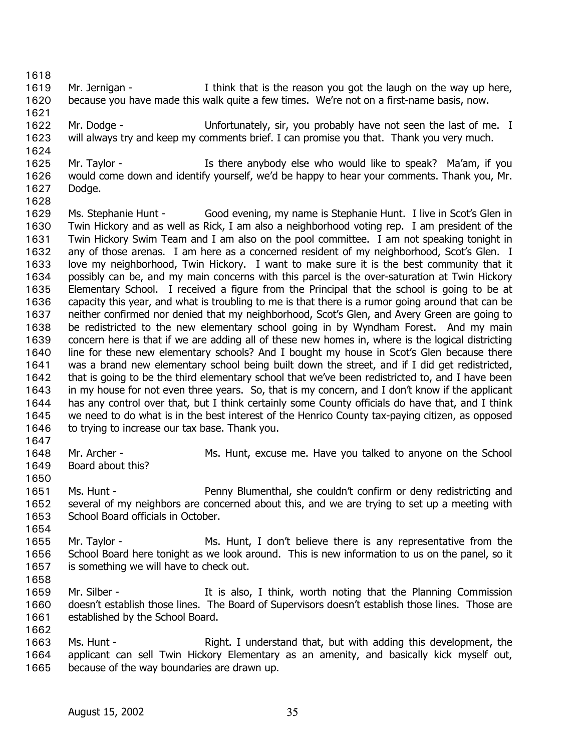Mr. Jernigan - I think that is the reason you got the laugh on the way up here, because you have made this walk quite a few times. We're not on a first-name basis, now.

Mr. Dodge - Unfortunately, sir, you probably have not seen the last of me. I will always try and keep my comments brief. I can promise you that. Thank you very much.

Mr. Taylor - Is there anybody else who would like to speak? Ma'am, if you would come down and identify yourself, we'd be happy to hear your comments. Thank you, Mr. Dodge.

Ms. Stephanie Hunt - Good evening, my name is Stephanie Hunt. I live in Scot's Glen in Twin Hickory and as well as Rick, I am also a neighborhood voting rep. I am president of the Twin Hickory Swim Team and I am also on the pool committee. I am not speaking tonight in any of those arenas. I am here as a concerned resident of my neighborhood, Scot's Glen. I love my neighborhood, Twin Hickory. I want to make sure it is the best community that it possibly can be, and my main concerns with this parcel is the over-saturation at Twin Hickory Elementary School. I received a figure from the Principal that the school is going to be at capacity this year, and what is troubling to me is that there is a rumor going around that can be neither confirmed nor denied that my neighborhood, Scot's Glen, and Avery Green are going to be redistricted to the new elementary school going in by Wyndham Forest. And my main concern here is that if we are adding all of these new homes in, where is the logical districting line for these new elementary schools? And I bought my house in Scot's Glen because there was a brand new elementary school being built down the street, and if I did get redistricted, that is going to be the third elementary school that we've been redistricted to, and I have been in my house for not even three years. So, that is my concern, and I don't know if the applicant has any control over that, but I think certainly some County officials do have that, and I think we need to do what is in the best interest of the Henrico County tax-paying citizen, as opposed to trying to increase our tax base. Thank you.

Mr. Archer - Ms. Hunt, excuse me. Have you talked to anyone on the School Board about this?

Ms. Hunt - Penny Blumenthal, she couldn't confirm or deny redistricting and several of my neighbors are concerned about this, and we are trying to set up a meeting with School Board officials in October.

Mr. Taylor - Ms. Hunt, I don't believe there is any representative from the School Board here tonight as we look around. This is new information to us on the panel, so it is something we will have to check out.

Mr. Silber - It is also, I think, worth noting that the Planning Commission doesn't establish those lines. The Board of Supervisors doesn't establish those lines. Those are established by the School Board.

Ms. Hunt - Right. I understand that, but with adding this development, the applicant can sell Twin Hickory Elementary as an amenity, and basically kick myself out, because of the way boundaries are drawn up.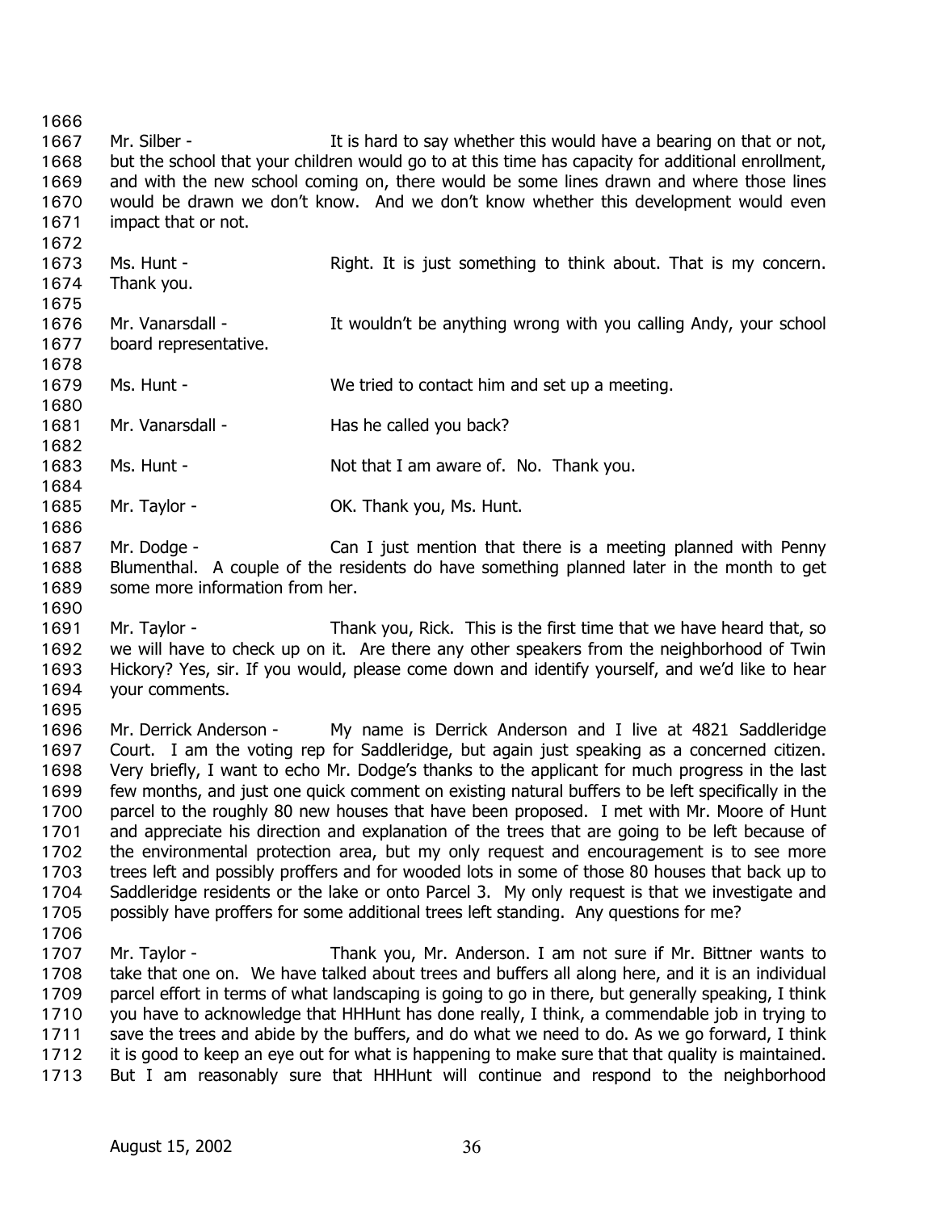Mr. Silber - It is hard to say whether this would have a bearing on that or not, but the school that your children would go to at this time has capacity for additional enrollment, and with the new school coming on, there would be some lines drawn and where those lines would be drawn we don't know. And we don't know whether this development would even impact that or not.

Ms. Hunt - Right. It is just something to think about. That is my concern. Thank you.

Mr. Vanarsdall - It wouldn't be anything wrong with you calling Andy, your school board representative.

Ms. Hunt - We tried to contact him and set up a meeting.

Mr. Vanarsdall - Has he called you back?

Ms. Hunt - Not that I am aware of. No. Thank you.

Mr. Taylor - OK. Thank you, Ms. Hunt.

Mr. Dodge - Can I just mention that there is a meeting planned with Penny Blumenthal. A couple of the residents do have something planned later in the month to get some more information from her.

Mr. Taylor - Thank you, Rick. This is the first time that we have heard that, so we will have to check up on it. Are there any other speakers from the neighborhood of Twin Hickory? Yes, sir. If you would, please come down and identify yourself, and we'd like to hear your comments.

Mr. Derrick Anderson - My name is Derrick Anderson and I live at 4821 Saddleridge Court. I am the voting rep for Saddleridge, but again just speaking as a concerned citizen. Very briefly, I want to echo Mr. Dodge's thanks to the applicant for much progress in the last few months, and just one quick comment on existing natural buffers to be left specifically in the parcel to the roughly 80 new houses that have been proposed. I met with Mr. Moore of Hunt and appreciate his direction and explanation of the trees that are going to be left because of the environmental protection area, but my only request and encouragement is to see more trees left and possibly proffers and for wooded lots in some of those 80 houses that back up to Saddleridge residents or the lake or onto Parcel 3. My only request is that we investigate and possibly have proffers for some additional trees left standing. Any questions for me?

Mr. Taylor - Thank you, Mr. Anderson. I am not sure if Mr. Bittner wants to take that one on. We have talked about trees and buffers all along here, and it is an individual parcel effort in terms of what landscaping is going to go in there, but generally speaking, I think you have to acknowledge that HHHunt has done really, I think, a commendable job in trying to save the trees and abide by the buffers, and do what we need to do. As we go forward, I think it is good to keep an eye out for what is happening to make sure that that quality is maintained. But I am reasonably sure that HHHunt will continue and respond to the neighborhood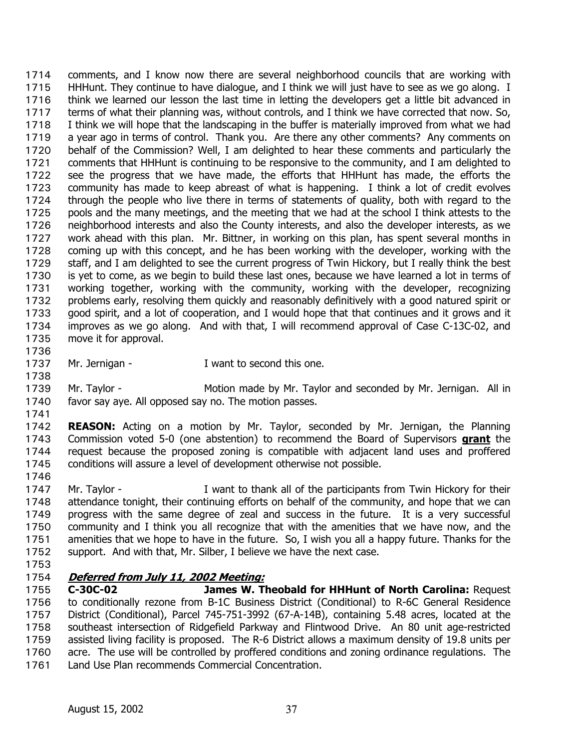comments, and I know now there are several neighborhood councils that are working with HHHunt. They continue to have dialogue, and I think we will just have to see as we go along. I think we learned our lesson the last time in letting the developers get a little bit advanced in terms of what their planning was, without controls, and I think we have corrected that now. So, I think we will hope that the landscaping in the buffer is materially improved from what we had a year ago in terms of control. Thank you. Are there any other comments? Any comments on behalf of the Commission? Well, I am delighted to hear these comments and particularly the comments that HHHunt is continuing to be responsive to the community, and I am delighted to see the progress that we have made, the efforts that HHHunt has made, the efforts the community has made to keep abreast of what is happening. I think a lot of credit evolves through the people who live there in terms of statements of quality, both with regard to the pools and the many meetings, and the meeting that we had at the school I think attests to the neighborhood interests and also the County interests, and also the developer interests, as we work ahead with this plan. Mr. Bittner, in working on this plan, has spent several months in coming up with this concept, and he has been working with the developer, working with the staff, and I am delighted to see the current progress of Twin Hickory, but I really think the best is yet to come, as we begin to build these last ones, because we have learned a lot in terms of working together, working with the community, working with the developer, recognizing problems early, resolving them quickly and reasonably definitively with a good natured spirit or good spirit, and a lot of cooperation, and I would hope that that continues and it grows and it improves as we go along. And with that, I will recommend approval of Case C-13C-02, and move it for approval.

Mr. Jernigan - I want to second this one.

Mr. Taylor - Motion made by Mr. Taylor and seconded by Mr. Jernigan. All in favor say aye. All opposed say no. The motion passes.

**REASON:** Acting on a motion by Mr. Taylor, seconded by Mr. Jernigan, the Planning Commission voted 5-0 (one abstention) to recommend the Board of Supervisors **grant** the request because the proposed zoning is compatible with adjacent land uses and proffered conditions will assure a level of development otherwise not possible.

Mr. Taylor - I want to thank all of the participants from Twin Hickory for their attendance tonight, their continuing efforts on behalf of the community, and hope that we can progress with the same degree of zeal and success in the future. It is a very successful community and I think you all recognize that with the amenities that we have now, and the amenities that we hope to have in the future. So, I wish you all a happy future. Thanks for the support. And with that, Mr. Silber, I believe we have the next case.

***Deferred from July 11, 2002 Meeting:***

**C-30C-02 James W. Theobald for HHHunt of North Carolina:** Request to conditionally rezone from B-1C Business District (Conditional) to R-6C General Residence District (Conditional), Parcel 745-751-3992 (67-A-14B), containing 5.48 acres, located at the southeast intersection of Ridgefield Parkway and Flintwood Drive. An 80 unit age-restricted assisted living facility is proposed. The R-6 District allows a maximum density of 19.8 units per acre. The use will be controlled by proffered conditions and zoning ordinance regulations. The Land Use Plan recommends Commercial Concentration.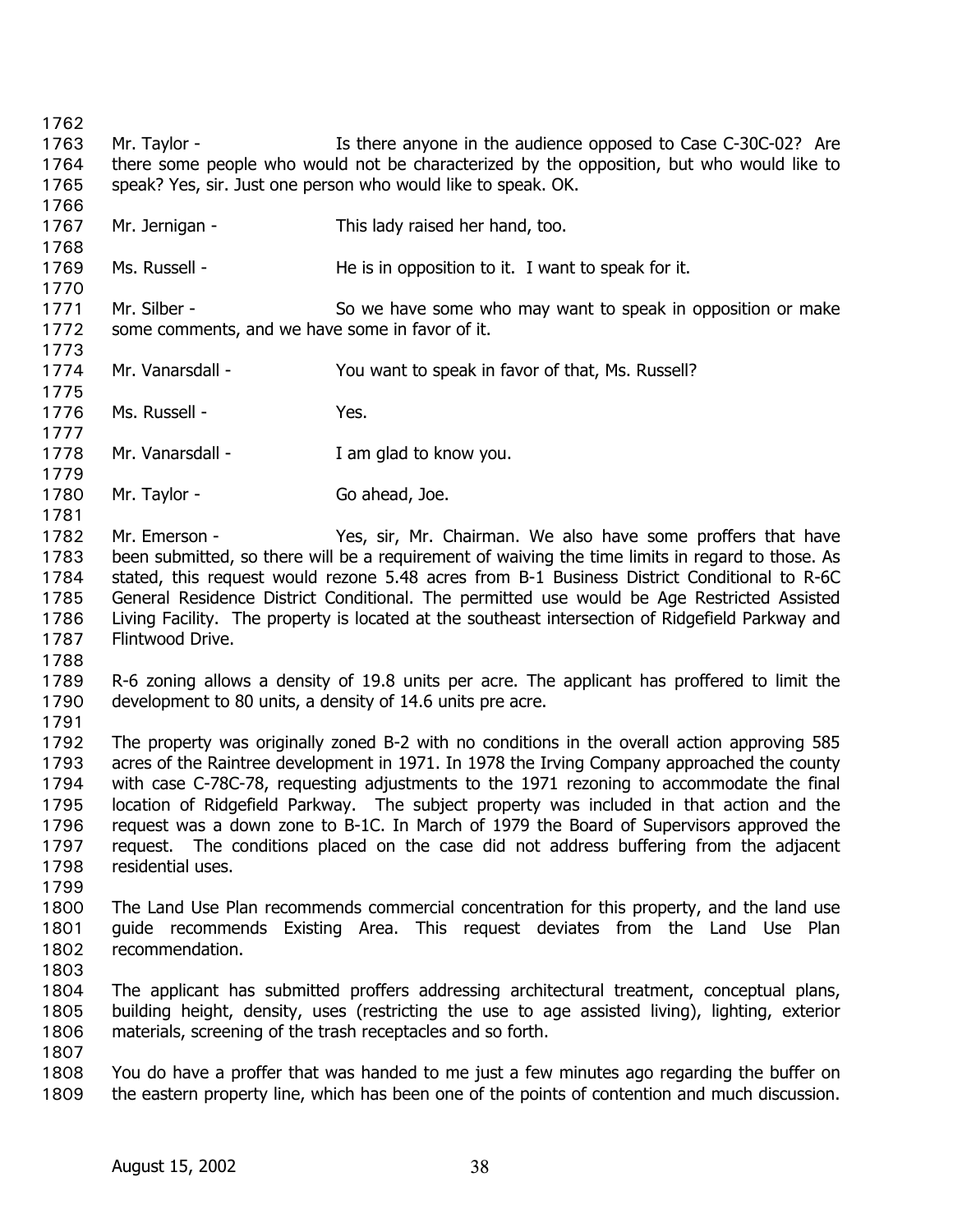Mr. Taylor - Is there anyone in the audience opposed to Case C-30C-02? Are there some people who would not be characterized by the opposition, but who would like to speak? Yes, sir. Just one person who would like to speak. OK.

Mr. Jernigan - This lady raised her hand, too.

Ms. Russell - He is in opposition to it. I want to speak for it.

Mr. Silber - So we have some who may want to speak in opposition or make some comments, and we have some in favor of it.

Mr. Vanarsdall - You want to speak in favor of that, Ms. Russell?

Ms. Russell - Yes.

Mr. Vanarsdall - I am glad to know you.

Mr. Taylor - Go ahead, Joe.

Mr. Emerson - Yes, sir, Mr. Chairman. We also have some proffers that have been submitted, so there will be a requirement of waiving the time limits in regard to those. As stated, this request would rezone 5.48 acres from B-1 Business District Conditional to R-6C General Residence District Conditional. The permitted use would be Age Restricted Assisted Living Facility. The property is located at the southeast intersection of Ridgefield Parkway and Flintwood Drive.

R-6 zoning allows a density of 19.8 units per acre. The applicant has proffered to limit the development to 80 units, a density of 14.6 units pre acre.

The property was originally zoned B-2 with no conditions in the overall action approving 585 acres of the Raintree development in 1971. In 1978 the Irving Company approached the county with case C-78C-78, requesting adjustments to the 1971 rezoning to accommodate the final location of Ridgefield Parkway. The subject property was included in that action and the request was a down zone to B-1C. In March of 1979 the Board of Supervisors approved the request. The conditions placed on the case did not address buffering from the adjacent residential uses.

The Land Use Plan recommends commercial concentration for this property, and the land use guide recommends Existing Area. This request deviates from the Land Use Plan recommendation.

The applicant has submitted proffers addressing architectural treatment, conceptual plans, building height, density, uses (restricting the use to age assisted living), lighting, exterior materials, screening of the trash receptacles and so forth.

You do have a proffer that was handed to me just a few minutes ago regarding the buffer on the eastern property line, which has been one of the points of contention and much discussion.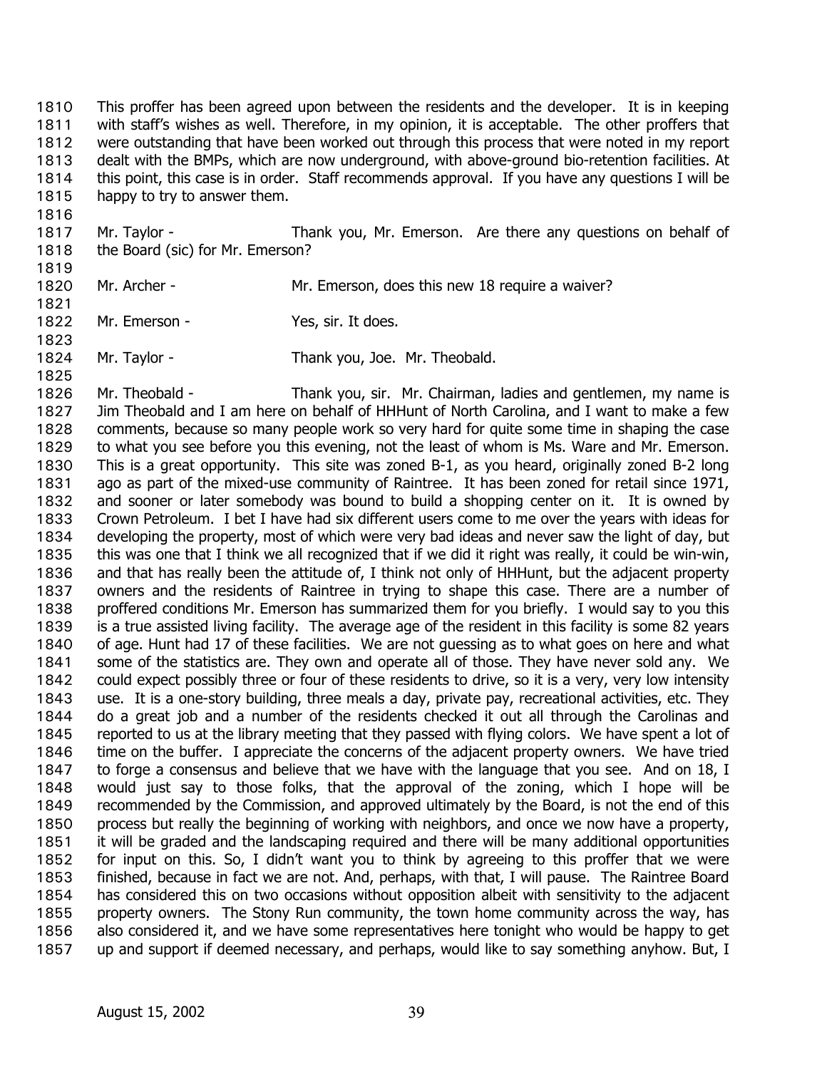This proffer has been agreed upon between the residents and the developer. It is in keeping with staff's wishes as well. Therefore, in my opinion, it is acceptable. The other proffers that were outstanding that have been worked out through this process that were noted in my report dealt with the BMPs, which are now underground, with above-ground bio-retention facilities. At this point, this case is in order. Staff recommends approval. If you have any questions I will be happy to try to answer them.

Mr. Taylor - Thank you, Mr. Emerson. Are there any questions on behalf of the Board (sic) for Mr. Emerson?

Mr. Archer - Mr. Emerson, does this new 18 require a waiver?

Mr. Emerson - Yes, sir. It does.

Mr. Taylor - Thank you, Joe. Mr. Theobald.

Mr. Theobald - Thank you, sir. Mr. Chairman, ladies and gentlemen, my name is Jim Theobald and I am here on behalf of HHHunt of North Carolina, and I want to make a few comments, because so many people work so very hard for quite some time in shaping the case to what you see before you this evening, not the least of whom is Ms. Ware and Mr. Emerson. This is a great opportunity. This site was zoned B-1, as you heard, originally zoned B-2 long ago as part of the mixed-use community of Raintree. It has been zoned for retail since 1971, and sooner or later somebody was bound to build a shopping center on it. It is owned by Crown Petroleum. I bet I have had six different users come to me over the years with ideas for developing the property, most of which were very bad ideas and never saw the light of day, but this was one that I think we all recognized that if we did it right was really, it could be win-win, and that has really been the attitude of, I think not only of HHHunt, but the adjacent property owners and the residents of Raintree in trying to shape this case. There are a number of proffered conditions Mr. Emerson has summarized them for you briefly. I would say to you this is a true assisted living facility. The average age of the resident in this facility is some 82 years of age. Hunt had 17 of these facilities. We are not guessing as to what goes on here and what some of the statistics are. They own and operate all of those. They have never sold any. We could expect possibly three or four of these residents to drive, so it is a very, very low intensity use. It is a one-story building, three meals a day, private pay, recreational activities, etc. They do a great job and a number of the residents checked it out all through the Carolinas and reported to us at the library meeting that they passed with flying colors. We have spent a lot of time on the buffer. I appreciate the concerns of the adjacent property owners. We have tried to forge a consensus and believe that we have with the language that you see. And on 18, I would just say to those folks, that the approval of the zoning, which I hope will be recommended by the Commission, and approved ultimately by the Board, is not the end of this process but really the beginning of working with neighbors, and once we now have a property, it will be graded and the landscaping required and there will be many additional opportunities for input on this. So, I didn't want you to think by agreeing to this proffer that we were finished, because in fact we are not. And, perhaps, with that, I will pause. The Raintree Board has considered this on two occasions without opposition albeit with sensitivity to the adjacent property owners. The Stony Run community, the town home community across the way, has also considered it, and we have some representatives here tonight who would be happy to get up and support if deemed necessary, and perhaps, would like to say something anyhow. But, I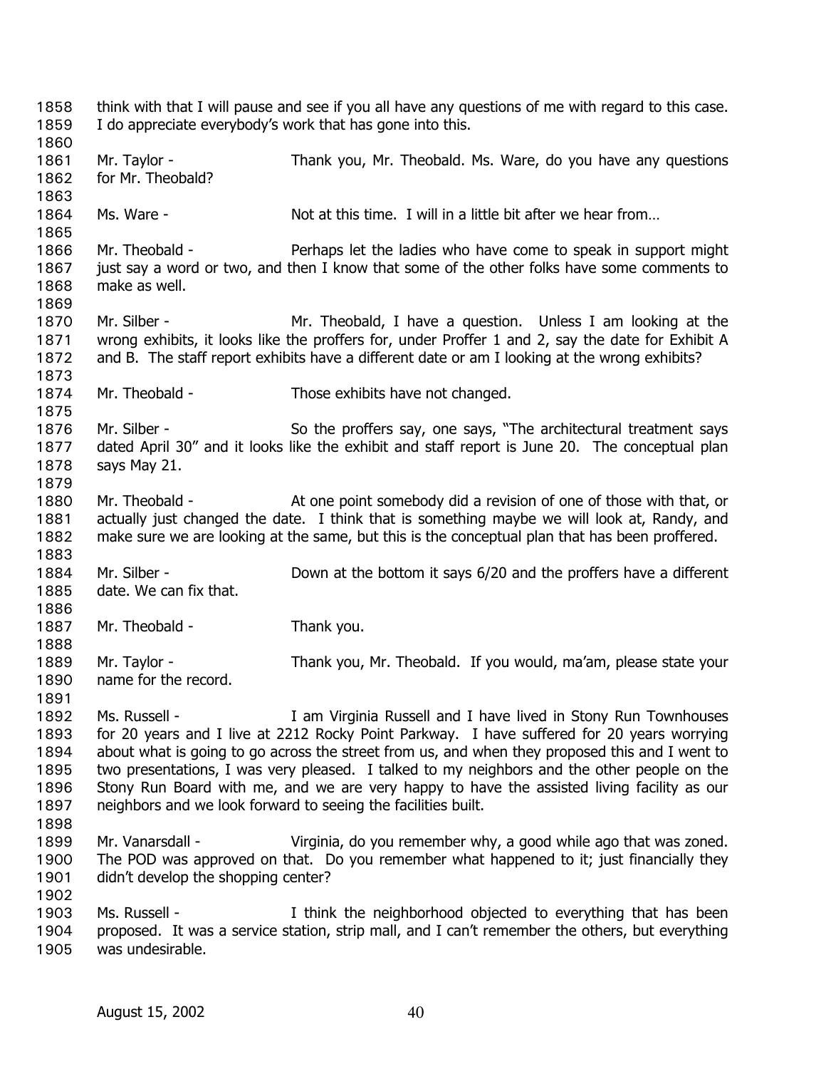think with that I will pause and see if you all have any questions of me with regard to this case. I do appreciate everybody's work that has gone into this.

Mr. Taylor - Thank you, Mr. Theobald. Ms. Ware, do you have any questions for Mr. Theobald?

Ms. Ware - Not at this time. I will in a little bit after we hear from…

Mr. Theobald - Perhaps let the ladies who have come to speak in support might just say a word or two, and then I know that some of the other folks have some comments to make as well.

Mr. Silber - Mr. Theobald, I have a question. Unless I am looking at the wrong exhibits, it looks like the proffers for, under Proffer 1 and 2, say the date for Exhibit A and B. The staff report exhibits have a different date or am I looking at the wrong exhibits?

Mr. Theobald - Those exhibits have not changed.

Mr. Silber - So the proffers say, one says, "The architectural treatment says dated April 30" and it looks like the exhibit and staff report is June 20. The conceptual plan says May 21.

Mr. Theobald - At one point somebody did a revision of one of those with that, or actually just changed the date. I think that is something maybe we will look at, Randy, and make sure we are looking at the same, but this is the conceptual plan that has been proffered.

Mr. Silber - Down at the bottom it says 6/20 and the proffers have a different date. We can fix that.

Mr. Theobald - Thank you.

Mr. Taylor - Thank you, Mr. Theobald. If you would, ma'am, please state your name for the record.

Ms. Russell - I am Virginia Russell and I have lived in Stony Run Townhouses for 20 years and I live at 2212 Rocky Point Parkway. I have suffered for 20 years worrying about what is going to go across the street from us, and when they proposed this and I went to two presentations, I was very pleased. I talked to my neighbors and the other people on the Stony Run Board with me, and we are very happy to have the assisted living facility as our neighbors and we look forward to seeing the facilities built.

Mr. Vanarsdall - Virginia, do you remember why, a good while ago that was zoned. The POD was approved on that. Do you remember what happened to it; just financially they didn't develop the shopping center?

Ms. Russell - I think the neighborhood objected to everything that has been proposed. It was a service station, strip mall, and I can't remember the others, but everything was undesirable.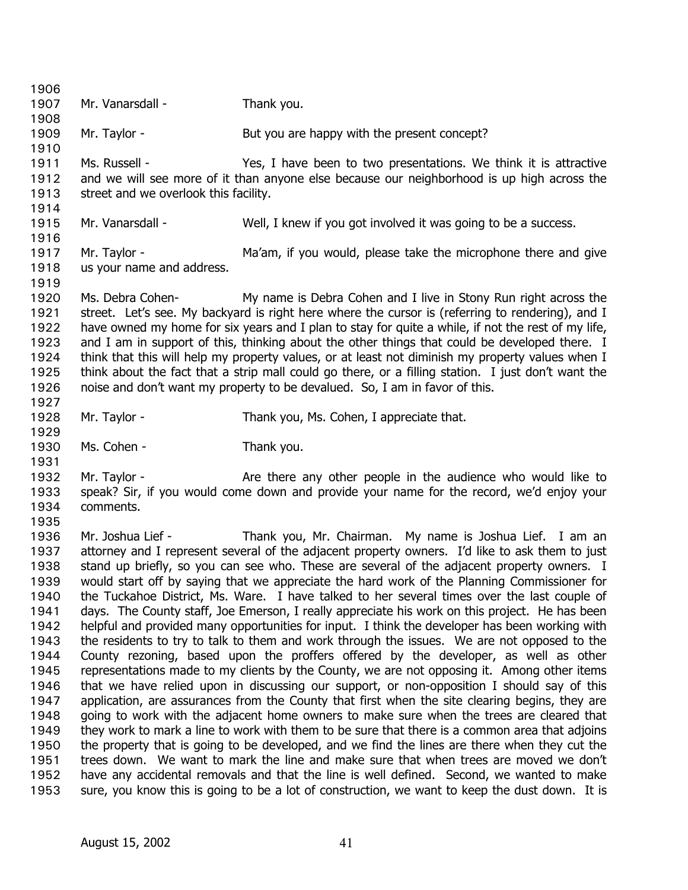Mr. Vanarsdall - Thank you.

Mr. Taylor - But you are happy with the present concept?

Ms. Russell - Yes, I have been to two presentations. We think it is attractive and we will see more of it than anyone else because our neighborhood is up high across the street and we overlook this facility.

Mr. Vanarsdall - Well, I knew if you got involved it was going to be a success.

Mr. Taylor - Ma'am, if you would, please take the microphone there and give us your name and address.

Ms. Debra Cohen- My name is Debra Cohen and I live in Stony Run right across the street. Let's see. My backyard is right here where the cursor is (referring to rendering), and I have owned my home for six years and I plan to stay for quite a while, if not the rest of my life, and I am in support of this, thinking about the other things that could be developed there. I think that this will help my property values, or at least not diminish my property values when I think about the fact that a strip mall could go there, or a filling station. I just don't want the noise and don't want my property to be devalued. So, I am in favor of this.

Mr. Taylor - Thank you, Ms. Cohen, I appreciate that.

Ms. Cohen - Thank you.

Mr. Taylor - Are there any other people in the audience who would like to speak? Sir, if you would come down and provide your name for the record, we'd enjoy your comments.

Mr. Joshua Lief - Thank you, Mr. Chairman. My name is Joshua Lief. I am an attorney and I represent several of the adjacent property owners. I'd like to ask them to just stand up briefly, so you can see who. These are several of the adjacent property owners. I would start off by saying that we appreciate the hard work of the Planning Commissioner for the Tuckahoe District, Ms. Ware. I have talked to her several times over the last couple of days. The County staff, Joe Emerson, I really appreciate his work on this project. He has been helpful and provided many opportunities for input. I think the developer has been working with the residents to try to talk to them and work through the issues. We are not opposed to the County rezoning, based upon the proffers offered by the developer, as well as other representations made to my clients by the County, we are not opposing it. Among other items that we have relied upon in discussing our support, or non-opposition I should say of this application, are assurances from the County that first when the site clearing begins, they are going to work with the adjacent home owners to make sure when the trees are cleared that they work to mark a line to work with them to be sure that there is a common area that adjoins the property that is going to be developed, and we find the lines are there when they cut the trees down. We want to mark the line and make sure that when trees are moved we don't have any accidental removals and that the line is well defined. Second, we wanted to make sure, you know this is going to be a lot of construction, we want to keep the dust down. It is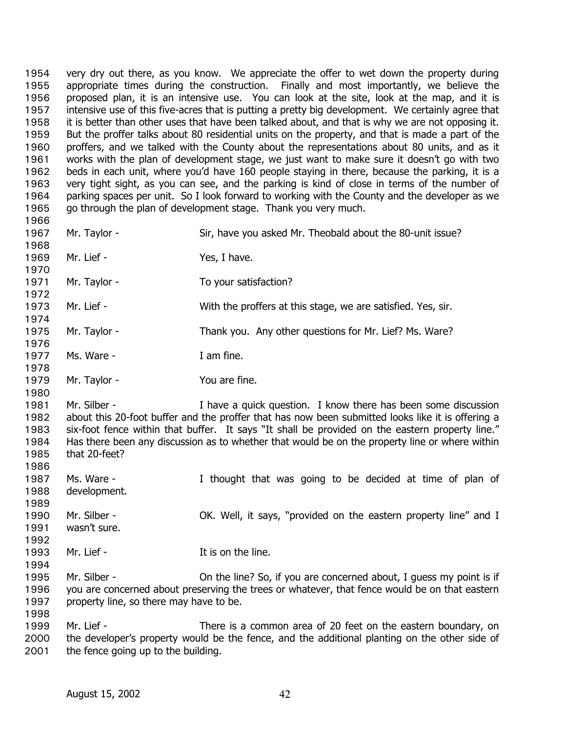very dry out there, as you know. We appreciate the offer to wet down the property during appropriate times during the construction. Finally and most importantly, we believe the proposed plan, it is an intensive use. You can look at the site, look at the map, and it is intensive use of this five-acres that is putting a pretty big development. We certainly agree that it is better than other uses that have been talked about, and that is why we are not opposing it. But the proffer talks about 80 residential units on the property, and that is made a part of the proffers, and we talked with the County about the representations about 80 units, and as it works with the plan of development stage, we just want to make sure it doesn't go with two beds in each unit, where you'd have 160 people staying in there, because the parking, it is a very tight sight, as you can see, and the parking is kind of close in terms of the number of parking spaces per unit. So I look forward to working with the County and the developer as we go through the plan of development stage. Thank you very much.

Mr. Taylor - Sir, have you asked Mr. Theobald about the 80-unit issue?

Mr. Lief - Yes, I have.

Mr. Taylor - To your satisfaction?

Mr. Lief - With the proffers at this stage, we are satisfied. Yes, sir.

Mr. Taylor - Thank you. Any other questions for Mr. Lief? Ms. Ware?

Ms. Ware - I am fine.

Mr. Taylor - You are fine.

Mr. Silber - I have a quick question. I know there has been some discussion about this 20-foot buffer and the proffer that has now been submitted looks like it is offering a six-foot fence within that buffer. It says "It shall be provided on the eastern property line." Has there been any discussion as to whether that would be on the property line or where within that 20-feet?

Ms. Ware - I thought that was going to be decided at time of plan of development.

Mr. Silber - OK. Well, it says, "provided on the eastern property line" and I wasn't sure.

Mr. Lief - It is on the line.

Mr. Silber - On the line? So, if you are concerned about, I guess my point is if you are concerned about preserving the trees or whatever, that fence would be on that eastern property line, so there may have to be.

Mr. Lief - There is a common area of 20 feet on the eastern boundary, on the developer's property would be the fence, and the additional planting on the other side of the fence going up to the building.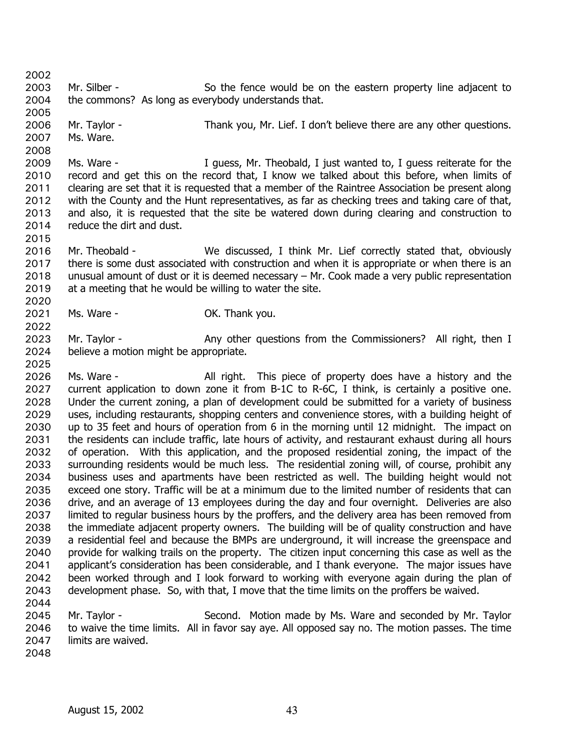Mr. Silber - So the fence would be on the eastern property line adjacent to the commons? As long as everybody understands that.

Mr. Taylor - Thank you, Mr. Lief. I don't believe there are any other questions. Ms. Ware.

Ms. Ware - I guess, Mr. Theobald, I just wanted to, I guess reiterate for the record and get this on the record that, I know we talked about this before, when limits of clearing are set that it is requested that a member of the Raintree Association be present along with the County and the Hunt representatives, as far as checking trees and taking care of that, and also, it is requested that the site be watered down during clearing and construction to reduce the dirt and dust.

Mr. Theobald - We discussed, I think Mr. Lief correctly stated that, obviously there is some dust associated with construction and when it is appropriate or when there is an unusual amount of dust or it is deemed necessary – Mr. Cook made a very public representation at a meeting that he would be willing to water the site.

Ms. Ware - OK. Thank you.

Mr. Taylor - Any other questions from the Commissioners? All right, then I believe a motion might be appropriate.

Ms. Ware - All right. This piece of property does have a history and the current application to down zone it from B-1C to R-6C, I think, is certainly a positive one. Under the current zoning, a plan of development could be submitted for a variety of business uses, including restaurants, shopping centers and convenience stores, with a building height of up to 35 feet and hours of operation from 6 in the morning until 12 midnight. The impact on the residents can include traffic, late hours of activity, and restaurant exhaust during all hours of operation. With this application, and the proposed residential zoning, the impact of the surrounding residents would be much less. The residential zoning will, of course, prohibit any business uses and apartments have been restricted as well. The building height would not exceed one story. Traffic will be at a minimum due to the limited number of residents that can drive, and an average of 13 employees during the day and four overnight. Deliveries are also limited to regular business hours by the proffers, and the delivery area has been removed from the immediate adjacent property owners. The building will be of quality construction and have a residential feel and because the BMPs are underground, it will increase the greenspace and provide for walking trails on the property. The citizen input concerning this case as well as the applicant's consideration has been considerable, and I thank everyone. The major issues have been worked through and I look forward to working with everyone again during the plan of development phase. So, with that, I move that the time limits on the proffers be waived.

Mr. Taylor - Second. Motion made by Ms. Ware and seconded by Mr. Taylor to waive the time limits. All in favor say aye. All opposed say no. The motion passes. The time limits are waived.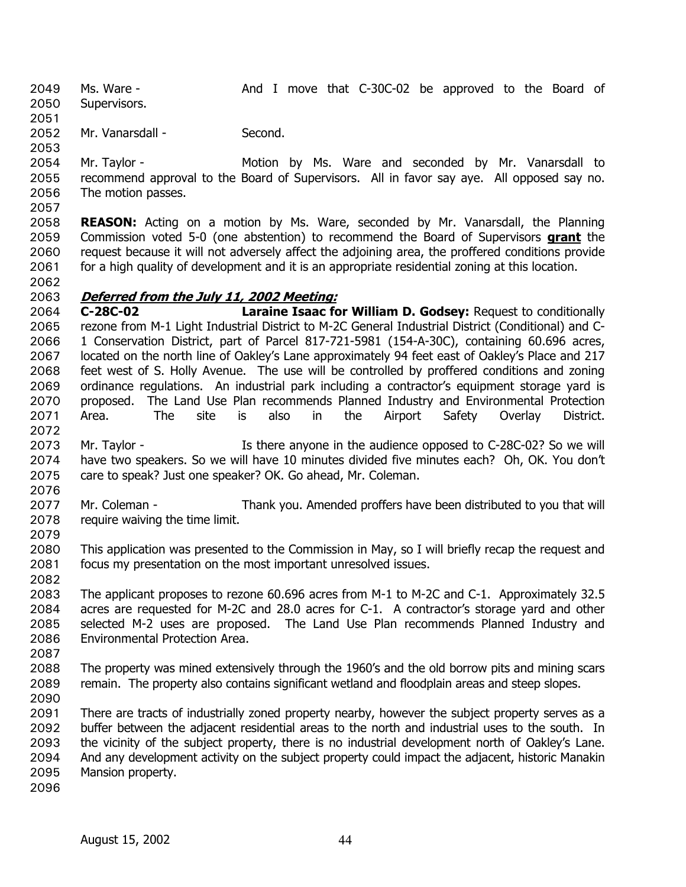Ms. Ware - And I move that C-30C-02 be approved to the Board of Supervisors.

Mr. Vanarsdall - Second.

Mr. Taylor - Motion by Ms. Ware and seconded by Mr. Vanarsdall to recommend approval to the Board of Supervisors. All in favor say aye. All opposed say no. The motion passes.

**REASON:** Acting on a motion by Ms. Ware, seconded by Mr. Vanarsdall, the Planning Commission voted 5-0 (one abstention) to recommend the Board of Supervisors **grant** the request because it will not adversely affect the adjoining area, the proffered conditions provide for a high quality of development and it is an appropriate residential zoning at this location.

***Deferred from the July 11, 2002 Meeting:***

**C-28C-02 Laraine Isaac for William D. Godsey:** Request to conditionally rezone from M-1 Light Industrial District to M-2C General Industrial District (Conditional) and C-1 Conservation District, part of Parcel 817-721-5981 (154-A-30C), containing 60.696 acres, located on the north line of Oakley's Lane approximately 94 feet east of Oakley's Place and 217 feet west of S. Holly Avenue. The use will be controlled by proffered conditions and zoning ordinance regulations. An industrial park including a contractor's equipment storage yard is proposed. The Land Use Plan recommends Planned Industry and Environmental Protection Area. The site is also in the Airport Safety Overlay District.

Mr. Taylor - Is there anyone in the audience opposed to C-28C-02? So we will have two speakers. So we will have 10 minutes divided five minutes each? Oh, OK. You don't care to speak? Just one speaker? OK. Go ahead, Mr. Coleman.

Mr. Coleman - Thank you. Amended proffers have been distributed to you that will require waiving the time limit.

This application was presented to the Commission in May, so I will briefly recap the request and focus my presentation on the most important unresolved issues.

The applicant proposes to rezone 60.696 acres from M-1 to M-2C and C-1. Approximately 32.5 acres are requested for M-2C and 28.0 acres for C-1. A contractor's storage yard and other selected M-2 uses are proposed. The Land Use Plan recommends Planned Industry and Environmental Protection Area.

The property was mined extensively through the 1960's and the old borrow pits and mining scars remain. The property also contains significant wetland and floodplain areas and steep slopes.

There are tracts of industrially zoned property nearby, however the subject property serves as a buffer between the adjacent residential areas to the north and industrial uses to the south. In the vicinity of the subject property, there is no industrial development north of Oakley's Lane. And any development activity on the subject property could impact the adjacent, historic Manakin Mansion property.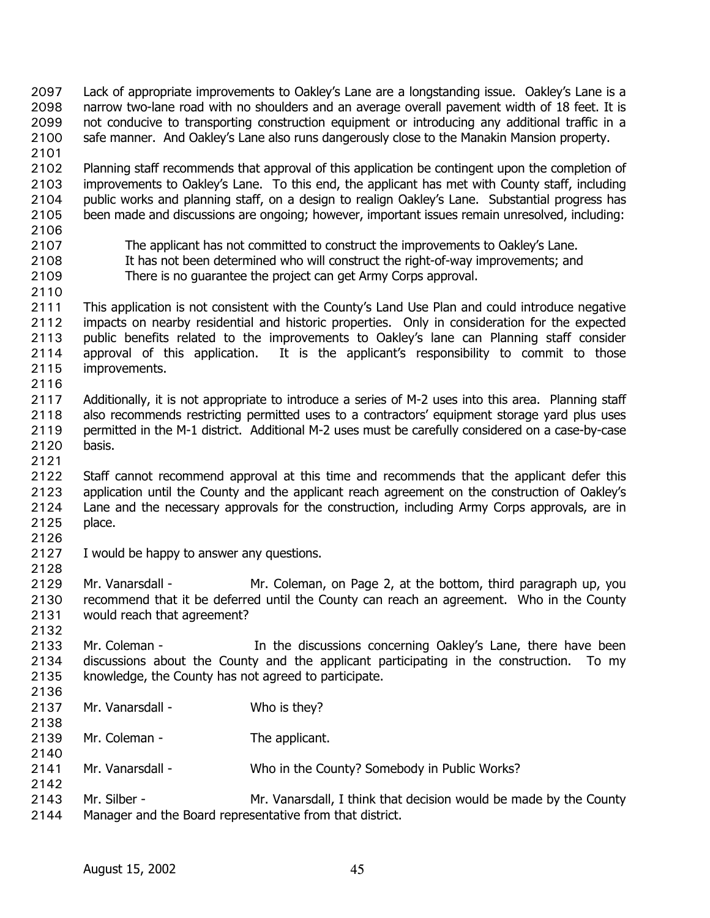Lack of appropriate improvements to Oakley's Lane are a longstanding issue. Oakley's Lane is a narrow two-lane road with no shoulders and an average overall pavement width of 18 feet. It is not conducive to transporting construction equipment or introducing any additional traffic in a safe manner. And Oakley's Lane also runs dangerously close to the Manakin Mansion property.

Planning staff recommends that approval of this application be contingent upon the completion of improvements to Oakley's Lane. To this end, the applicant has met with County staff, including public works and planning staff, on a design to realign Oakley's Lane. Substantial progress has been made and discussions are ongoing; however, important issues remain unresolved, including:

The applicant has not committed to construct the improvements to Oakley's Lane.
It has not been determined who will construct the right-of-way improvements; and
There is no guarantee the project can get Army Corps approval.

This application is not consistent with the County's Land Use Plan and could introduce negative impacts on nearby residential and historic properties. Only in consideration for the expected public benefits related to the improvements to Oakley's lane can Planning staff consider approval of this application. It is the applicant's responsibility to commit to those improvements.

Additionally, it is not appropriate to introduce a series of M-2 uses into this area. Planning staff also recommends restricting permitted uses to a contractors' equipment storage yard plus uses permitted in the M-1 district. Additional M-2 uses must be carefully considered on a case-by-case basis.

Staff cannot recommend approval at this time and recommends that the applicant defer this application until the County and the applicant reach agreement on the construction of Oakley's Lane and the necessary approvals for the construction, including Army Corps approvals, are in place.

I would be happy to answer any questions.

Mr. Vanarsdall - Mr. Coleman, on Page 2, at the bottom, third paragraph up, you recommend that it be deferred until the County can reach an agreement. Who in the County would reach that agreement?

Mr. Coleman - In the discussions concerning Oakley's Lane, there have been discussions about the County and the applicant participating in the construction. To my knowledge, the County has not agreed to participate.

Mr. Vanarsdall - Who is they?

Mr. Coleman - The applicant.

Mr. Vanarsdall - Who in the County? Somebody in Public Works?

Mr. Silber - Mr. Vanarsdall, I think that decision would be made by the County Manager and the Board representative from that district.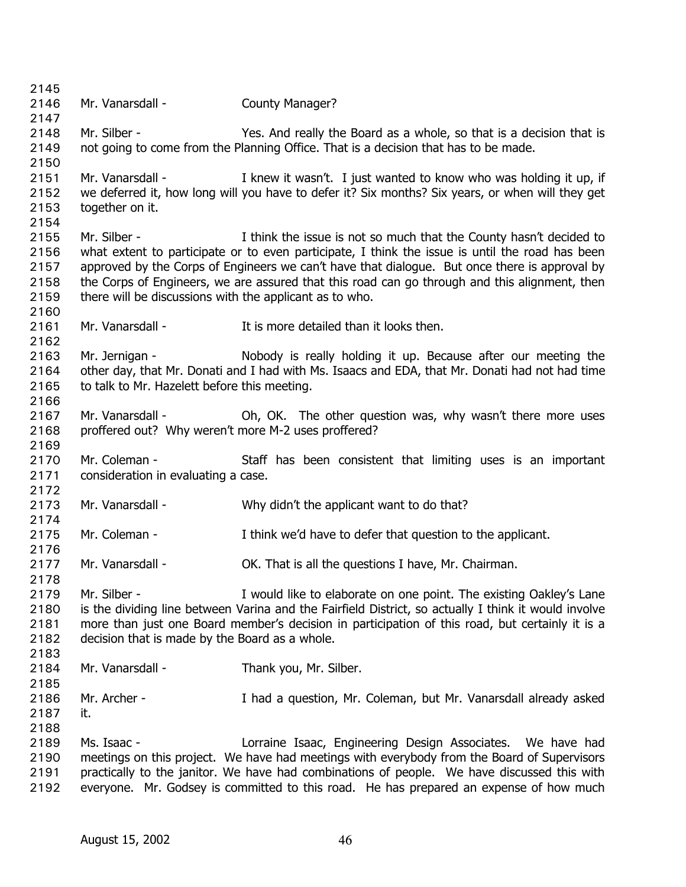Mr. Vanarsdall - County Manager?

Mr. Silber - Yes. And really the Board as a whole, so that is a decision that is not going to come from the Planning Office. That is a decision that has to be made.

Mr. Vanarsdall - I knew it wasn't. I just wanted to know who was holding it up, if we deferred it, how long will you have to defer it? Six months? Six years, or when will they get together on it.

Mr. Silber - I think the issue is not so much that the County hasn't decided to what extent to participate or to even participate, I think the issue is until the road has been approved by the Corps of Engineers we can't have that dialogue. But once there is approval by the Corps of Engineers, we are assured that this road can go through and this alignment, then there will be discussions with the applicant as to who.

Mr. Vanarsdall - It is more detailed than it looks then.

Mr. Jernigan - Nobody is really holding it up. Because after our meeting the other day, that Mr. Donati and I had with Ms. Isaacs and EDA, that Mr. Donati had not had time to talk to Mr. Hazelett before this meeting.

Mr. Vanarsdall - Oh, OK. The other question was, why wasn't there more uses proffered out? Why weren't more M-2 uses proffered?

Mr. Coleman - Staff has been consistent that limiting uses is an important consideration in evaluating a case.

Mr. Vanarsdall - Why didn't the applicant want to do that?

Mr. Coleman - I think we'd have to defer that question to the applicant.

Mr. Vanarsdall - OK. That is all the questions I have, Mr. Chairman.

Mr. Silber - I would like to elaborate on one point. The existing Oakley's Lane is the dividing line between Varina and the Fairfield District, so actually I think it would involve more than just one Board member's decision in participation of this road, but certainly it is a decision that is made by the Board as a whole.

Mr. Vanarsdall - Thank you, Mr. Silber.

Mr. Archer - I had a question, Mr. Coleman, but Mr. Vanarsdall already asked it.

Ms. Isaac - Lorraine Isaac, Engineering Design Associates. We have had meetings on this project. We have had meetings with everybody from the Board of Supervisors practically to the janitor. We have had combinations of people. We have discussed this with everyone. Mr. Godsey is committed to this road. He has prepared an expense of how much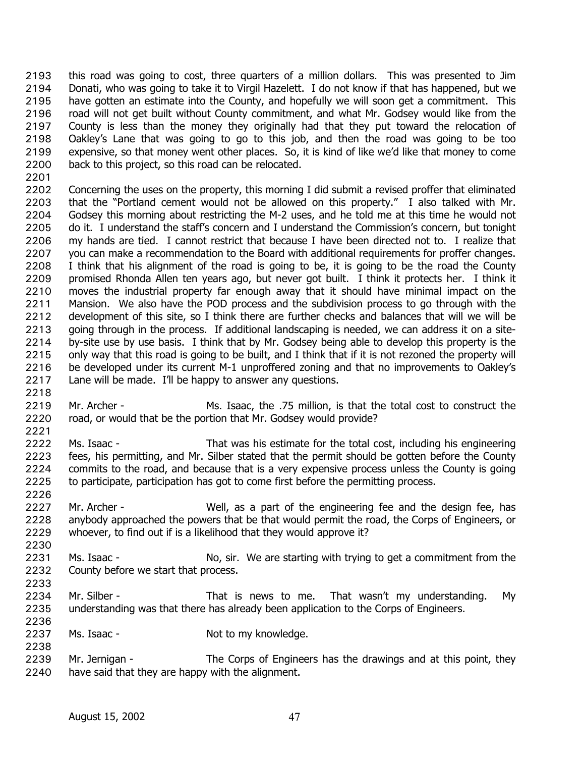this road was going to cost, three quarters of a million dollars. This was presented to Jim Donati, who was going to take it to Virgil Hazelett. I do not know if that has happened, but we have gotten an estimate into the County, and hopefully we will soon get a commitment. This road will not get built without County commitment, and what Mr. Godsey would like from the County is less than the money they originally had that they put toward the relocation of Oakley's Lane that was going to go to this job, and then the road was going to be too expensive, so that money went other places. So, it is kind of like we'd like that money to come back to this project, so this road can be relocated.

Concerning the uses on the property, this morning I did submit a revised proffer that eliminated that the "Portland cement would not be allowed on this property." I also talked with Mr. Godsey this morning about restricting the M-2 uses, and he told me at this time he would not do it. I understand the staff's concern and I understand the Commission's concern, but tonight my hands are tied. I cannot restrict that because I have been directed not to. I realize that you can make a recommendation to the Board with additional requirements for proffer changes. I think that his alignment of the road is going to be, it is going to be the road the County promised Rhonda Allen ten years ago, but never got built. I think it protects her. I think it moves the industrial property far enough away that it should have minimal impact on the Mansion. We also have the POD process and the subdivision process to go through with the development of this site, so I think there are further checks and balances that will we will be going through in the process. If additional landscaping is needed, we can address it on a site-by-site use by use basis. I think that by Mr. Godsey being able to develop this property is the only way that this road is going to be built, and I think that if it is not rezoned the property will be developed under its current M-1 unproffered zoning and that no improvements to Oakley's Lane will be made. I'll be happy to answer any questions.

Mr. Archer - Ms. Isaac, the .75 million, is that the total cost to construct the road, or would that be the portion that Mr. Godsey would provide?

Ms. Isaac - That was his estimate for the total cost, including his engineering fees, his permitting, and Mr. Silber stated that the permit should be gotten before the County commits to the road, and because that is a very expensive process unless the County is going to participate, participation has got to come first before the permitting process.

Mr. Archer - Well, as a part of the engineering fee and the design fee, has anybody approached the powers that be that would permit the road, the Corps of Engineers, or whoever, to find out if is a likelihood that they would approve it?

Ms. Isaac - No, sir. We are starting with trying to get a commitment from the County before we start that process.

Mr. Silber - That is news to me. That wasn't my understanding. My understanding was that there has already been application to the Corps of Engineers.

Ms. Isaac - Not to my knowledge.

Mr. Jernigan - The Corps of Engineers has the drawings and at this point, they have said that they are happy with the alignment.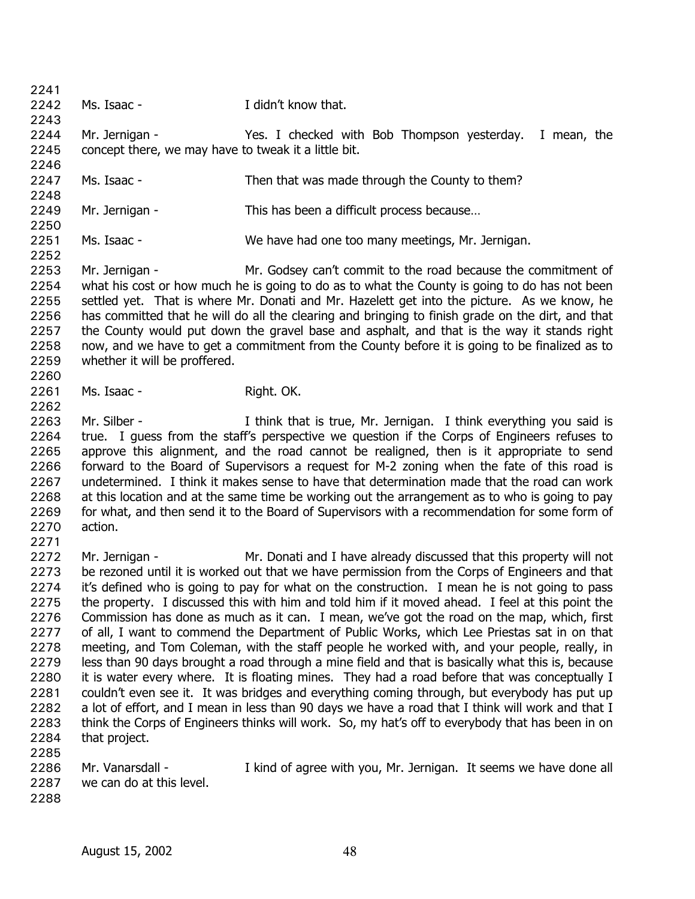Ms. Isaac - I didn't know that.

Mr. Jernigan - Yes. I checked with Bob Thompson yesterday. I mean, the concept there, we may have to tweak it a little bit.

Ms. Isaac - Then that was made through the County to them?

Mr. Jernigan - This has been a difficult process because…

Ms. Isaac - We have had one too many meetings, Mr. Jernigan.

Mr. Jernigan - Mr. Godsey can't commit to the road because the commitment of what his cost or how much he is going to do as to what the County is going to do has not been settled yet. That is where Mr. Donati and Mr. Hazelett get into the picture. As we know, he has committed that he will do all the clearing and bringing to finish grade on the dirt, and that the County would put down the gravel base and asphalt, and that is the way it stands right now, and we have to get a commitment from the County before it is going to be finalized as to whether it will be proffered.

Ms. Isaac - Right. OK.

Mr. Silber - I think that is true, Mr. Jernigan. I think everything you said is true. I guess from the staff's perspective we question if the Corps of Engineers refuses to approve this alignment, and the road cannot be realigned, then is it appropriate to send forward to the Board of Supervisors a request for M-2 zoning when the fate of this road is undetermined. I think it makes sense to have that determination made that the road can work at this location and at the same time be working out the arrangement as to who is going to pay for what, and then send it to the Board of Supervisors with a recommendation for some form of action.

Mr. Jernigan - Mr. Donati and I have already discussed that this property will not be rezoned until it is worked out that we have permission from the Corps of Engineers and that it's defined who is going to pay for what on the construction. I mean he is not going to pass the property. I discussed this with him and told him if it moved ahead. I feel at this point the Commission has done as much as it can. I mean, we've got the road on the map, which, first of all, I want to commend the Department of Public Works, which Lee Priestas sat in on that meeting, and Tom Coleman, with the staff people he worked with, and your people, really, in less than 90 days brought a road through a mine field and that is basically what this is, because it is water every where. It is floating mines. They had a road before that was conceptually I couldn't even see it. It was bridges and everything coming through, but everybody has put up a lot of effort, and I mean in less than 90 days we have a road that I think will work and that I think the Corps of Engineers thinks will work. So, my hat's off to everybody that has been in on that project.

Mr. Vanarsdall - I kind of agree with you, Mr. Jernigan. It seems we have done all we can do at this level.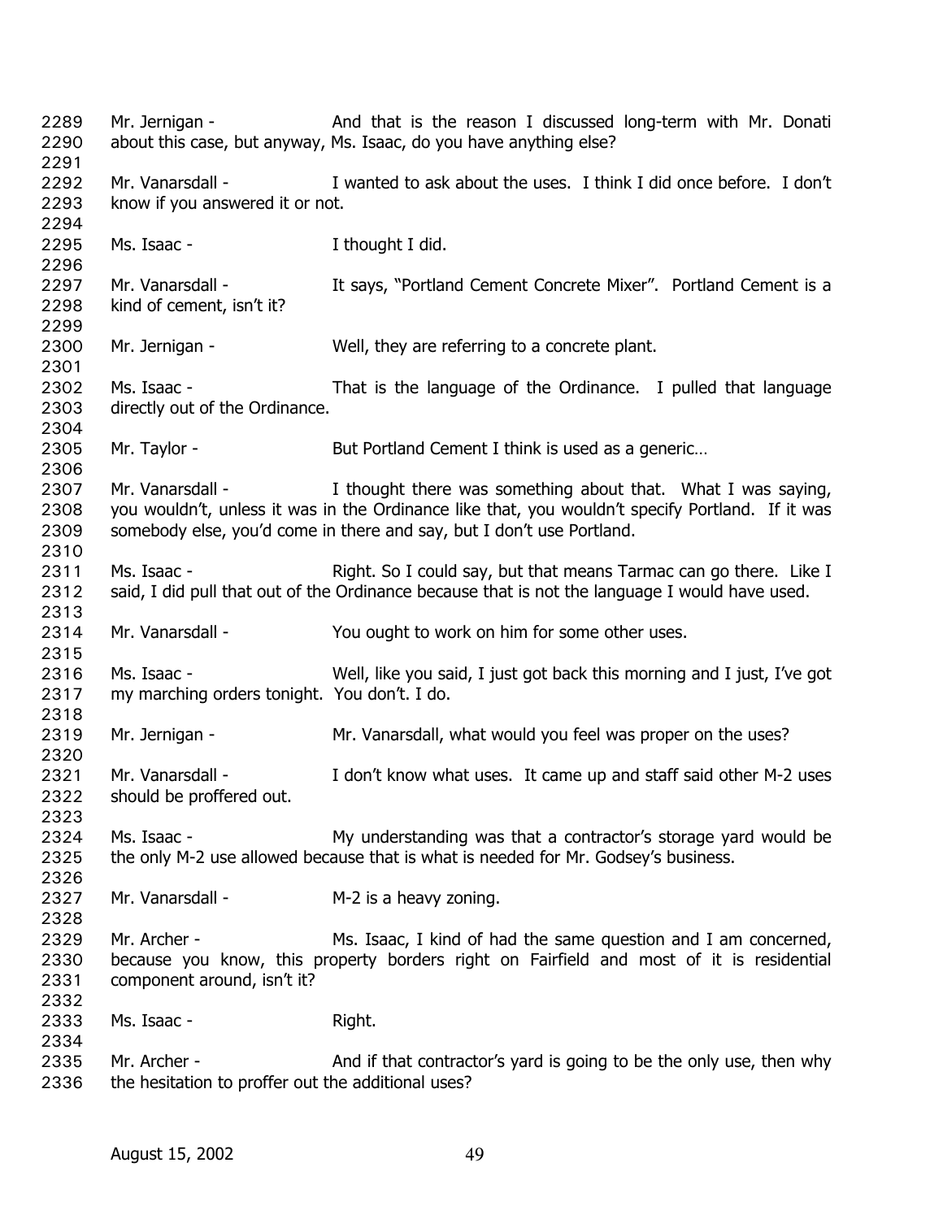2289 Mr. Jernigan - And that is the reason I discussed long-term with Mr. Donati
2290 about this case, but anyway, Ms. Isaac, do you have anything else?
2291
2292 Mr. Vanarsdall - I wanted to ask about the uses. I think I did once before. I don't
2293 know if you answered it or not.
2294
2295 Ms. Isaac - I thought I did.
2296
2297 Mr. Vanarsdall - It says, "Portland Cement Concrete Mixer". Portland Cement is a
2298 kind of cement, isn't it?
2299
2300 Mr. Jernigan - Well, they are referring to a concrete plant.
2301
2302 Ms. Isaac - That is the language of the Ordinance. I pulled that language
2303 directly out of the Ordinance.
2304
2305 Mr. Taylor - But Portland Cement I think is used as a generic…
2306
2307 Mr. Vanarsdall - I thought there was something about that. What I was saying,
2308 you wouldn't, unless it was in the Ordinance like that, you wouldn't specify Portland. If it was
2309 somebody else, you'd come in there and say, but I don't use Portland.
2310
2311 Ms. Isaac - Right. So I could say, but that means Tarmac can go there. Like I
2312 said, I did pull that out of the Ordinance because that is not the language I would have used.
2313
2314 Mr. Vanarsdall - You ought to work on him for some other uses.
2315
2316 Ms. Isaac - Well, like you said, I just got back this morning and I just, I've got
2317 my marching orders tonight. You don't. I do.
2318
2319 Mr. Jernigan - Mr. Vanarsdall, what would you feel was proper on the uses?
2320
2321 Mr. Vanarsdall - I don't know what uses. It came up and staff said other M-2 uses
2322 should be proffered out.
2323
2324 Ms. Isaac - My understanding was that a contractor's storage yard would be
2325 the only M-2 use allowed because that is what is needed for Mr. Godsey's business.
2326
2327 Mr. Vanarsdall - M-2 is a heavy zoning.
2328
2329 Mr. Archer - Ms. Isaac, I kind of had the same question and I am concerned,
2330 because you know, this property borders right on Fairfield and most of it is residential
2331 component around, isn't it?
2332
2333 Ms. Isaac - Right.
2334
2335 Mr. Archer - And if that contractor's yard is going to be the only use, then why
2336 the hesitation to proffer out the additional uses?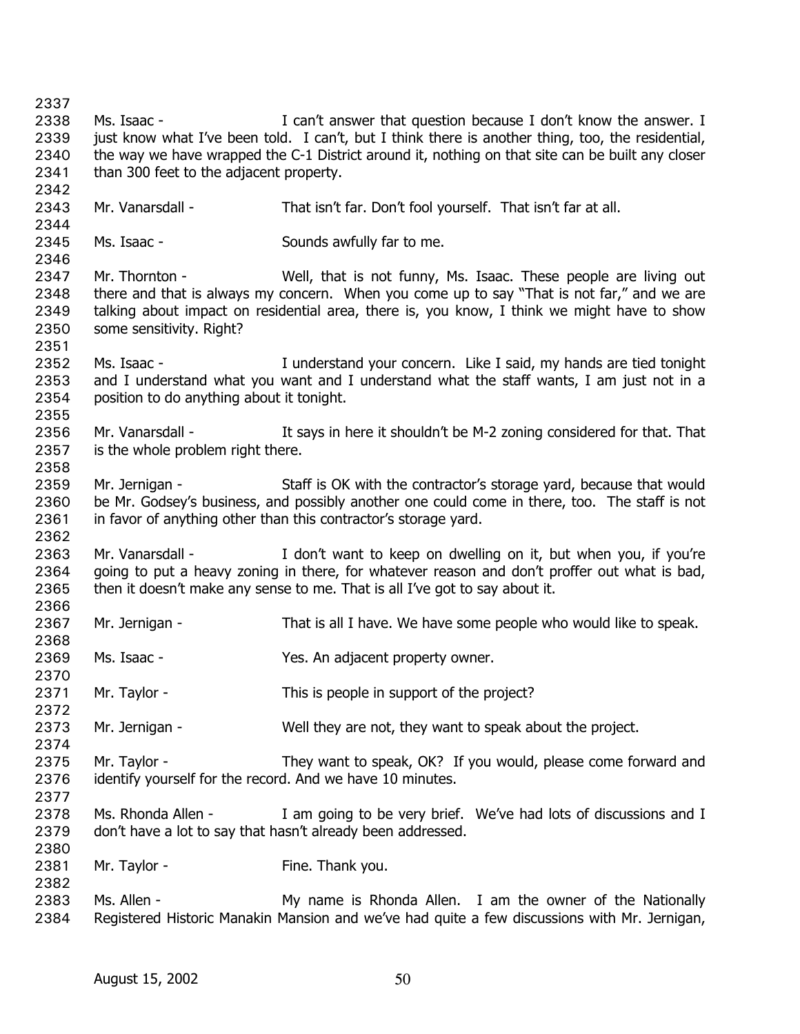2337

2338 Ms. Isaac - I can't answer that question because I don't know the answer. I
2339 just know what I've been told. I can't, but I think there is another thing, too, the residential,
2340 the way we have wrapped the C-1 District around it, nothing on that site can be built any closer
2341 than 300 feet to the adjacent property.

2342

2343 Mr. Vanarsdall - That isn't far. Don't fool yourself. That isn't far at all.

2344

2345 Ms. Isaac - Sounds awfully far to me.

2346

2347 Mr. Thornton - Well, that is not funny, Ms. Isaac. These people are living out
2348 there and that is always my concern. When you come up to say "That is not far," and we are
2349 talking about impact on residential area, there is, you know, I think we might have to show
2350 some sensitivity. Right?

2351

2352 Ms. Isaac - I understand your concern. Like I said, my hands are tied tonight
2353 and I understand what you want and I understand what the staff wants, I am just not in a
2354 position to do anything about it tonight.

2355

2356 Mr. Vanarsdall - It says in here it shouldn't be M-2 zoning considered for that. That
2357 is the whole problem right there.

2358

2359 Mr. Jernigan - Staff is OK with the contractor's storage yard, because that would
2360 be Mr. Godsey's business, and possibly another one could come in there, too. The staff is not
2361 in favor of anything other than this contractor's storage yard.

2362

2363 Mr. Vanarsdall - I don't want to keep on dwelling on it, but when you, if you're
2364 going to put a heavy zoning in there, for whatever reason and don't proffer out what is bad,
2365 then it doesn't make any sense to me. That is all I've got to say about it.

2366

2367 Mr. Jernigan - That is all I have. We have some people who would like to speak.

2368

2369 Ms. Isaac - Yes. An adjacent property owner.

2370

2371 Mr. Taylor - This is people in support of the project?

2372

2373 Mr. Jernigan - Well they are not, they want to speak about the project.

2374

2375 Mr. Taylor - They want to speak, OK? If you would, please come forward and
2376 identify yourself for the record. And we have 10 minutes.

2377

2378 Ms. Rhonda Allen - I am going to be very brief. We've had lots of discussions and I
2379 don't have a lot to say that hasn't already been addressed.

2380

2381 Mr. Taylor - Fine. Thank you.

2382

2383 Ms. Allen - My name is Rhonda Allen. I am the owner of the Nationally
2384 Registered Historic Manakin Mansion and we've had quite a few discussions with Mr. Jernigan,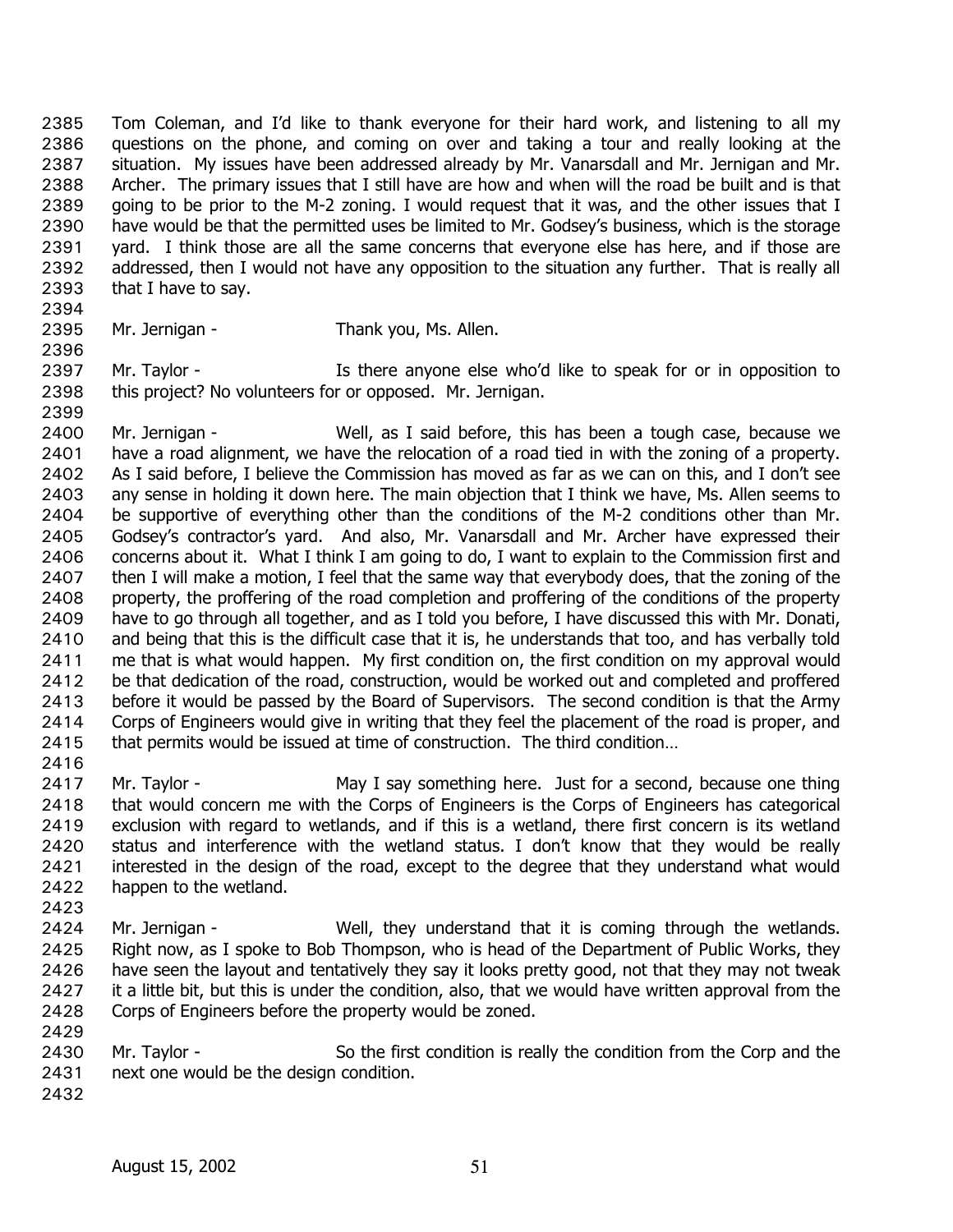Tom Coleman, and I'd like to thank everyone for their hard work, and listening to all my questions on the phone, and coming on over and taking a tour and really looking at the situation. My issues have been addressed already by Mr. Vanarsdall and Mr. Jernigan and Mr. Archer. The primary issues that I still have are how and when will the road be built and is that going to be prior to the M-2 zoning. I would request that it was, and the other issues that I have would be that the permitted uses be limited to Mr. Godsey's business, which is the storage yard. I think those are all the same concerns that everyone else has here, and if those are addressed, then I would not have any opposition to the situation any further. That is really all that I have to say.

Mr. Jernigan - Thank you, Ms. Allen.

Mr. Taylor - Is there anyone else who'd like to speak for or in opposition to this project? No volunteers for or opposed. Mr. Jernigan.

Mr. Jernigan - Well, as I said before, this has been a tough case, because we have a road alignment, we have the relocation of a road tied in with the zoning of a property. As I said before, I believe the Commission has moved as far as we can on this, and I don't see any sense in holding it down here. The main objection that I think we have, Ms. Allen seems to be supportive of everything other than the conditions of the M-2 conditions other than Mr. Godsey's contractor's yard. And also, Mr. Vanarsdall and Mr. Archer have expressed their concerns about it. What I think I am going to do, I want to explain to the Commission first and then I will make a motion, I feel that the same way that everybody does, that the zoning of the property, the proffering of the road completion and proffering of the conditions of the property have to go through all together, and as I told you before, I have discussed this with Mr. Donati, and being that this is the difficult case that it is, he understands that too, and has verbally told me that is what would happen. My first condition on, the first condition on my approval would be that dedication of the road, construction, would be worked out and completed and proffered before it would be passed by the Board of Supervisors. The second condition is that the Army Corps of Engineers would give in writing that they feel the placement of the road is proper, and that permits would be issued at time of construction. The third condition…

Mr. Taylor - May I say something here. Just for a second, because one thing that would concern me with the Corps of Engineers is the Corps of Engineers has categorical exclusion with regard to wetlands, and if this is a wetland, there first concern is its wetland status and interference with the wetland status. I don't know that they would be really interested in the design of the road, except to the degree that they understand what would happen to the wetland.

Mr. Jernigan - Well, they understand that it is coming through the wetlands. Right now, as I spoke to Bob Thompson, who is head of the Department of Public Works, they have seen the layout and tentatively they say it looks pretty good, not that they may not tweak it a little bit, but this is under the condition, also, that we would have written approval from the Corps of Engineers before the property would be zoned.

Mr. Taylor - So the first condition is really the condition from the Corp and the next one would be the design condition.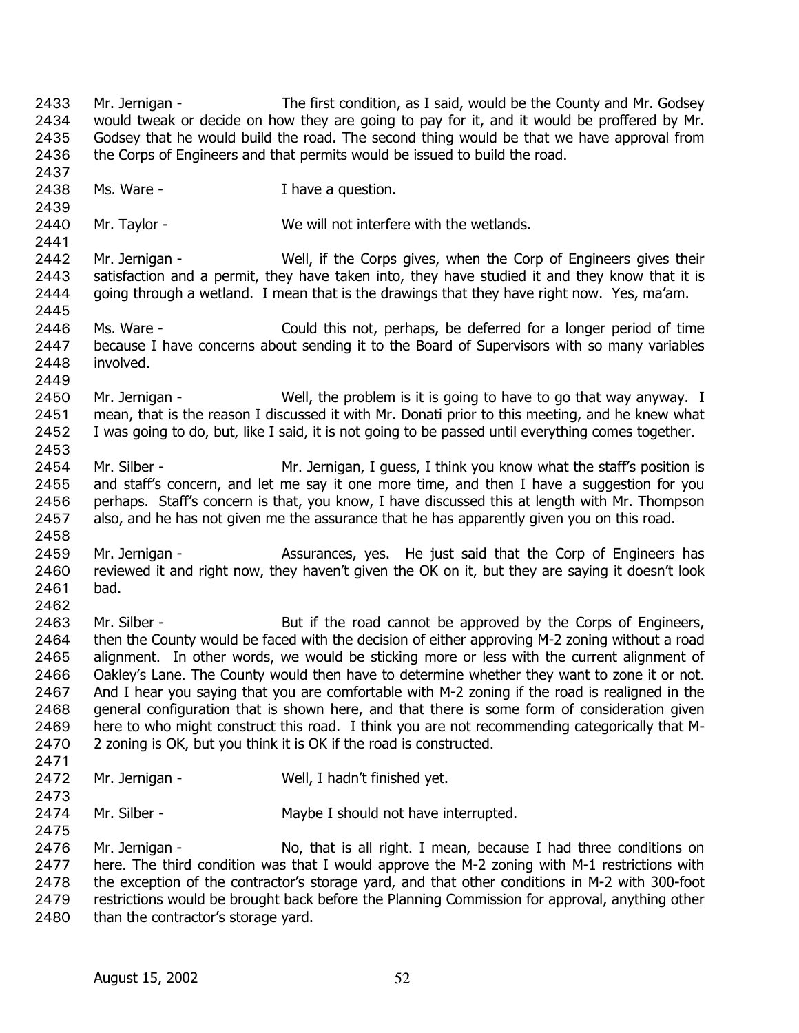Mr. Jernigan - The first condition, as I said, would be the County and Mr. Godsey would tweak or decide on how they are going to pay for it, and it would be proffered by Mr. Godsey that he would build the road. The second thing would be that we have approval from the Corps of Engineers and that permits would be issued to build the road.

Ms. Ware - I have a question.

Mr. Taylor - We will not interfere with the wetlands.

Mr. Jernigan - Well, if the Corps gives, when the Corp of Engineers gives their satisfaction and a permit, they have taken into, they have studied it and they know that it is going through a wetland. I mean that is the drawings that they have right now. Yes, ma'am.

Ms. Ware - Could this not, perhaps, be deferred for a longer period of time because I have concerns about sending it to the Board of Supervisors with so many variables involved.

Mr. Jernigan - Well, the problem is it is going to have to go that way anyway. I mean, that is the reason I discussed it with Mr. Donati prior to this meeting, and he knew what I was going to do, but, like I said, it is not going to be passed until everything comes together.

Mr. Silber - Mr. Jernigan, I guess, I think you know what the staff's position is and staff's concern, and let me say it one more time, and then I have a suggestion for you perhaps. Staff's concern is that, you know, I have discussed this at length with Mr. Thompson also, and he has not given me the assurance that he has apparently given you on this road.

Mr. Jernigan - Assurances, yes. He just said that the Corp of Engineers has reviewed it and right now, they haven't given the OK on it, but they are saying it doesn't look bad.

Mr. Silber - But if the road cannot be approved by the Corps of Engineers, then the County would be faced with the decision of either approving M-2 zoning without a road alignment. In other words, we would be sticking more or less with the current alignment of Oakley's Lane. The County would then have to determine whether they want to zone it or not. And I hear you saying that you are comfortable with M-2 zoning if the road is realigned in the general configuration that is shown here, and that there is some form of consideration given here to who might construct this road. I think you are not recommending categorically that M-2 zoning is OK, but you think it is OK if the road is constructed.

Mr. Jernigan - Well, I hadn't finished yet.

Mr. Silber - Maybe I should not have interrupted.

Mr. Jernigan - No, that is all right. I mean, because I had three conditions on here. The third condition was that I would approve the M-2 zoning with M-1 restrictions with the exception of the contractor's storage yard, and that other conditions in M-2 with 300-foot restrictions would be brought back before the Planning Commission for approval, anything other than the contractor's storage yard.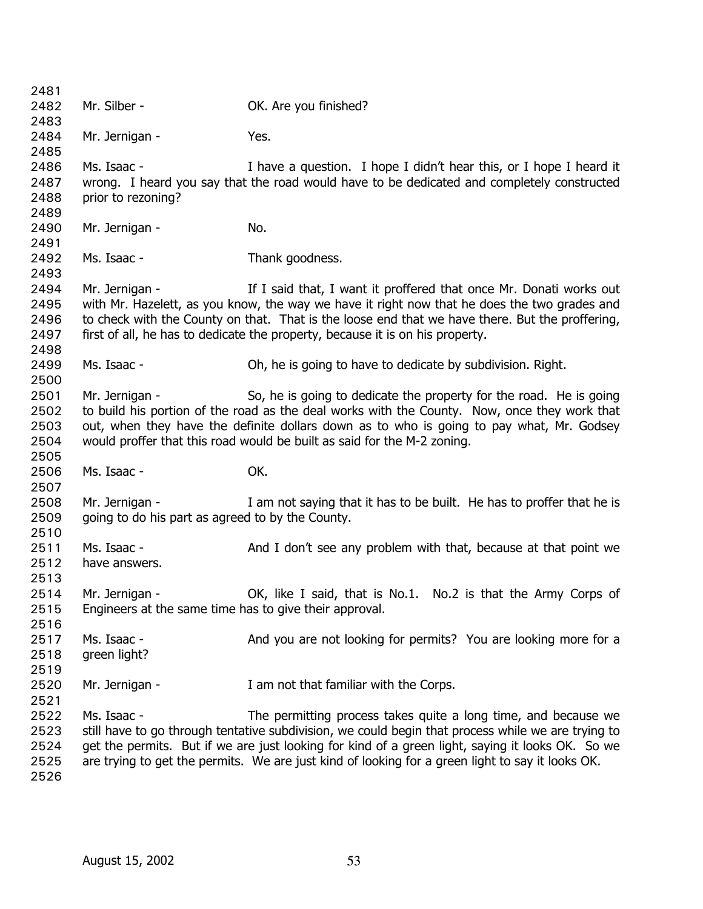2481
2482 Mr. Silber - OK. Are you finished?
2483
2484 Mr. Jernigan - Yes.
2485
2486 Ms. Isaac - I have a question. I hope I didn't hear this, or I hope I heard it
2487 wrong. I heard you say that the road would have to be dedicated and completely constructed
2488 prior to rezoning?
2489
2490 Mr. Jernigan - No.
2491
2492 Ms. Isaac - Thank goodness.
2493
2494 Mr. Jernigan - If I said that, I want it proffered that once Mr. Donati works out
2495 with Mr. Hazelett, as you know, the way we have it right now that he does the two grades and
2496 to check with the County on that. That is the loose end that we have there. But the proffering,
2497 first of all, he has to dedicate the property, because it is on his property.
2498
2499 Ms. Isaac - Oh, he is going to have to dedicate by subdivision. Right.
2500
2501 Mr. Jernigan - So, he is going to dedicate the property for the road. He is going
2502 to build his portion of the road as the deal works with the County. Now, once they work that
2503 out, when they have the definite dollars down as to who is going to pay what, Mr. Godsey
2504 would proffer that this road would be built as said for the M-2 zoning.
2505
2506 Ms. Isaac - OK.
2507
2508 Mr. Jernigan - I am not saying that it has to be built. He has to proffer that he is
2509 going to do his part as agreed to by the County.
2510
2511 Ms. Isaac - And I don't see any problem with that, because at that point we
2512 have answers.
2513
2514 Mr. Jernigan - OK, like I said, that is No.1. No.2 is that the Army Corps of
2515 Engineers at the same time has to give their approval.
2516
2517 Ms. Isaac - And you are not looking for permits? You are looking more for a
2518 green light?
2519
2520 Mr. Jernigan - I am not that familiar with the Corps.
2521
2522 Ms. Isaac - The permitting process takes quite a long time, and because we
2523 still have to go through tentative subdivision, we could begin that process while we are trying to
2524 get the permits. But if we are just looking for kind of a green light, saying it looks OK. So we
2525 are trying to get the permits. We are just kind of looking for a green light to say it looks OK.
2526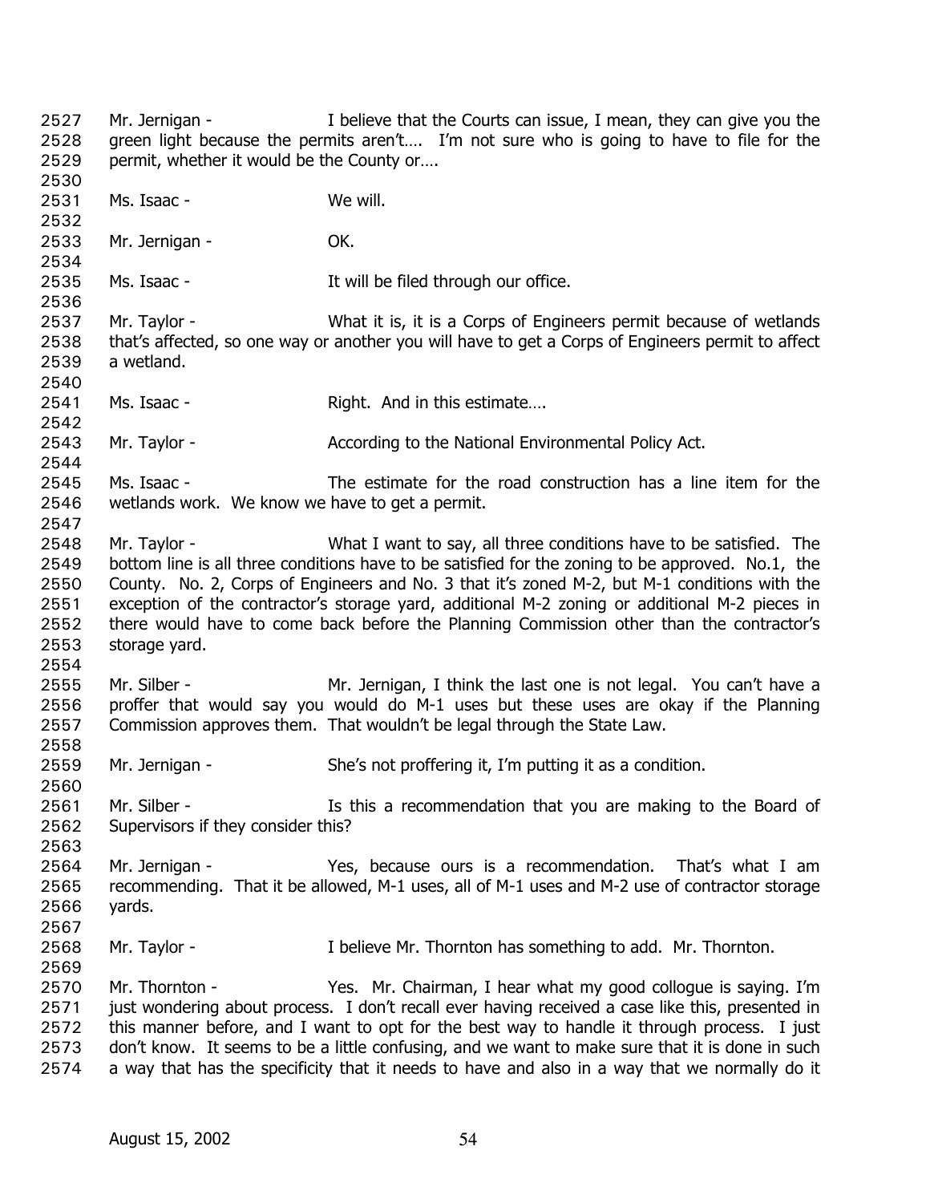2527 Mr. Jernigan - I believe that the Courts can issue, I mean, they can give you the
2528 green light because the permits aren't…. I'm not sure who is going to have to file for the
2529 permit, whether it would be the County or….
2530
2531 Ms. Isaac - We will.
2532
2533 Mr. Jernigan - OK.
2534
2535 Ms. Isaac - It will be filed through our office.
2536
2537 Mr. Taylor - What it is, it is a Corps of Engineers permit because of wetlands
2538 that's affected, so one way or another you will have to get a Corps of Engineers permit to affect
2539 a wetland.
2540
2541 Ms. Isaac - Right. And in this estimate….
2542
2543 Mr. Taylor - According to the National Environmental Policy Act.
2544
2545 Ms. Isaac - The estimate for the road construction has a line item for the
2546 wetlands work. We know we have to get a permit.
2547
2548 Mr. Taylor - What I want to say, all three conditions have to be satisfied. The
2549 bottom line is all three conditions have to be satisfied for the zoning to be approved. No.1, the
2550 County. No. 2, Corps of Engineers and No. 3 that it's zoned M-2, but M-1 conditions with the
2551 exception of the contractor's storage yard, additional M-2 zoning or additional M-2 pieces in
2552 there would have to come back before the Planning Commission other than the contractor's
2553 storage yard.
2554
2555 Mr. Silber - Mr. Jernigan, I think the last one is not legal. You can't have a
2556 proffer that would say you would do M-1 uses but these uses are okay if the Planning
2557 Commission approves them. That wouldn't be legal through the State Law.
2558
2559 Mr. Jernigan - She's not proffering it, I'm putting it as a condition.
2560
2561 Mr. Silber - Is this a recommendation that you are making to the Board of
2562 Supervisors if they consider this?
2563
2564 Mr. Jernigan - Yes, because ours is a recommendation. That's what I am
2565 recommending. That it be allowed, M-1 uses, all of M-1 uses and M-2 use of contractor storage
2566 yards.
2567
2568 Mr. Taylor - I believe Mr. Thornton has something to add. Mr. Thornton.
2569
2570 Mr. Thornton - Yes. Mr. Chairman, I hear what my good collogue is saying. I'm
2571 just wondering about process. I don't recall ever having received a case like this, presented in
2572 this manner before, and I want to opt for the best way to handle it through process. I just
2573 don't know. It seems to be a little confusing, and we want to make sure that it is done in such
2574 a way that has the specificity that it needs to have and also in a way that we normally do it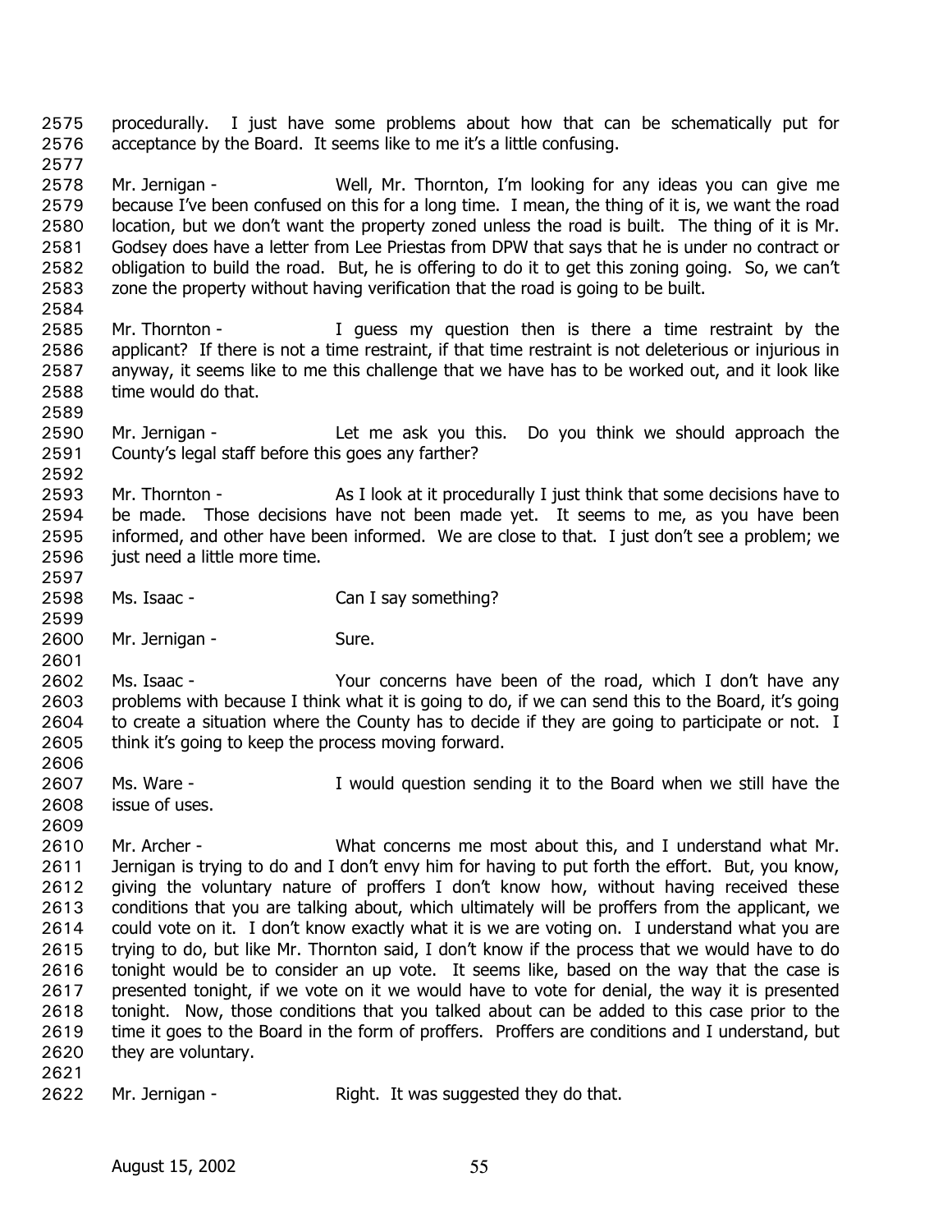2575 procedurally. I just have some problems about how that can be schematically put for
2576 acceptance by the Board. It seems like to me it's a little confusing.

2577

2578 Mr. Jernigan - Well, Mr. Thornton, I'm looking for any ideas you can give me
2579 because I've been confused on this for a long time. I mean, the thing of it is, we want the road
2580 location, but we don't want the property zoned unless the road is built. The thing of it is Mr.
2581 Godsey does have a letter from Lee Priestas from DPW that says that he is under no contract or
2582 obligation to build the road. But, he is offering to do it to get this zoning going. So, we can't
2583 zone the property without having verification that the road is going to be built.

2584

2585 Mr. Thornton - I guess my question then is there a time restraint by the
2586 applicant? If there is not a time restraint, if that time restraint is not deleterious or injurious in
2587 anyway, it seems like to me this challenge that we have has to be worked out, and it look like
2588 time would do that.

2589

2590 Mr. Jernigan - Let me ask you this. Do you think we should approach the
2591 County's legal staff before this goes any farther?

2592

2593 Mr. Thornton - As I look at it procedurally I just think that some decisions have to
2594 be made. Those decisions have not been made yet. It seems to me, as you have been
2595 informed, and other have been informed. We are close to that. I just don't see a problem; we
2596 just need a little more time.

2597

2598 Ms. Isaac - Can I say something?

2599

2600 Mr. Jernigan - Sure.

2601

2602 Ms. Isaac - Your concerns have been of the road, which I don't have any
2603 problems with because I think what it is going to do, if we can send this to the Board, it's going
2604 to create a situation where the County has to decide if they are going to participate or not. I
2605 think it's going to keep the process moving forward.

2606

2607 Ms. Ware - I would question sending it to the Board when we still have the
2608 issue of uses.

2609

2610 Mr. Archer - What concerns me most about this, and I understand what Mr.
2611 Jernigan is trying to do and I don't envy him for having to put forth the effort. But, you know,
2612 giving the voluntary nature of proffers I don't know how, without having received these
2613 conditions that you are talking about, which ultimately will be proffers from the applicant, we
2614 could vote on it. I don't know exactly what it is we are voting on. I understand what you are
2615 trying to do, but like Mr. Thornton said, I don't know if the process that we would have to do
2616 tonight would be to consider an up vote. It seems like, based on the way that the case is
2617 presented tonight, if we vote on it we would have to vote for denial, the way it is presented
2618 tonight. Now, those conditions that you talked about can be added to this case prior to the
2619 time it goes to the Board in the form of proffers. Proffers are conditions and I understand, but
2620 they are voluntary.

2621

2622 Mr. Jernigan - Right. It was suggested they do that.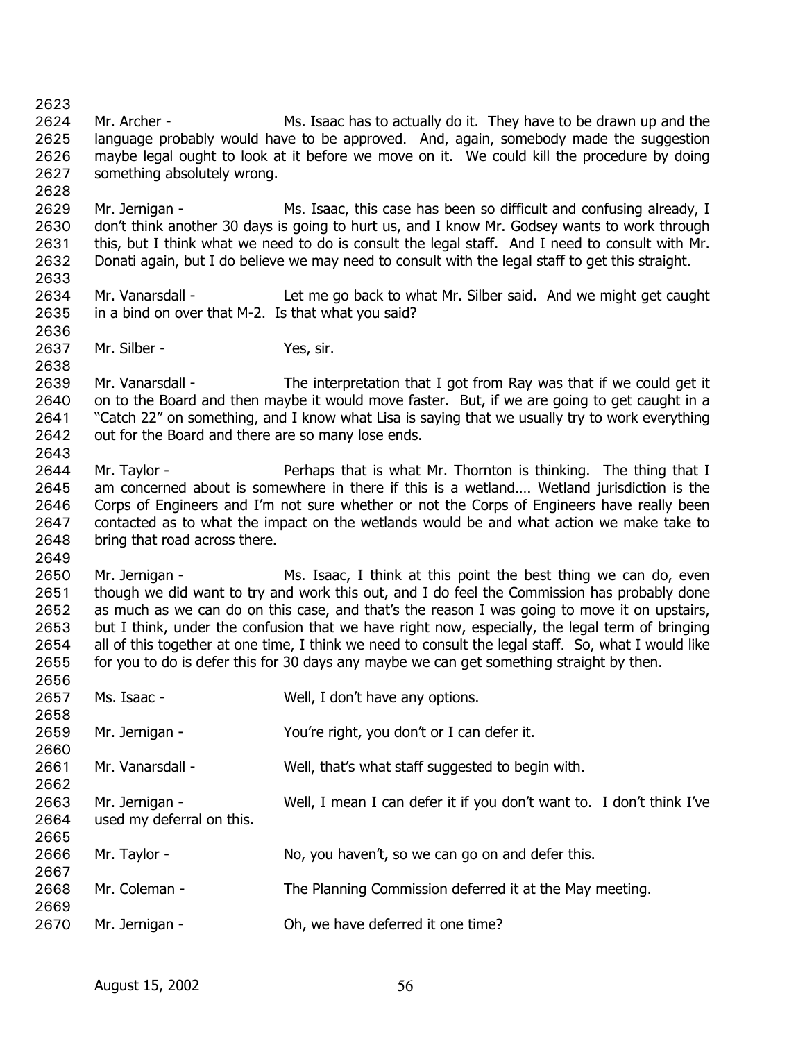Mr. Archer - Ms. Isaac has to actually do it. They have to be drawn up and the language probably would have to be approved. And, again, somebody made the suggestion maybe legal ought to look at it before we move on it. We could kill the procedure by doing something absolutely wrong.

Mr. Jernigan - Ms. Isaac, this case has been so difficult and confusing already, I don't think another 30 days is going to hurt us, and I know Mr. Godsey wants to work through this, but I think what we need to do is consult the legal staff. And I need to consult with Mr. Donati again, but I do believe we may need to consult with the legal staff to get this straight.

Mr. Vanarsdall - Let me go back to what Mr. Silber said. And we might get caught in a bind on over that M-2. Is that what you said?

Mr. Silber - Yes, sir.

Mr. Vanarsdall - The interpretation that I got from Ray was that if we could get it on to the Board and then maybe it would move faster. But, if we are going to get caught in a "Catch 22" on something, and I know what Lisa is saying that we usually try to work everything out for the Board and there are so many lose ends.

Mr. Taylor - Perhaps that is what Mr. Thornton is thinking. The thing that I am concerned about is somewhere in there if this is a wetland…. Wetland jurisdiction is the Corps of Engineers and I'm not sure whether or not the Corps of Engineers have really been contacted as to what the impact on the wetlands would be and what action we make take to bring that road across there.

Mr. Jernigan - Ms. Isaac, I think at this point the best thing we can do, even though we did want to try and work this out, and I do feel the Commission has probably done as much as we can do on this case, and that's the reason I was going to move it on upstairs, but I think, under the confusion that we have right now, especially, the legal term of bringing all of this together at one time, I think we need to consult the legal staff. So, what I would like for you to do is defer this for 30 days any maybe we can get something straight by then.

Ms. Isaac - Well, I don't have any options.

Mr. Jernigan - You're right, you don't or I can defer it.

Mr. Vanarsdall - Well, that's what staff suggested to begin with.

Mr. Jernigan - Well, I mean I can defer it if you don't want to. I don't think I've used my deferral on this.

Mr. Taylor - No, you haven't, so we can go on and defer this.

Mr. Coleman - The Planning Commission deferred it at the May meeting.

Mr. Jernigan - Oh, we have deferred it one time?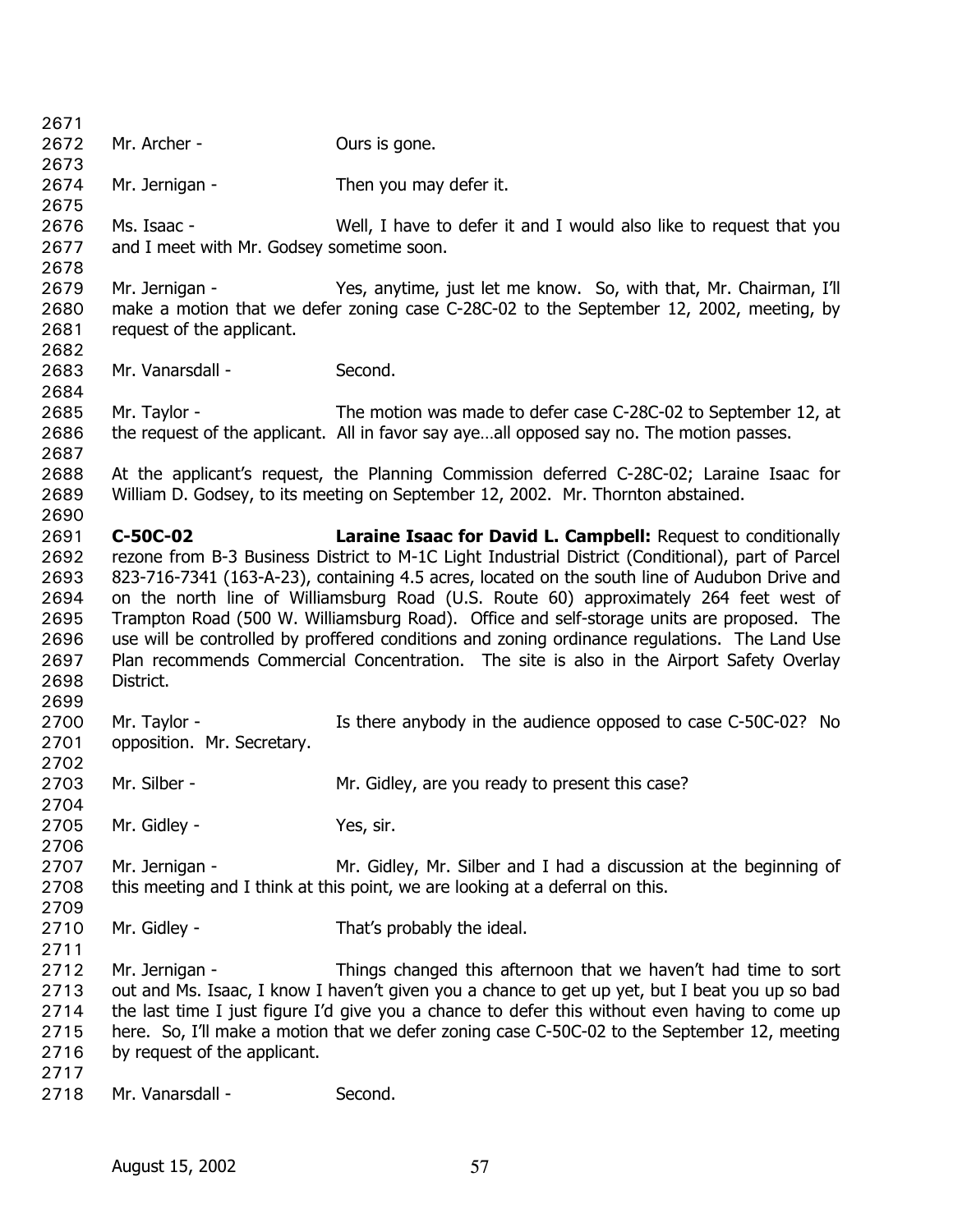Mr. Archer - Ours is gone.

Mr. Jernigan - Then you may defer it.

Ms. Isaac - Well, I have to defer it and I would also like to request that you and I meet with Mr. Godsey sometime soon.

Mr. Jernigan - Yes, anytime, just let me know. So, with that, Mr. Chairman, I'll make a motion that we defer zoning case C-28C-02 to the September 12, 2002, meeting, by request of the applicant.

Mr. Vanarsdall - Second.

Mr. Taylor - The motion was made to defer case C-28C-02 to September 12, at the request of the applicant. All in favor say aye…all opposed say no. The motion passes.

At the applicant's request, the Planning Commission deferred C-28C-02; Laraine Isaac for William D. Godsey, to its meeting on September 12, 2002. Mr. Thornton abstained.

**C-50C-02** **Laraine Isaac for David L. Campbell:** Request to conditionally rezone from B-3 Business District to M-1C Light Industrial District (Conditional), part of Parcel 823-716-7341 (163-A-23), containing 4.5 acres, located on the south line of Audubon Drive and on the north line of Williamsburg Road (U.S. Route 60) approximately 264 feet west of Trampton Road (500 W. Williamsburg Road). Office and self-storage units are proposed. The use will be controlled by proffered conditions and zoning ordinance regulations. The Land Use Plan recommends Commercial Concentration. The site is also in the Airport Safety Overlay District.

Mr. Taylor - Is there anybody in the audience opposed to case C-50C-02? No opposition. Mr. Secretary.

Mr. Silber - Mr. Gidley, are you ready to present this case?

Mr. Gidley - Yes, sir.

Mr. Jernigan - Mr. Gidley, Mr. Silber and I had a discussion at the beginning of this meeting and I think at this point, we are looking at a deferral on this.

Mr. Gidley - That's probably the ideal.

Mr. Jernigan - Things changed this afternoon that we haven't had time to sort out and Ms. Isaac, I know I haven't given you a chance to get up yet, but I beat you up so bad the last time I just figure I'd give you a chance to defer this without even having to come up here. So, I'll make a motion that we defer zoning case C-50C-02 to the September 12, meeting by request of the applicant.

Mr. Vanarsdall - Second.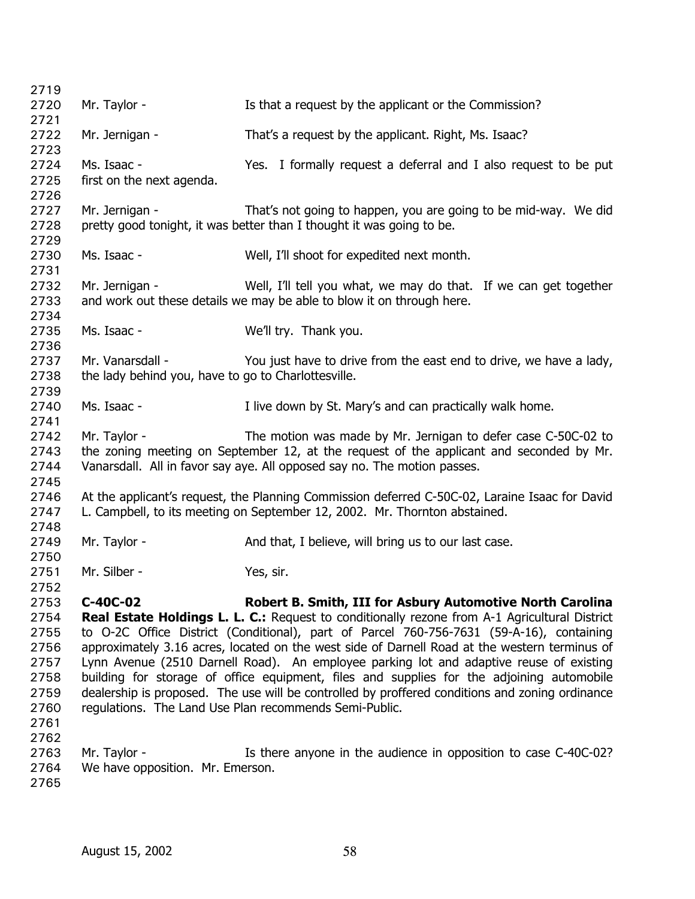Mr. Taylor - Is that a request by the applicant or the Commission?

Mr. Jernigan - That's a request by the applicant. Right, Ms. Isaac?

Ms. Isaac - Yes. I formally request a deferral and I also request to be put first on the next agenda.

Mr. Jernigan - That's not going to happen, you are going to be mid-way. We did pretty good tonight, it was better than I thought it was going to be.

Ms. Isaac - Well, I'll shoot for expedited next month.

Mr. Jernigan - Well, I'll tell you what, we may do that. If we can get together and work out these details we may be able to blow it on through here.

Ms. Isaac - We'll try. Thank you.

Mr. Vanarsdall - You just have to drive from the east end to drive, we have a lady, the lady behind you, have to go to Charlottesville.

Ms. Isaac - I live down by St. Mary's and can practically walk home.

Mr. Taylor - The motion was made by Mr. Jernigan to defer case C-50C-02 to the zoning meeting on September 12, at the request of the applicant and seconded by Mr. Vanarsdall. All in favor say aye. All opposed say no. The motion passes.

At the applicant's request, the Planning Commission deferred C-50C-02, Laraine Isaac for David L. Campbell, to its meeting on September 12, 2002. Mr. Thornton abstained.

Mr. Taylor - And that, I believe, will bring us to our last case.

Mr. Silber - Yes, sir.

**C-40C-02 Robert B. Smith, III for Asbury Automotive North Carolina Real Estate Holdings L. L. C.:** Request to conditionally rezone from A-1 Agricultural District to O-2C Office District (Conditional), part of Parcel 760-756-7631 (59-A-16), containing approximately 3.16 acres, located on the west side of Darnell Road at the western terminus of Lynn Avenue (2510 Darnell Road). An employee parking lot and adaptive reuse of existing building for storage of office equipment, files and supplies for the adjoining automobile dealership is proposed. The use will be controlled by proffered conditions and zoning ordinance regulations. The Land Use Plan recommends Semi-Public.

Mr. Taylor - Is there anyone in the audience in opposition to case C-40C-02? We have opposition. Mr. Emerson.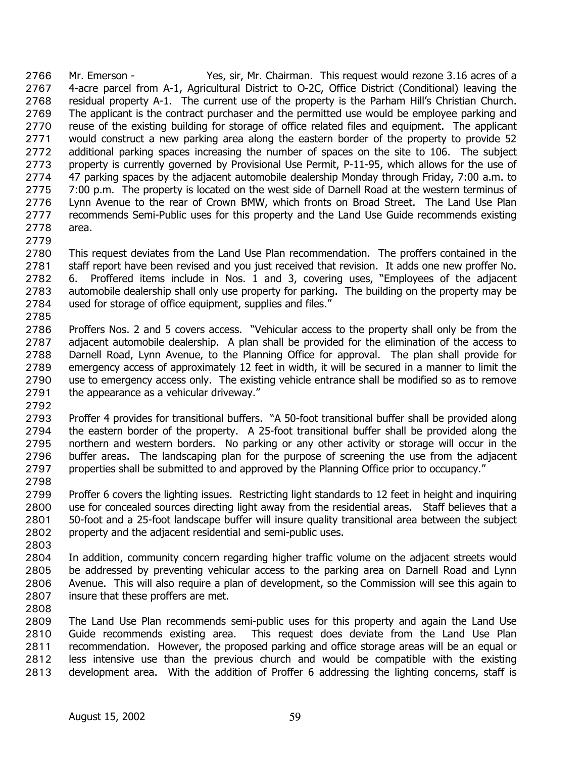Mr. Emerson - Yes, sir, Mr. Chairman. This request would rezone 3.16 acres of a 4-acre parcel from A-1, Agricultural District to O-2C, Office District (Conditional) leaving the residual property A-1. The current use of the property is the Parham Hill's Christian Church. The applicant is the contract purchaser and the permitted use would be employee parking and reuse of the existing building for storage of office related files and equipment. The applicant would construct a new parking area along the eastern border of the property to provide 52 additional parking spaces increasing the number of spaces on the site to 106. The subject property is currently governed by Provisional Use Permit, P-11-95, which allows for the use of 47 parking spaces by the adjacent automobile dealership Monday through Friday, 7:00 a.m. to 7:00 p.m. The property is located on the west side of Darnell Road at the western terminus of Lynn Avenue to the rear of Crown BMW, which fronts on Broad Street. The Land Use Plan recommends Semi-Public uses for this property and the Land Use Guide recommends existing area.

This request deviates from the Land Use Plan recommendation. The proffers contained in the staff report have been revised and you just received that revision. It adds one new proffer No. 6. Proffered items include in Nos. 1 and 3, covering uses, "Employees of the adjacent automobile dealership shall only use property for parking. The building on the property may be used for storage of office equipment, supplies and files."

Proffers Nos. 2 and 5 covers access. "Vehicular access to the property shall only be from the adjacent automobile dealership. A plan shall be provided for the elimination of the access to Darnell Road, Lynn Avenue, to the Planning Office for approval. The plan shall provide for emergency access of approximately 12 feet in width, it will be secured in a manner to limit the use to emergency access only. The existing vehicle entrance shall be modified so as to remove the appearance as a vehicular driveway."

Proffer 4 provides for transitional buffers. "A 50-foot transitional buffer shall be provided along the eastern border of the property. A 25-foot transitional buffer shall be provided along the northern and western borders. No parking or any other activity or storage will occur in the buffer areas. The landscaping plan for the purpose of screening the use from the adjacent properties shall be submitted to and approved by the Planning Office prior to occupancy."

Proffer 6 covers the lighting issues. Restricting light standards to 12 feet in height and inquiring use for concealed sources directing light away from the residential areas. Staff believes that a 50-foot and a 25-foot landscape buffer will insure quality transitional area between the subject property and the adjacent residential and semi-public uses.

In addition, community concern regarding higher traffic volume on the adjacent streets would be addressed by preventing vehicular access to the parking area on Darnell Road and Lynn Avenue. This will also require a plan of development, so the Commission will see this again to insure that these proffers are met.

The Land Use Plan recommends semi-public uses for this property and again the Land Use Guide recommends existing area. This request does deviate from the Land Use Plan recommendation. However, the proposed parking and office storage areas will be an equal or less intensive use than the previous church and would be compatible with the existing development area. With the addition of Proffer 6 addressing the lighting concerns, staff is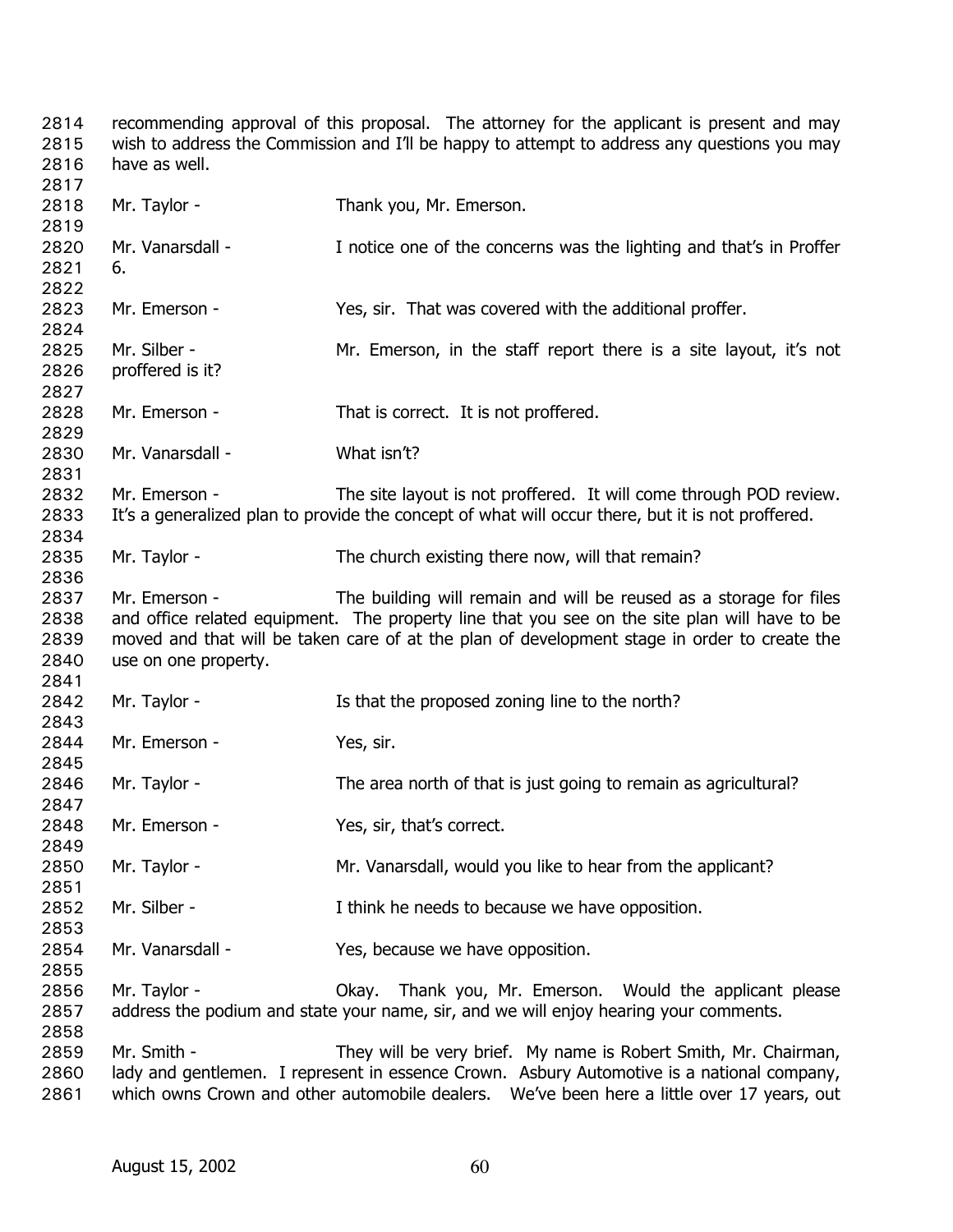recommending approval of this proposal. The attorney for the applicant is present and may wish to address the Commission and I'll be happy to attempt to address any questions you may have as well.

Mr. Taylor - Thank you, Mr. Emerson.

Mr. Vanarsdall - I notice one of the concerns was the lighting and that's in Proffer 6.

Mr. Emerson - Yes, sir. That was covered with the additional proffer.

Mr. Silber - Mr. Emerson, in the staff report there is a site layout, it's not proffered is it?

Mr. Emerson - That is correct. It is not proffered.

Mr. Vanarsdall - What isn't?

Mr. Emerson - The site layout is not proffered. It will come through POD review. It's a generalized plan to provide the concept of what will occur there, but it is not proffered.

Mr. Taylor - The church existing there now, will that remain?

Mr. Emerson - The building will remain and will be reused as a storage for files and office related equipment. The property line that you see on the site plan will have to be moved and that will be taken care of at the plan of development stage in order to create the use on one property.

Mr. Taylor - Is that the proposed zoning line to the north?

Mr. Emerson - Yes, sir.

Mr. Taylor - The area north of that is just going to remain as agricultural?

Mr. Emerson - Yes, sir, that's correct.

Mr. Taylor - Mr. Vanarsdall, would you like to hear from the applicant?

Mr. Silber - I think he needs to because we have opposition.

Mr. Vanarsdall - Yes, because we have opposition.

Mr. Taylor - Okay. Thank you, Mr. Emerson. Would the applicant please address the podium and state your name, sir, and we will enjoy hearing your comments.

Mr. Smith - They will be very brief. My name is Robert Smith, Mr. Chairman, lady and gentlemen. I represent in essence Crown. Asbury Automotive is a national company, which owns Crown and other automobile dealers. We've been here a little over 17 years, out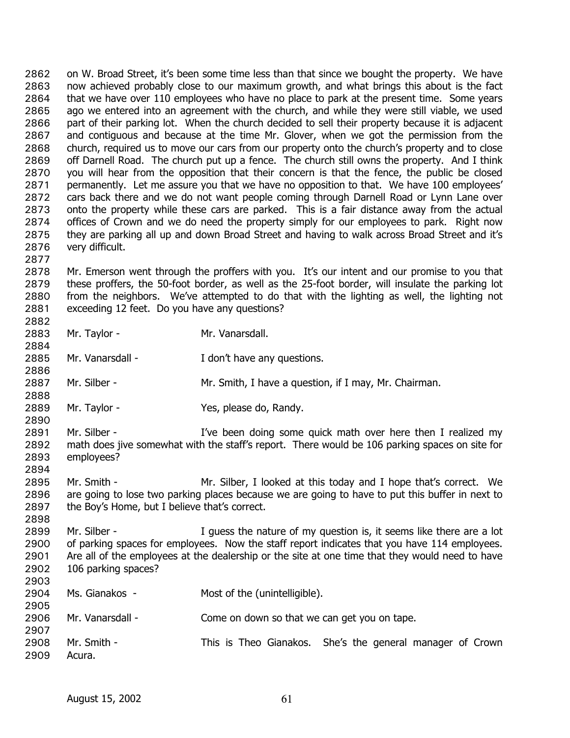on W. Broad Street, it's been some time less than that since we bought the property. We have now achieved probably close to our maximum growth, and what brings this about is the fact that we have over 110 employees who have no place to park at the present time. Some years ago we entered into an agreement with the church, and while they were still viable, we used part of their parking lot. When the church decided to sell their property because it is adjacent and contiguous and because at the time Mr. Glover, when we got the permission from the church, required us to move our cars from our property onto the church's property and to close off Darnell Road. The church put up a fence. The church still owns the property. And I think you will hear from the opposition that their concern is that the fence, the public be closed permanently. Let me assure you that we have no opposition to that. We have 100 employees' cars back there and we do not want people coming through Darnell Road or Lynn Lane over onto the property while these cars are parked. This is a fair distance away from the actual offices of Crown and we do need the property simply for our employees to park. Right now they are parking all up and down Broad Street and having to walk across Broad Street and it's very difficult.

Mr. Emerson went through the proffers with you. It's our intent and our promise to you that these proffers, the 50-foot border, as well as the 25-foot border, will insulate the parking lot from the neighbors. We've attempted to do that with the lighting as well, the lighting not exceeding 12 feet. Do you have any questions?

Mr. Taylor - Mr. Vanarsdall.

Mr. Vanarsdall - I don't have any questions.

Mr. Silber - Mr. Smith, I have a question, if I may, Mr. Chairman.

Mr. Taylor - Yes, please do, Randy.

Mr. Silber - I've been doing some quick math over here then I realized my math does jive somewhat with the staff's report. There would be 106 parking spaces on site for employees?

Mr. Smith - Mr. Silber, I looked at this today and I hope that's correct. We are going to lose two parking places because we are going to have to put this buffer in next to the Boy's Home, but I believe that's correct.

Mr. Silber - I guess the nature of my question is, it seems like there are a lot of parking spaces for employees. Now the staff report indicates that you have 114 employees. Are all of the employees at the dealership or the site at one time that they would need to have 106 parking spaces?

Ms. Gianakos - Most of the (unintelligible).

Mr. Vanarsdall - Come on down so that we can get you on tape.

Mr. Smith - This is Theo Gianakos. She's the general manager of Crown Acura.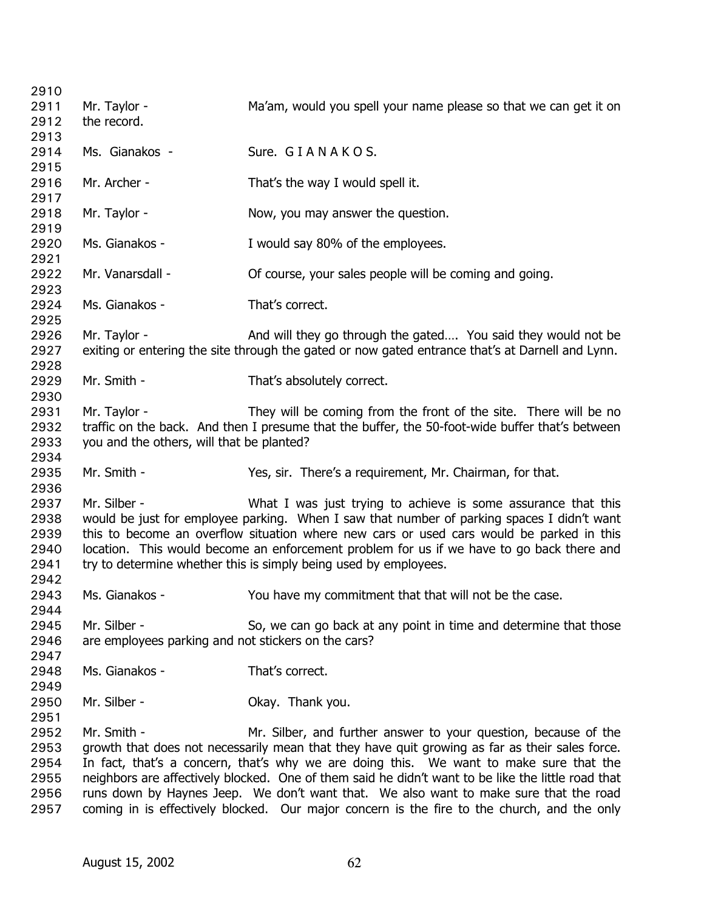Mr. Taylor - Ma'am, would you spell your name please so that we can get it on the record.

Ms. Gianakos - Sure. G I A N A K O S.

Mr. Archer - That's the way I would spell it.

Mr. Taylor - Now, you may answer the question.

Ms. Gianakos - I would say 80% of the employees.

Mr. Vanarsdall - Of course, your sales people will be coming and going.

Ms. Gianakos - That's correct.

Mr. Taylor - And will they go through the gated…. You said they would not be exiting or entering the site through the gated or now gated entrance that's at Darnell and Lynn.

Mr. Smith - That's absolutely correct.

Mr. Taylor - They will be coming from the front of the site. There will be no traffic on the back. And then I presume that the buffer, the 50-foot-wide buffer that's between you and the others, will that be planted?

Mr. Smith - Yes, sir. There's a requirement, Mr. Chairman, for that.

Mr. Silber - What I was just trying to achieve is some assurance that this would be just for employee parking. When I saw that number of parking spaces I didn't want this to become an overflow situation where new cars or used cars would be parked in this location. This would become an enforcement problem for us if we have to go back there and try to determine whether this is simply being used by employees.

Ms. Gianakos - You have my commitment that that will not be the case.

Mr. Silber - So, we can go back at any point in time and determine that those are employees parking and not stickers on the cars?

Ms. Gianakos - That's correct.

Mr. Silber - Okay. Thank you.

Mr. Smith - Mr. Silber, and further answer to your question, because of the growth that does not necessarily mean that they have quit growing as far as their sales force. In fact, that's a concern, that's why we are doing this. We want to make sure that the neighbors are affectively blocked. One of them said he didn't want to be like the little road that runs down by Haynes Jeep. We don't want that. We also want to make sure that the road coming in is effectively blocked. Our major concern is the fire to the church, and the only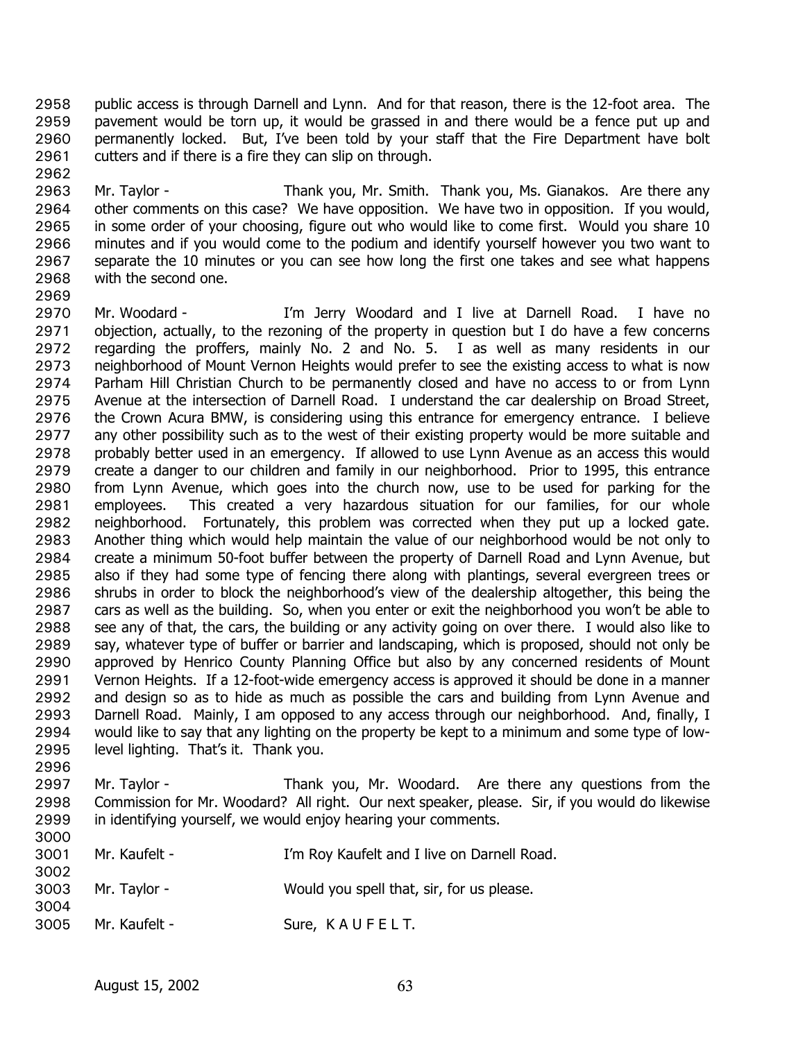public access is through Darnell and Lynn. And for that reason, there is the 12-foot area. The pavement would be torn up, it would be grassed in and there would be a fence put up and permanently locked. But, I've been told by your staff that the Fire Department have bolt cutters and if there is a fire they can slip on through.

Mr. Taylor - Thank you, Mr. Smith. Thank you, Ms. Gianakos. Are there any other comments on this case? We have opposition. We have two in opposition. If you would, in some order of your choosing, figure out who would like to come first. Would you share 10 minutes and if you would come to the podium and identify yourself however you two want to separate the 10 minutes or you can see how long the first one takes and see what happens with the second one.

Mr. Woodard - I'm Jerry Woodard and I live at Darnell Road. I have no objection, actually, to the rezoning of the property in question but I do have a few concerns regarding the proffers, mainly No. 2 and No. 5. I as well as many residents in our neighborhood of Mount Vernon Heights would prefer to see the existing access to what is now Parham Hill Christian Church to be permanently closed and have no access to or from Lynn Avenue at the intersection of Darnell Road. I understand the car dealership on Broad Street, the Crown Acura BMW, is considering using this entrance for emergency entrance. I believe any other possibility such as to the west of their existing property would be more suitable and probably better used in an emergency. If allowed to use Lynn Avenue as an access this would create a danger to our children and family in our neighborhood. Prior to 1995, this entrance from Lynn Avenue, which goes into the church now, use to be used for parking for the employees. This created a very hazardous situation for our families, for our whole neighborhood. Fortunately, this problem was corrected when they put up a locked gate. Another thing which would help maintain the value of our neighborhood would be not only to create a minimum 50-foot buffer between the property of Darnell Road and Lynn Avenue, but also if they had some type of fencing there along with plantings, several evergreen trees or shrubs in order to block the neighborhood's view of the dealership altogether, this being the cars as well as the building. So, when you enter or exit the neighborhood you won't be able to see any of that, the cars, the building or any activity going on over there. I would also like to say, whatever type of buffer or barrier and landscaping, which is proposed, should not only be approved by Henrico County Planning Office but also by any concerned residents of Mount Vernon Heights. If a 12-foot-wide emergency access is approved it should be done in a manner and design so as to hide as much as possible the cars and building from Lynn Avenue and Darnell Road. Mainly, I am opposed to any access through our neighborhood. And, finally, I would like to say that any lighting on the property be kept to a minimum and some type of low-level lighting. That's it. Thank you.

Mr. Taylor - Thank you, Mr. Woodard. Are there any questions from the Commission for Mr. Woodard? All right. Our next speaker, please. Sir, if you would do likewise in identifying yourself, we would enjoy hearing your comments.

Mr. Kaufelt - I'm Roy Kaufelt and I live on Darnell Road.

Mr. Taylor - Would you spell that, sir, for us please.

Mr. Kaufelt - Sure, K A U F E L T.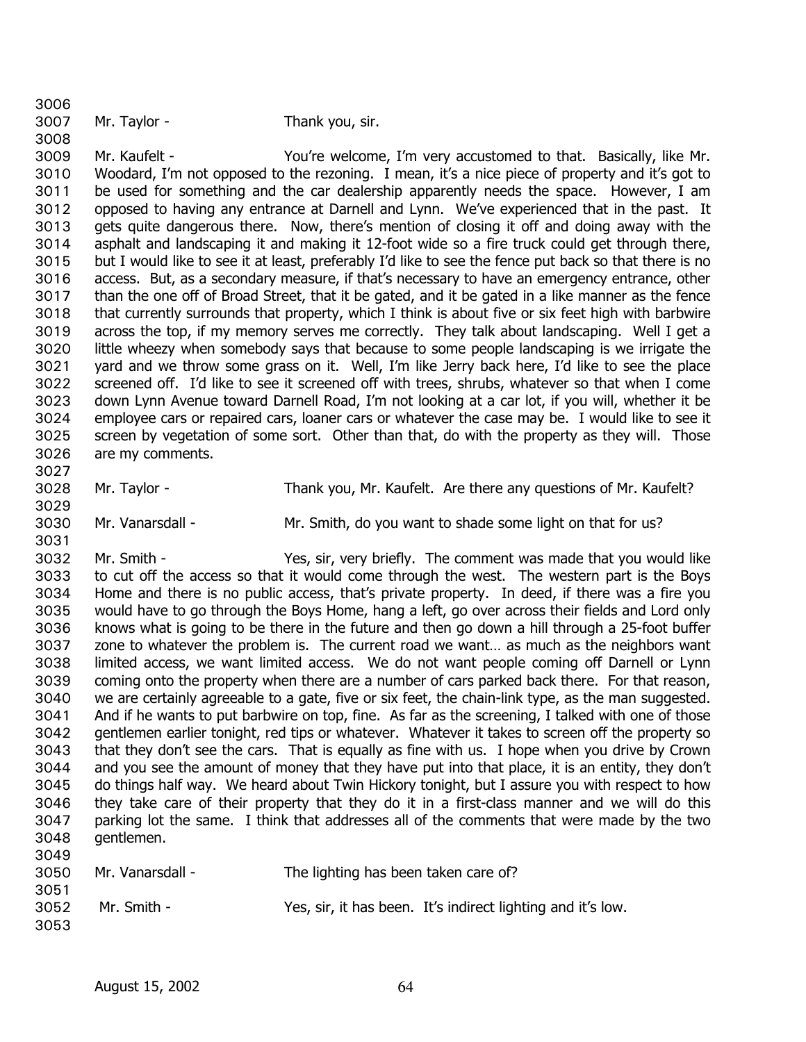Mr. Taylor - Thank you, sir.

Mr. Kaufelt - You're welcome, I'm very accustomed to that. Basically, like Mr. Woodard, I'm not opposed to the rezoning. I mean, it's a nice piece of property and it's got to be used for something and the car dealership apparently needs the space. However, I am opposed to having any entrance at Darnell and Lynn. We've experienced that in the past. It gets quite dangerous there. Now, there's mention of closing it off and doing away with the asphalt and landscaping it and making it 12-foot wide so a fire truck could get through there, but I would like to see it at least, preferably I'd like to see the fence put back so that there is no access. But, as a secondary measure, if that's necessary to have an emergency entrance, other than the one off of Broad Street, that it be gated, and it be gated in a like manner as the fence that currently surrounds that property, which I think is about five or six feet high with barbwire across the top, if my memory serves me correctly. They talk about landscaping. Well I get a little wheezy when somebody says that because to some people landscaping is we irrigate the yard and we throw some grass on it. Well, I'm like Jerry back here, I'd like to see the place screened off. I'd like to see it screened off with trees, shrubs, whatever so that when I come down Lynn Avenue toward Darnell Road, I'm not looking at a car lot, if you will, whether it be employee cars or repaired cars, loaner cars or whatever the case may be. I would like to see it screen by vegetation of some sort. Other than that, do with the property as they will. Those are my comments.

Mr. Taylor - Thank you, Mr. Kaufelt. Are there any questions of Mr. Kaufelt?

Mr. Vanarsdall - Mr. Smith, do you want to shade some light on that for us?

Mr. Smith - Yes, sir, very briefly. The comment was made that you would like to cut off the access so that it would come through the west. The western part is the Boys Home and there is no public access, that's private property. In deed, if there was a fire you would have to go through the Boys Home, hang a left, go over across their fields and Lord only knows what is going to be there in the future and then go down a hill through a 25-foot buffer zone to whatever the problem is. The current road we want… as much as the neighbors want limited access, we want limited access. We do not want people coming off Darnell or Lynn coming onto the property when there are a number of cars parked back there. For that reason, we are certainly agreeable to a gate, five or six feet, the chain-link type, as the man suggested. And if he wants to put barbwire on top, fine. As far as the screening, I talked with one of those gentlemen earlier tonight, red tips or whatever. Whatever it takes to screen off the property so that they don't see the cars. That is equally as fine with us. I hope when you drive by Crown and you see the amount of money that they have put into that place, it is an entity, they don't do things half way. We heard about Twin Hickory tonight, but I assure you with respect to how they take care of their property that they do it in a first-class manner and we will do this parking lot the same. I think that addresses all of the comments that were made by the two gentlemen.

Mr. Vanarsdall - The lighting has been taken care of?

Mr. Smith - Yes, sir, it has been. It's indirect lighting and it's low.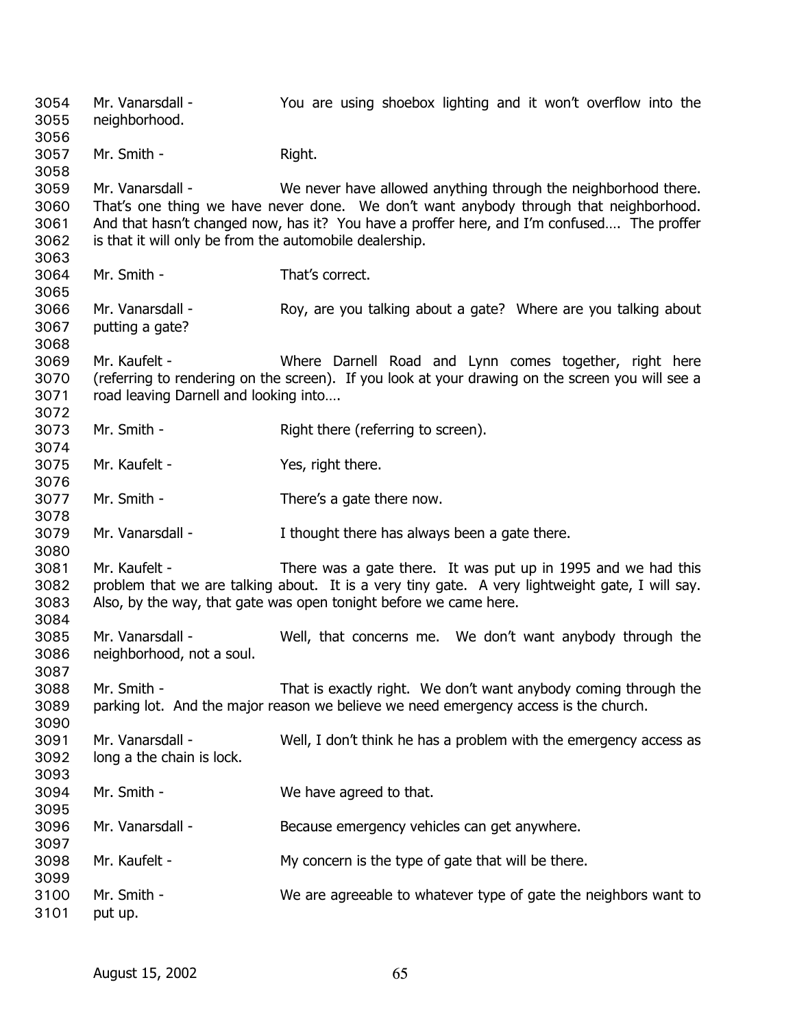3054 Mr. Vanarsdall - You are using shoebox lighting and it won't overflow into the
3055 neighborhood.
3056
3057 Mr. Smith - Right.
3058
3059 Mr. Vanarsdall - We never have allowed anything through the neighborhood there.
3060 That's one thing we have never done. We don't want anybody through that neighborhood.
3061 And that hasn't changed now, has it? You have a proffer here, and I'm confused…. The proffer
3062 is that it will only be from the automobile dealership.
3063
3064 Mr. Smith - That's correct.
3065
3066 Mr. Vanarsdall - Roy, are you talking about a gate? Where are you talking about
3067 putting a gate?
3068
3069 Mr. Kaufelt - Where Darnell Road and Lynn comes together, right here
3070 (referring to rendering on the screen). If you look at your drawing on the screen you will see a
3071 road leaving Darnell and looking into….
3072
3073 Mr. Smith - Right there (referring to screen).
3074
3075 Mr. Kaufelt - Yes, right there.
3076
3077 Mr. Smith - There's a gate there now.
3078
3079 Mr. Vanarsdall - I thought there has always been a gate there.
3080
3081 Mr. Kaufelt - There was a gate there. It was put up in 1995 and we had this
3082 problem that we are talking about. It is a very tiny gate. A very lightweight gate, I will say.
3083 Also, by the way, that gate was open tonight before we came here.
3084
3085 Mr. Vanarsdall - Well, that concerns me. We don't want anybody through the
3086 neighborhood, not a soul.
3087
3088 Mr. Smith - That is exactly right. We don't want anybody coming through the
3089 parking lot. And the major reason we believe we need emergency access is the church.
3090
3091 Mr. Vanarsdall - Well, I don't think he has a problem with the emergency access as
3092 long a the chain is lock.
3093
3094 Mr. Smith - We have agreed to that.
3095
3096 Mr. Vanarsdall - Because emergency vehicles can get anywhere.
3097
3098 Mr. Kaufelt - My concern is the type of gate that will be there.
3099
3100 Mr. Smith - We are agreeable to whatever type of gate the neighbors want to
3101 put up.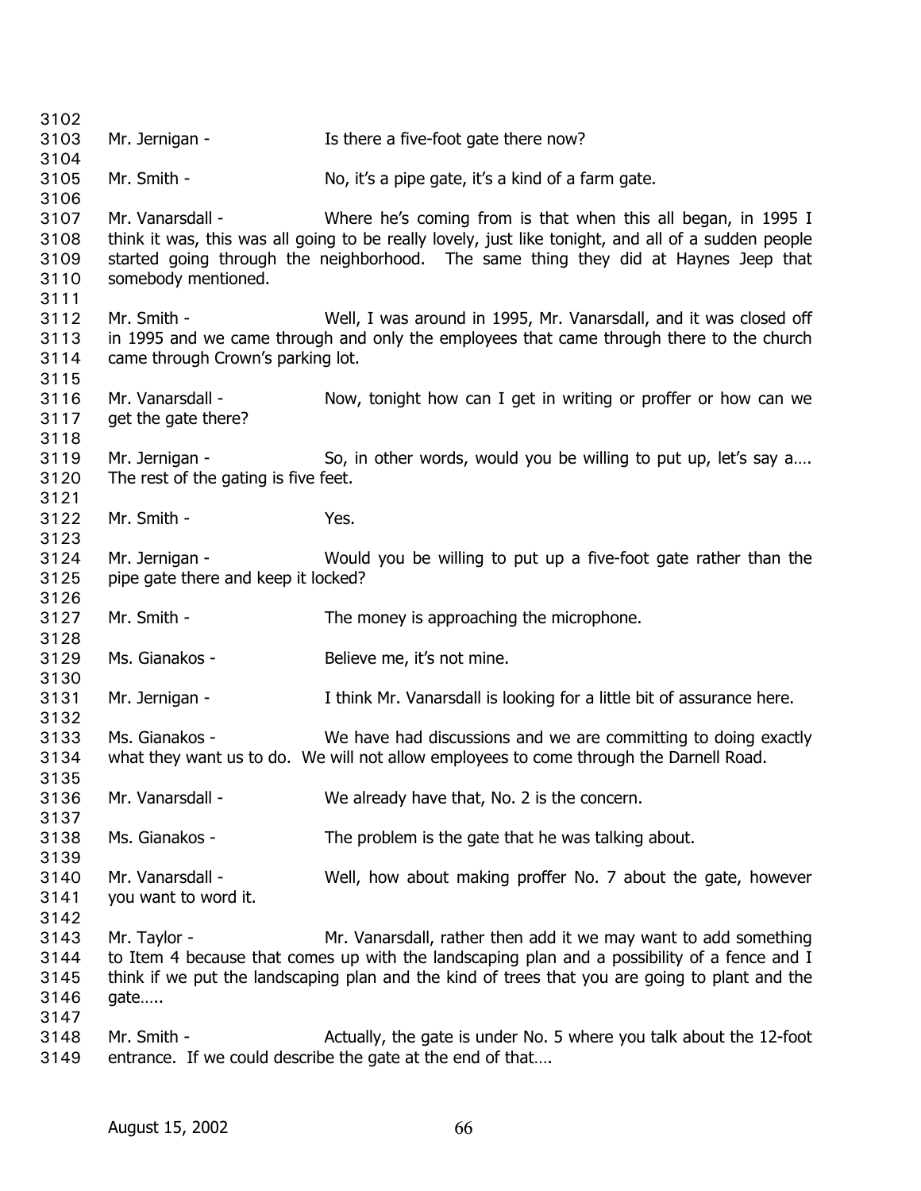Mr. Jernigan - Is there a five-foot gate there now?

Mr. Smith - No, it's a pipe gate, it's a kind of a farm gate.

Mr. Vanarsdall - Where he's coming from is that when this all began, in 1995 I think it was, this was all going to be really lovely, just like tonight, and all of a sudden people started going through the neighborhood. The same thing they did at Haynes Jeep that somebody mentioned.

Mr. Smith - Well, I was around in 1995, Mr. Vanarsdall, and it was closed off in 1995 and we came through and only the employees that came through there to the church came through Crown's parking lot.

Mr. Vanarsdall - Now, tonight how can I get in writing or proffer or how can we get the gate there?

Mr. Jernigan - So, in other words, would you be willing to put up, let's say a…. The rest of the gating is five feet.

Mr. Smith - Yes.

Mr. Jernigan - Would you be willing to put up a five-foot gate rather than the pipe gate there and keep it locked?

Mr. Smith - The money is approaching the microphone.

Ms. Gianakos - Believe me, it's not mine.

Mr. Jernigan - I think Mr. Vanarsdall is looking for a little bit of assurance here.

Ms. Gianakos - We have had discussions and we are committing to doing exactly what they want us to do. We will not allow employees to come through the Darnell Road.

Mr. Vanarsdall - We already have that, No. 2 is the concern.

Ms. Gianakos - The problem is the gate that he was talking about.

Mr. Vanarsdall - Well, how about making proffer No. 7 about the gate, however you want to word it.

Mr. Taylor - Mr. Vanarsdall, rather then add it we may want to add something to Item 4 because that comes up with the landscaping plan and a possibility of a fence and I think if we put the landscaping plan and the kind of trees that you are going to plant and the gate…..

Mr. Smith - Actually, the gate is under No. 5 where you talk about the 12-foot entrance. If we could describe the gate at the end of that….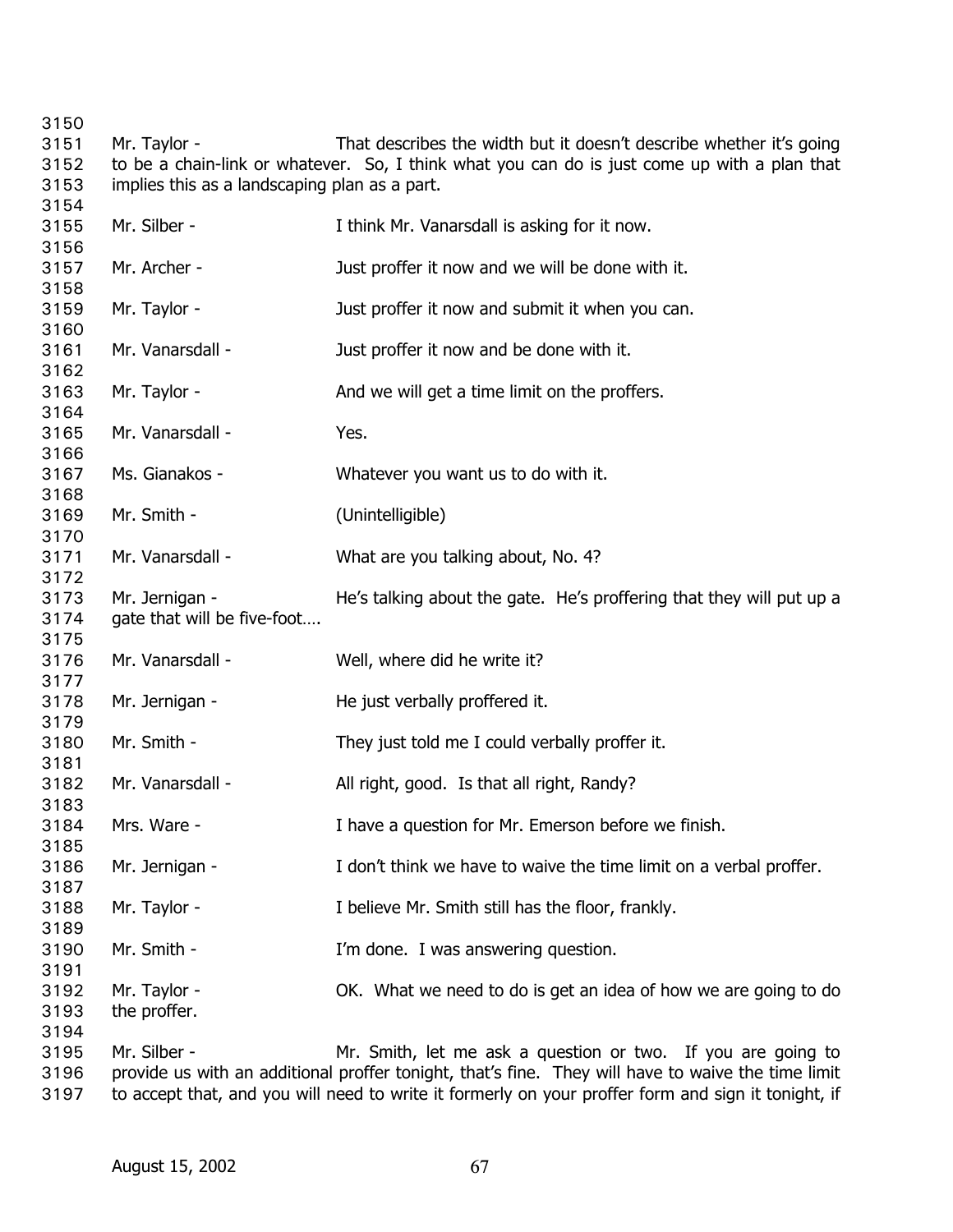3150

3151 Mr. Taylor - That describes the width but it doesn't describe whether it's going
3152 to be a chain-link or whatever. So, I think what you can do is just come up with a plan that
3153 implies this as a landscaping plan as a part.

3154

3155 Mr. Silber - I think Mr. Vanarsdall is asking for it now.

3156

3157 Mr. Archer - Just proffer it now and we will be done with it.

3158

3159 Mr. Taylor - Just proffer it now and submit it when you can.

3160

3161 Mr. Vanarsdall - Just proffer it now and be done with it.

3162

3163 Mr. Taylor - And we will get a time limit on the proffers.

3164

3165 Mr. Vanarsdall - Yes.

3166

3167 Ms. Gianakos - Whatever you want us to do with it.

3168

3169 Mr. Smith - (Unintelligible)

3170

3171 Mr. Vanarsdall - What are you talking about, No. 4?

3172

3173 Mr. Jernigan - He's talking about the gate. He's proffering that they will put up a
3174 gate that will be five-foot….

3175

3176 Mr. Vanarsdall - Well, where did he write it?

3177

3178 Mr. Jernigan - He just verbally proffered it.

3179

3180 Mr. Smith - They just told me I could verbally proffer it.

3181

3182 Mr. Vanarsdall - All right, good. Is that all right, Randy?

3183

3184 Mrs. Ware - I have a question for Mr. Emerson before we finish.

3185

3186 Mr. Jernigan - I don't think we have to waive the time limit on a verbal proffer.

3187

3188 Mr. Taylor - I believe Mr. Smith still has the floor, frankly.

3189

3190 Mr. Smith - I'm done. I was answering question.

3191

3192 Mr. Taylor - OK. What we need to do is get an idea of how we are going to do
3193 the proffer.

3194

3195 Mr. Silber - Mr. Smith, let me ask a question or two. If you are going to
3196 provide us with an additional proffer tonight, that's fine. They will have to waive the time limit
3197 to accept that, and you will need to write it formerly on your proffer form and sign it tonight, if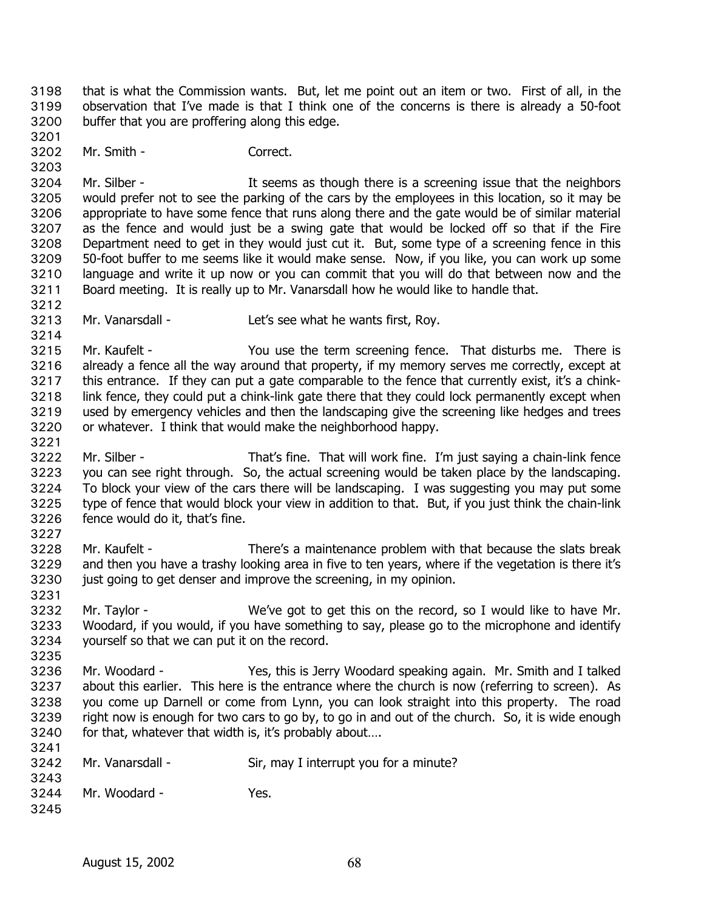that is what the Commission wants. But, let me point out an item or two. First of all, in the observation that I've made is that I think one of the concerns is there is already a 50-foot buffer that you are proffering along this edge.

Mr. Smith - Correct.

Mr. Silber - It seems as though there is a screening issue that the neighbors would prefer not to see the parking of the cars by the employees in this location, so it may be appropriate to have some fence that runs along there and the gate would be of similar material as the fence and would just be a swing gate that would be locked off so that if the Fire Department need to get in they would just cut it. But, some type of a screening fence in this 50-foot buffer to me seems like it would make sense. Now, if you like, you can work up some language and write it up now or you can commit that you will do that between now and the Board meeting. It is really up to Mr. Vanarsdall how he would like to handle that.

Mr. Vanarsdall - Let's see what he wants first, Roy.

Mr. Kaufelt - You use the term screening fence. That disturbs me. There is already a fence all the way around that property, if my memory serves me correctly, except at this entrance. If they can put a gate comparable to the fence that currently exist, it's a chink-link fence, they could put a chink-link gate there that they could lock permanently except when used by emergency vehicles and then the landscaping give the screening like hedges and trees or whatever. I think that would make the neighborhood happy.

Mr. Silber - That's fine. That will work fine. I'm just saying a chain-link fence you can see right through. So, the actual screening would be taken place by the landscaping. To block your view of the cars there will be landscaping. I was suggesting you may put some type of fence that would block your view in addition to that. But, if you just think the chain-link fence would do it, that's fine.

Mr. Kaufelt - There's a maintenance problem with that because the slats break and then you have a trashy looking area in five to ten years, where if the vegetation is there it's just going to get denser and improve the screening, in my opinion.

Mr. Taylor - We've got to get this on the record, so I would like to have Mr. Woodard, if you would, if you have something to say, please go to the microphone and identify yourself so that we can put it on the record.

Mr. Woodard - Yes, this is Jerry Woodard speaking again. Mr. Smith and I talked about this earlier. This here is the entrance where the church is now (referring to screen). As you come up Darnell or come from Lynn, you can look straight into this property. The road right now is enough for two cars to go by, to go in and out of the church. So, it is wide enough for that, whatever that width is, it's probably about….

Mr. Vanarsdall - Sir, may I interrupt you for a minute?

Mr. Woodard - Yes.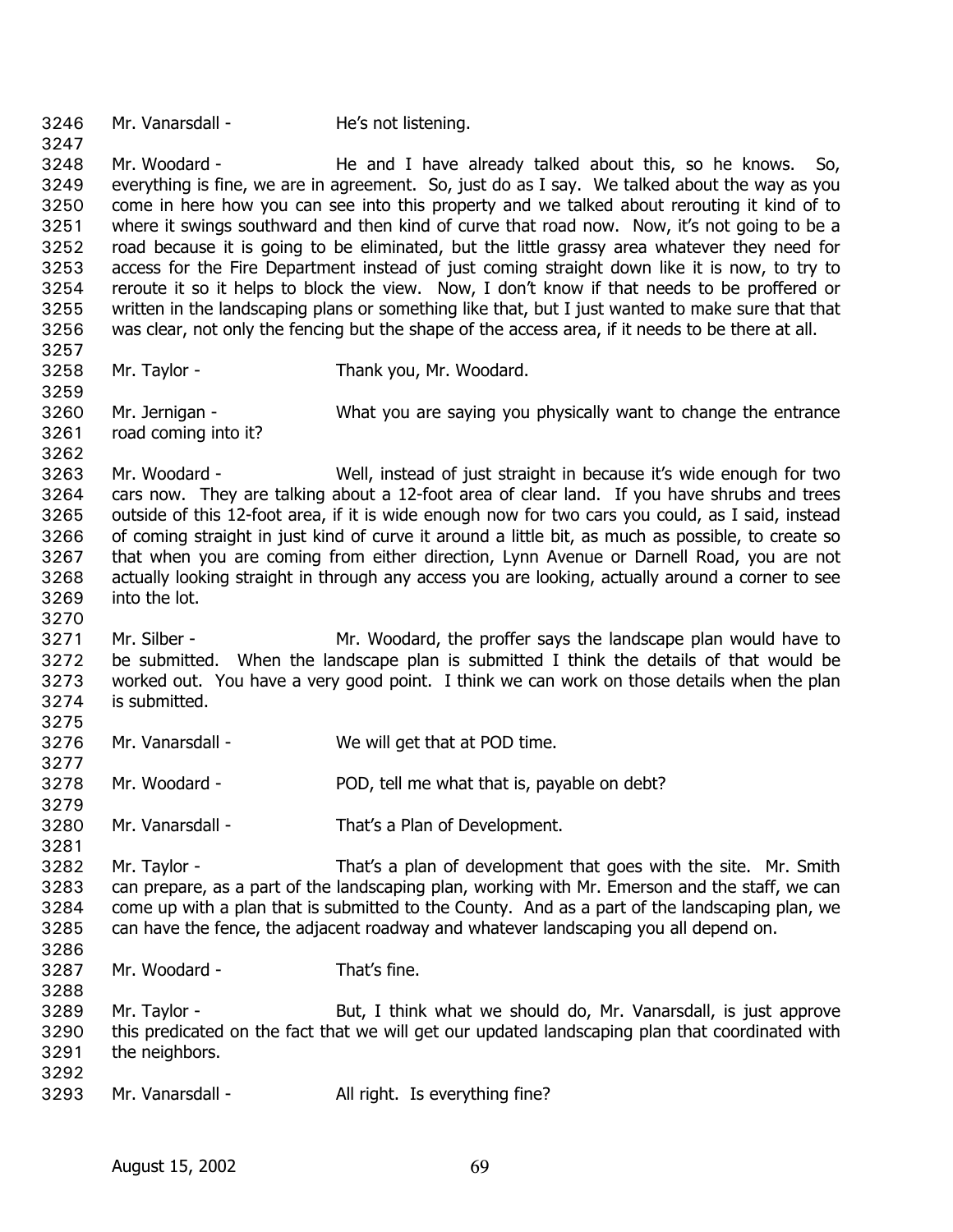Mr. Vanarsdall - He's not listening.

Mr. Woodard - He and I have already talked about this, so he knows. So, everything is fine, we are in agreement. So, just do as I say. We talked about the way as you come in here how you can see into this property and we talked about rerouting it kind of to where it swings southward and then kind of curve that road now. Now, it's not going to be a road because it is going to be eliminated, but the little grassy area whatever they need for access for the Fire Department instead of just coming straight down like it is now, to try to reroute it so it helps to block the view. Now, I don't know if that needs to be proffered or written in the landscaping plans or something like that, but I just wanted to make sure that that was clear, not only the fencing but the shape of the access area, if it needs to be there at all.

Mr. Taylor - Thank you, Mr. Woodard.

Mr. Jernigan - What you are saying you physically want to change the entrance road coming into it?

Mr. Woodard - Well, instead of just straight in because it's wide enough for two cars now. They are talking about a 12-foot area of clear land. If you have shrubs and trees outside of this 12-foot area, if it is wide enough now for two cars you could, as I said, instead of coming straight in just kind of curve it around a little bit, as much as possible, to create so that when you are coming from either direction, Lynn Avenue or Darnell Road, you are not actually looking straight in through any access you are looking, actually around a corner to see into the lot.

Mr. Silber - Mr. Woodard, the proffer says the landscape plan would have to be submitted. When the landscape plan is submitted I think the details of that would be worked out. You have a very good point. I think we can work on those details when the plan is submitted.

Mr. Vanarsdall - We will get that at POD time.

Mr. Woodard - POD, tell me what that is, payable on debt?

Mr. Vanarsdall - That's a Plan of Development.

Mr. Taylor - That's a plan of development that goes with the site. Mr. Smith can prepare, as a part of the landscaping plan, working with Mr. Emerson and the staff, we can come up with a plan that is submitted to the County. And as a part of the landscaping plan, we can have the fence, the adjacent roadway and whatever landscaping you all depend on.

Mr. Woodard - That's fine.

Mr. Taylor - But, I think what we should do, Mr. Vanarsdall, is just approve this predicated on the fact that we will get our updated landscaping plan that coordinated with the neighbors.

Mr. Vanarsdall - All right. Is everything fine?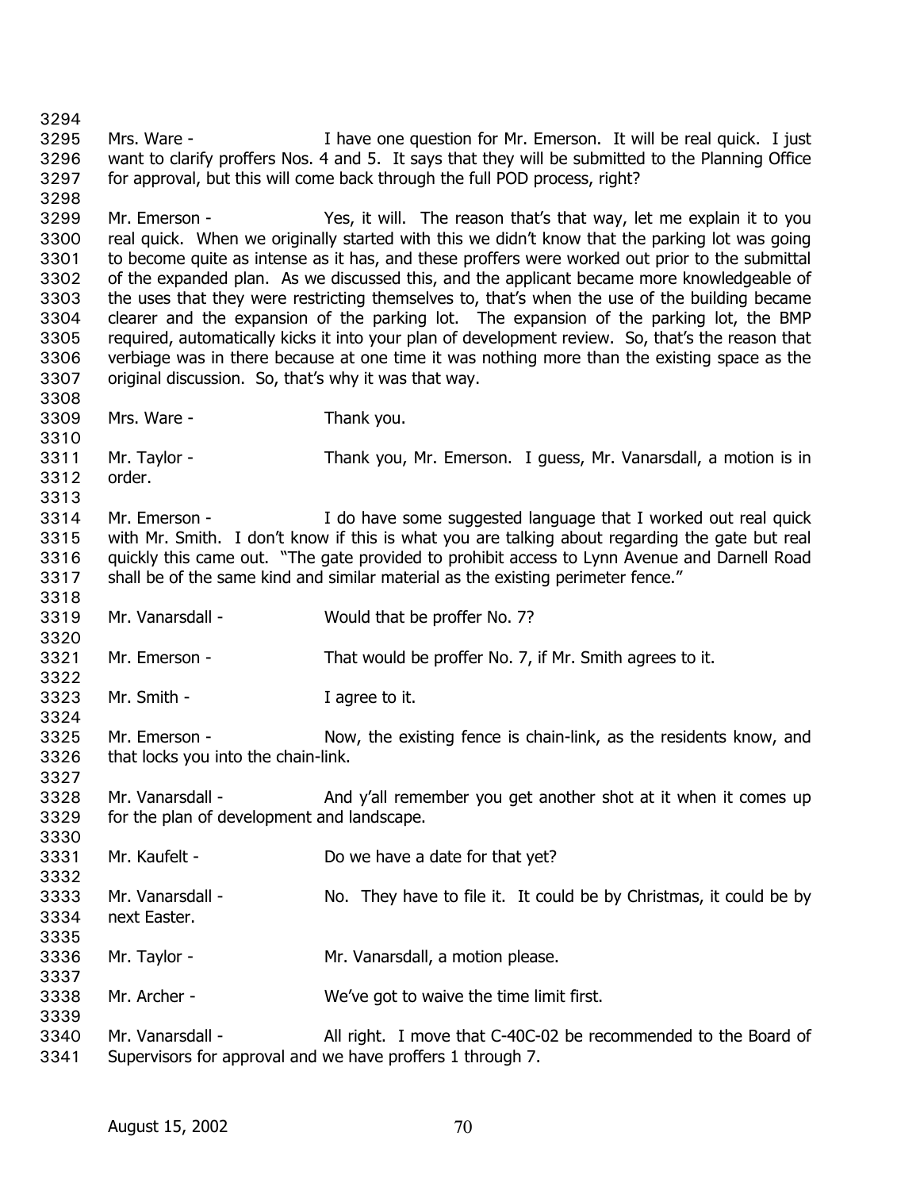Mrs. Ware - I have one question for Mr. Emerson. It will be real quick. I just want to clarify proffers Nos. 4 and 5. It says that they will be submitted to the Planning Office for approval, but this will come back through the full POD process, right?

Mr. Emerson - Yes, it will. The reason that's that way, let me explain it to you real quick. When we originally started with this we didn't know that the parking lot was going to become quite as intense as it has, and these proffers were worked out prior to the submittal of the expanded plan. As we discussed this, and the applicant became more knowledgeable of the uses that they were restricting themselves to, that's when the use of the building became clearer and the expansion of the parking lot. The expansion of the parking lot, the BMP required, automatically kicks it into your plan of development review. So, that's the reason that verbiage was in there because at one time it was nothing more than the existing space as the original discussion. So, that's why it was that way.

Mrs. Ware - Thank you.

Mr. Taylor - Thank you, Mr. Emerson. I guess, Mr. Vanarsdall, a motion is in order.

Mr. Emerson - I do have some suggested language that I worked out real quick with Mr. Smith. I don't know if this is what you are talking about regarding the gate but real quickly this came out. "The gate provided to prohibit access to Lynn Avenue and Darnell Road shall be of the same kind and similar material as the existing perimeter fence."

Mr. Vanarsdall - Would that be proffer No. 7?

Mr. Emerson - That would be proffer No. 7, if Mr. Smith agrees to it.

Mr. Smith - I agree to it.

Mr. Emerson - Now, the existing fence is chain-link, as the residents know, and that locks you into the chain-link.

Mr. Vanarsdall - And y'all remember you get another shot at it when it comes up for the plan of development and landscape.

Mr. Kaufelt - Do we have a date for that yet?

Mr. Vanarsdall - No. They have to file it. It could be by Christmas, it could be by next Easter.

Mr. Taylor - Mr. Vanarsdall, a motion please.

Mr. Archer - We've got to waive the time limit first.

Mr. Vanarsdall - All right. I move that C-40C-02 be recommended to the Board of Supervisors for approval and we have proffers 1 through 7.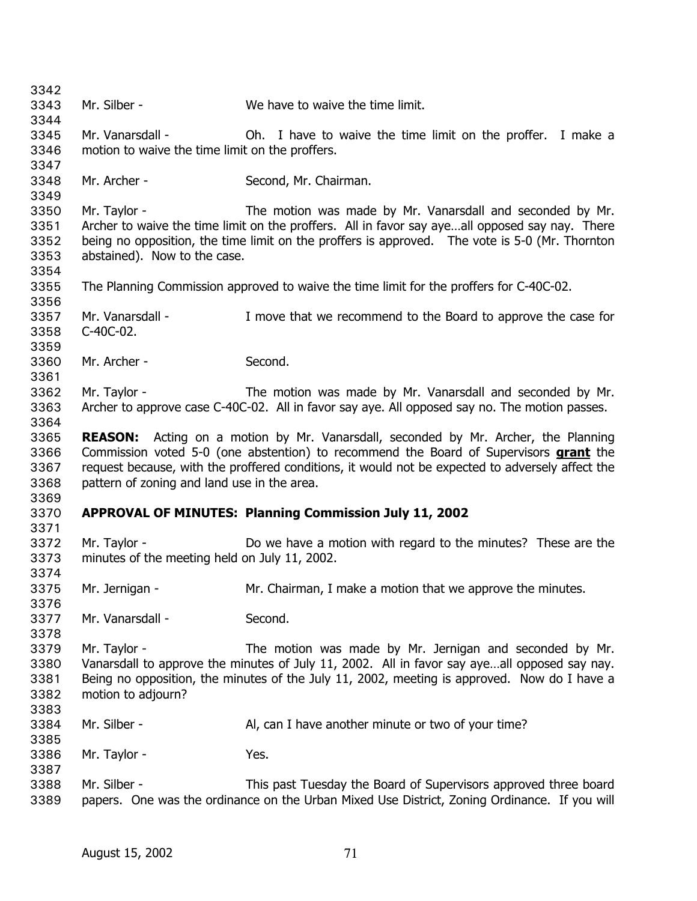Mr. Silber - We have to waive the time limit.

Mr. Vanarsdall - Oh. I have to waive the time limit on the proffer. I make a motion to waive the time limit on the proffers.

Mr. Archer - Second, Mr. Chairman.

Mr. Taylor - The motion was made by Mr. Vanarsdall and seconded by Mr. Archer to waive the time limit on the proffers. All in favor say aye…all opposed say nay. There being no opposition, the time limit on the proffers is approved. The vote is 5-0 (Mr. Thornton abstained). Now to the case.

The Planning Commission approved to waive the time limit for the proffers for C-40C-02.

Mr. Vanarsdall - I move that we recommend to the Board to approve the case for C-40C-02.

Mr. Archer - Second.

Mr. Taylor - The motion was made by Mr. Vanarsdall and seconded by Mr. Archer to approve case C-40C-02. All in favor say aye. All opposed say no. The motion passes.

**REASON:** Acting on a motion by Mr. Vanarsdall, seconded by Mr. Archer, the Planning Commission voted 5-0 (one abstention) to recommend the Board of Supervisors **grant** the request because, with the proffered conditions, it would not be expected to adversely affect the pattern of zoning and land use in the area.

**APPROVAL OF MINUTES: Planning Commission July 11, 2002**

Mr. Taylor - Do we have a motion with regard to the minutes? These are the minutes of the meeting held on July 11, 2002.

Mr. Jernigan - Mr. Chairman, I make a motion that we approve the minutes.

Mr. Vanarsdall - Second.

Mr. Taylor - The motion was made by Mr. Jernigan and seconded by Mr. Vanarsdall to approve the minutes of July 11, 2002. All in favor say aye…all opposed say nay. Being no opposition, the minutes of the July 11, 2002, meeting is approved. Now do I have a motion to adjourn?

Mr. Silber - Al, can I have another minute or two of your time?

Mr. Taylor - Yes.

Mr. Silber - This past Tuesday the Board of Supervisors approved three board papers. One was the ordinance on the Urban Mixed Use District, Zoning Ordinance. If you will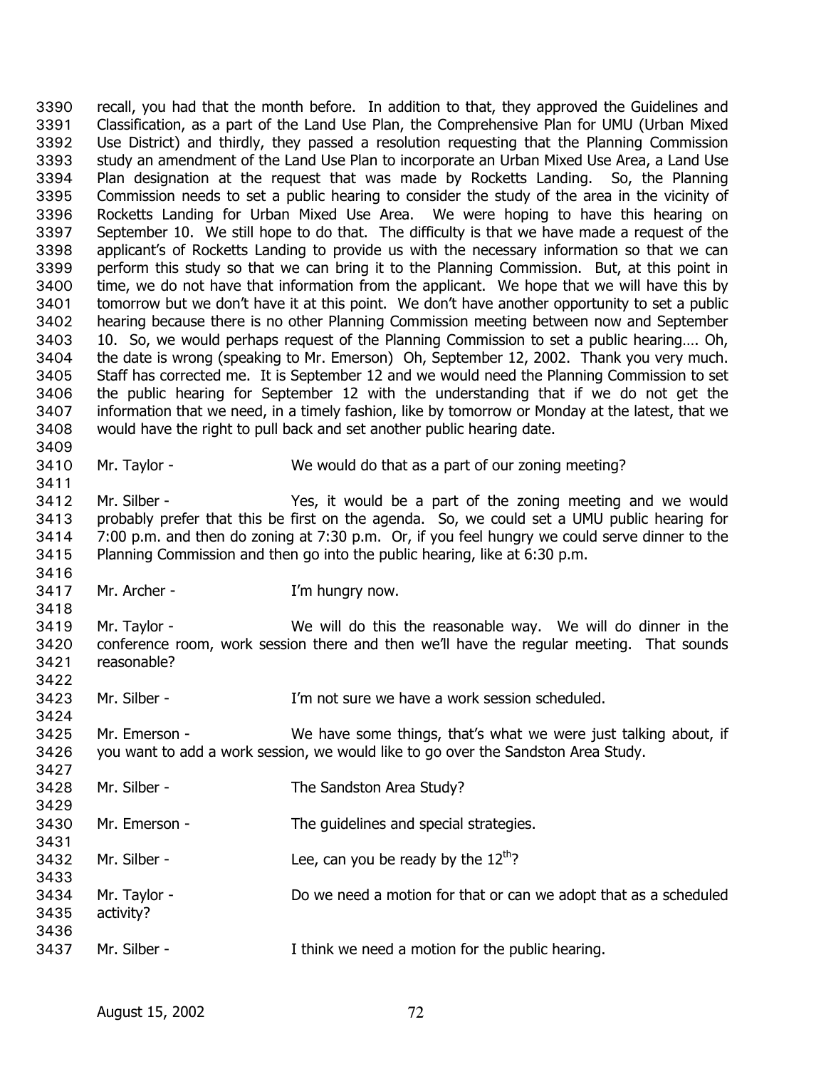3390 recall, you had that the month before. In addition to that, they approved the Guidelines and
3391 Classification, as a part of the Land Use Plan, the Comprehensive Plan for UMU (Urban Mixed
3392 Use District) and thirdly, they passed a resolution requesting that the Planning Commission
3393 study an amendment of the Land Use Plan to incorporate an Urban Mixed Use Area, a Land Use
3394 Plan designation at the request that was made by Rocketts Landing. So, the Planning
3395 Commission needs to set a public hearing to consider the study of the area in the vicinity of
3396 Rocketts Landing for Urban Mixed Use Area. We were hoping to have this hearing on
3397 September 10. We still hope to do that. The difficulty is that we have made a request of the
3398 applicant's of Rocketts Landing to provide us with the necessary information so that we can
3399 perform this study so that we can bring it to the Planning Commission. But, at this point in
3400 time, we do not have that information from the applicant. We hope that we will have this by
3401 tomorrow but we don't have it at this point. We don't have another opportunity to set a public
3402 hearing because there is no other Planning Commission meeting between now and September
3403 10. So, we would perhaps request of the Planning Commission to set a public hearing…. Oh,
3404 the date is wrong (speaking to Mr. Emerson) Oh, September 12, 2002. Thank you very much.
3405 Staff has corrected me. It is September 12 and we would need the Planning Commission to set
3406 the public hearing for September 12 with the understanding that if we do not get the
3407 information that we need, in a timely fashion, like by tomorrow or Monday at the latest, that we
3408 would have the right to pull back and set another public hearing date.
3409
3410 Mr. Taylor - We would do that as a part of our zoning meeting?
3411
3412 Mr. Silber - Yes, it would be a part of the zoning meeting and we would
3413 probably prefer that this be first on the agenda. So, we could set a UMU public hearing for
3414 7:00 p.m. and then do zoning at 7:30 p.m. Or, if you feel hungry we could serve dinner to the
3415 Planning Commission and then go into the public hearing, like at 6:30 p.m.
3416
3417 Mr. Archer - I'm hungry now.
3418
3419 Mr. Taylor - We will do this the reasonable way. We will do dinner in the
3420 conference room, work session there and then we'll have the regular meeting. That sounds
3421 reasonable?
3422
3423 Mr. Silber - I'm not sure we have a work session scheduled.
3424
3425 Mr. Emerson - We have some things, that's what we were just talking about, if
3426 you want to add a work session, we would like to go over the Sandston Area Study.
3427
3428 Mr. Silber - The Sandston Area Study?
3429
3430 Mr. Emerson - The guidelines and special strategies.
3431
3432 Mr. Silber - Lee, can you be ready by the 12th?
3433
3434 Mr. Taylor - Do we need a motion for that or can we adopt that as a scheduled
3435 activity?
3436
3437 Mr. Silber - I think we need a motion for the public hearing.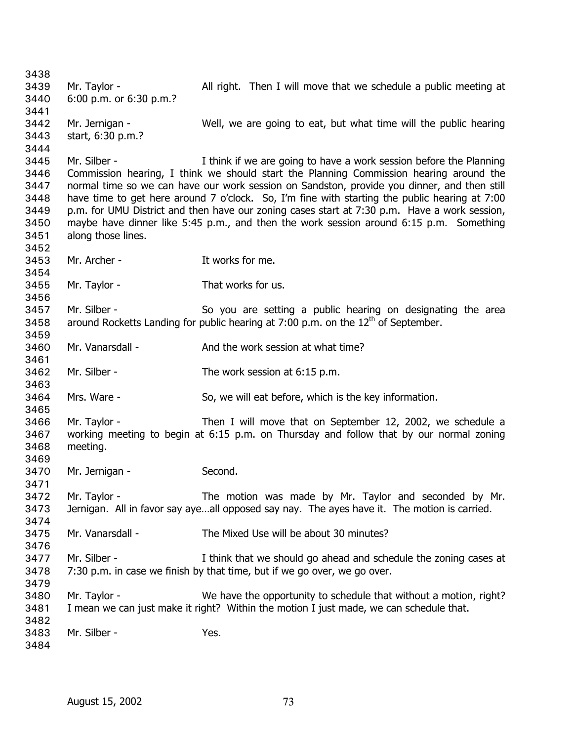Mr. Taylor - All right. Then I will move that we schedule a public meeting at 6:00 p.m. or 6:30 p.m.?

Mr. Jernigan - Well, we are going to eat, but what time will the public hearing start, 6:30 p.m.?

Mr. Silber - I think if we are going to have a work session before the Planning Commission hearing, I think we should start the Planning Commission hearing around the normal time so we can have our work session on Sandston, provide you dinner, and then still have time to get here around 7 o'clock. So, I'm fine with starting the public hearing at 7:00 p.m. for UMU District and then have our zoning cases start at 7:30 p.m. Have a work session, maybe have dinner like 5:45 p.m., and then the work session around 6:15 p.m. Something along those lines.

Mr. Archer - It works for me.

Mr. Taylor - That works for us.

Mr. Silber - So you are setting a public hearing on designating the area around Rocketts Landing for public hearing at 7:00 p.m. on the 12th of September.

Mr. Vanarsdall - And the work session at what time?

Mr. Silber - The work session at 6:15 p.m.

Mrs. Ware - So, we will eat before, which is the key information.

Mr. Taylor - Then I will move that on September 12, 2002, we schedule a working meeting to begin at 6:15 p.m. on Thursday and follow that by our normal zoning meeting.

Mr. Jernigan - Second.

Mr. Taylor - The motion was made by Mr. Taylor and seconded by Mr. Jernigan. All in favor say aye…all opposed say nay. The ayes have it. The motion is carried.

Mr. Vanarsdall - The Mixed Use will be about 30 minutes?

Mr. Silber - I think that we should go ahead and schedule the zoning cases at 7:30 p.m. in case we finish by that time, but if we go over, we go over.

Mr. Taylor - We have the opportunity to schedule that without a motion, right? I mean we can just make it right? Within the motion I just made, we can schedule that.

Mr. Silber - Yes.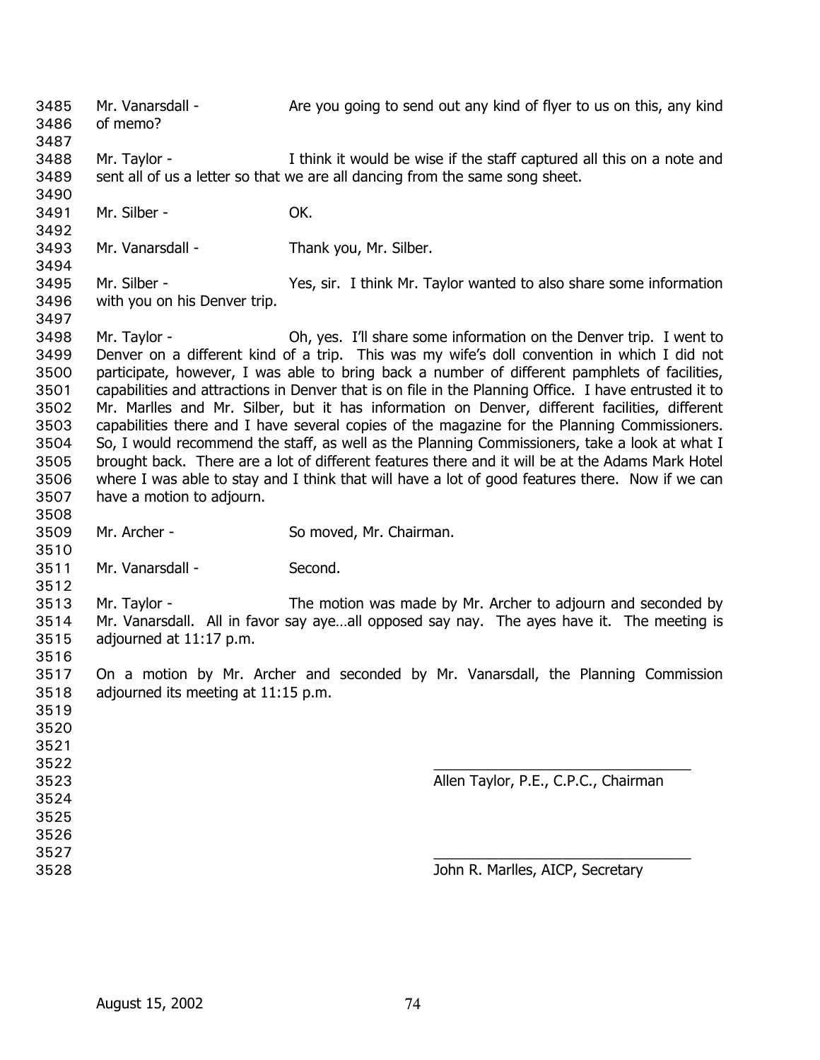Mr. Vanarsdall - Are you going to send out any kind of flyer to us on this, any kind of memo?

Mr. Taylor - I think it would be wise if the staff captured all this on a note and sent all of us a letter so that we are all dancing from the same song sheet.

Mr. Silber - OK.

Mr. Vanarsdall - Thank you, Mr. Silber.

Mr. Silber - Yes, sir. I think Mr. Taylor wanted to also share some information with you on his Denver trip.

Mr. Taylor - Oh, yes. I'll share some information on the Denver trip. I went to Denver on a different kind of a trip. This was my wife's doll convention in which I did not participate, however, I was able to bring back a number of different pamphlets of facilities, capabilities and attractions in Denver that is on file in the Planning Office. I have entrusted it to Mr. Marlles and Mr. Silber, but it has information on Denver, different facilities, different capabilities there and I have several copies of the magazine for the Planning Commissioners. So, I would recommend the staff, as well as the Planning Commissioners, take a look at what I brought back. There are a lot of different features there and it will be at the Adams Mark Hotel where I was able to stay and I think that will have a lot of good features there. Now if we can have a motion to adjourn.

Mr. Archer - So moved, Mr. Chairman.

Mr. Vanarsdall - Second.

Mr. Taylor - The motion was made by Mr. Archer to adjourn and seconded by Mr. Vanarsdall. All in favor say aye…all opposed say nay. The ayes have it. The meeting is adjourned at 11:17 p.m.

On a motion by Mr. Archer and seconded by Mr. Vanarsdall, the Planning Commission adjourned its meeting at 11:15 p.m.

________________________________
Allen Taylor, P.E., C.P.C., Chairman

________________________________
John R. Marlles, AICP, Secretary